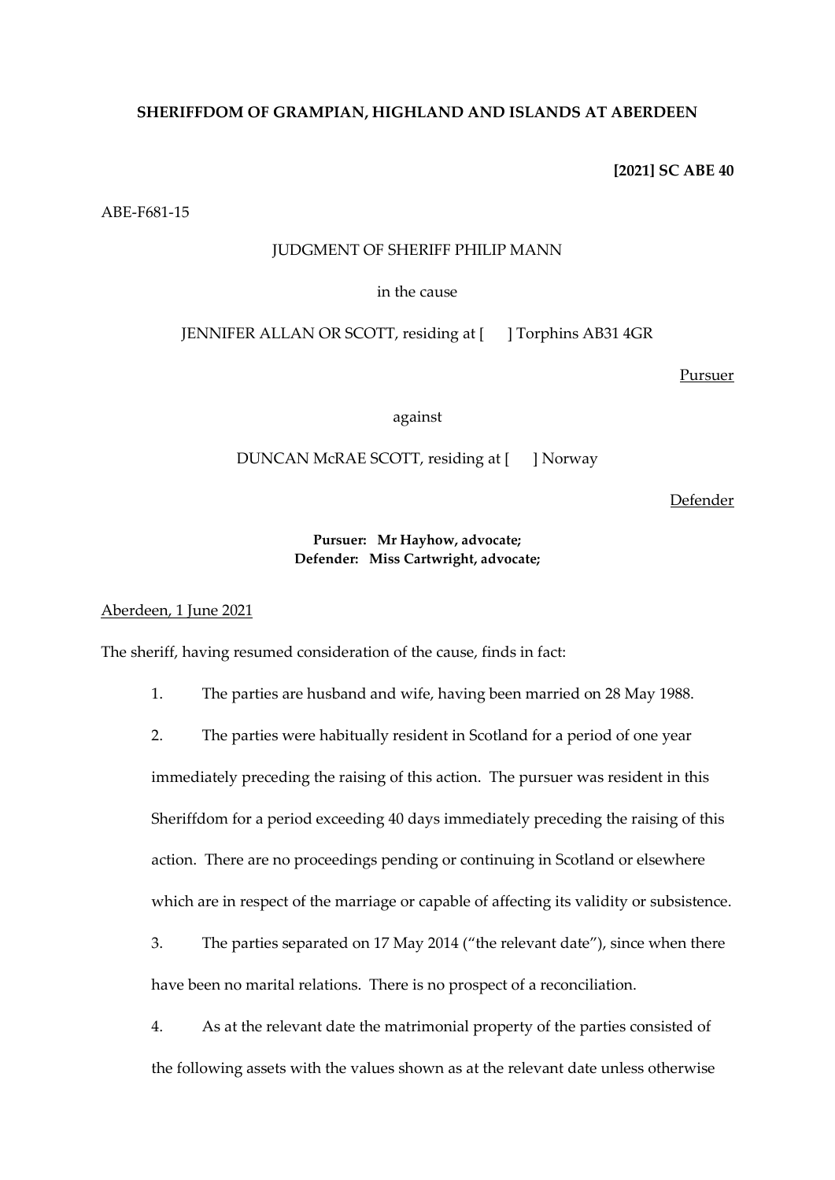**SHERIFFDOM OF GRAMPIAN, HIGHLAND AND ISLANDS AT ABERDEEN**

**[2021] SC ABE 40**

ABE-F681-15

JUDGMENT OF SHERIFF PHILIP MANN

in the cause

JENNIFER ALLAN OR SCOTT, residing at [ ] Torphins AB31 4GR

Pursuer

against

DUNCAN McRAE SCOTT, residing at [ ] Norway

Defender

**Pursuer: Mr Hayhow, advocate;**
**Defender: Miss Cartwright, advocate;**

Aberdeen, 1 June 2021

The sheriff, having resumed consideration of the cause, finds in fact:

1. The parties are husband and wife, having been married on 28 May 1988.

2. The parties were habitually resident in Scotland for a period of one year immediately preceding the raising of this action. The pursuer was resident in this Sheriffdom for a period exceeding 40 days immediately preceding the raising of this action. There are no proceedings pending or continuing in Scotland or elsewhere which are in respect of the marriage or capable of affecting its validity or subsistence.

3. The parties separated on 17 May 2014 ("the relevant date"), since when there have been no marital relations. There is no prospect of a reconciliation.

4. As at the relevant date the matrimonial property of the parties consisted of the following assets with the values shown as at the relevant date unless otherwise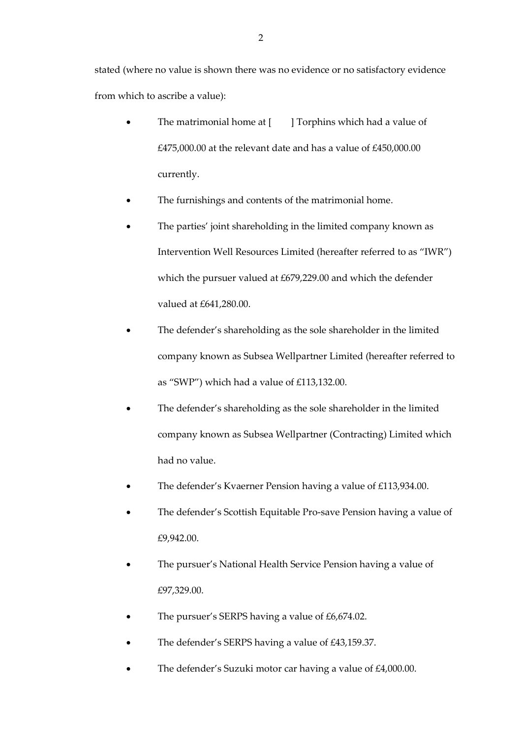stated (where no value is shown there was no evidence or no satisfactory evidence from which to ascribe a value):

- The matrimonial home at [ ] Torphins which had a value of £475,000.00 at the relevant date and has a value of £450,000.00 currently.
- The furnishings and contents of the matrimonial home.
- The parties' joint shareholding in the limited company known as Intervention Well Resources Limited (hereafter referred to as "IWR") which the pursuer valued at £679,229.00 and which the defender valued at £641,280.00.
- The defender's shareholding as the sole shareholder in the limited company known as Subsea Wellpartner Limited (hereafter referred to as "SWP") which had a value of £113,132.00.
- The defender's shareholding as the sole shareholder in the limited company known as Subsea Wellpartner (Contracting) Limited which had no value.
- The defender's Kvaerner Pension having a value of £113,934.00.
- The defender's Scottish Equitable Pro-save Pension having a value of £9,942.00.
- The pursuer's National Health Service Pension having a value of £97,329.00.
- The pursuer's SERPS having a value of £6,674.02.
- The defender's SERPS having a value of £43,159.37.
- The defender's Suzuki motor car having a value of £4,000.00.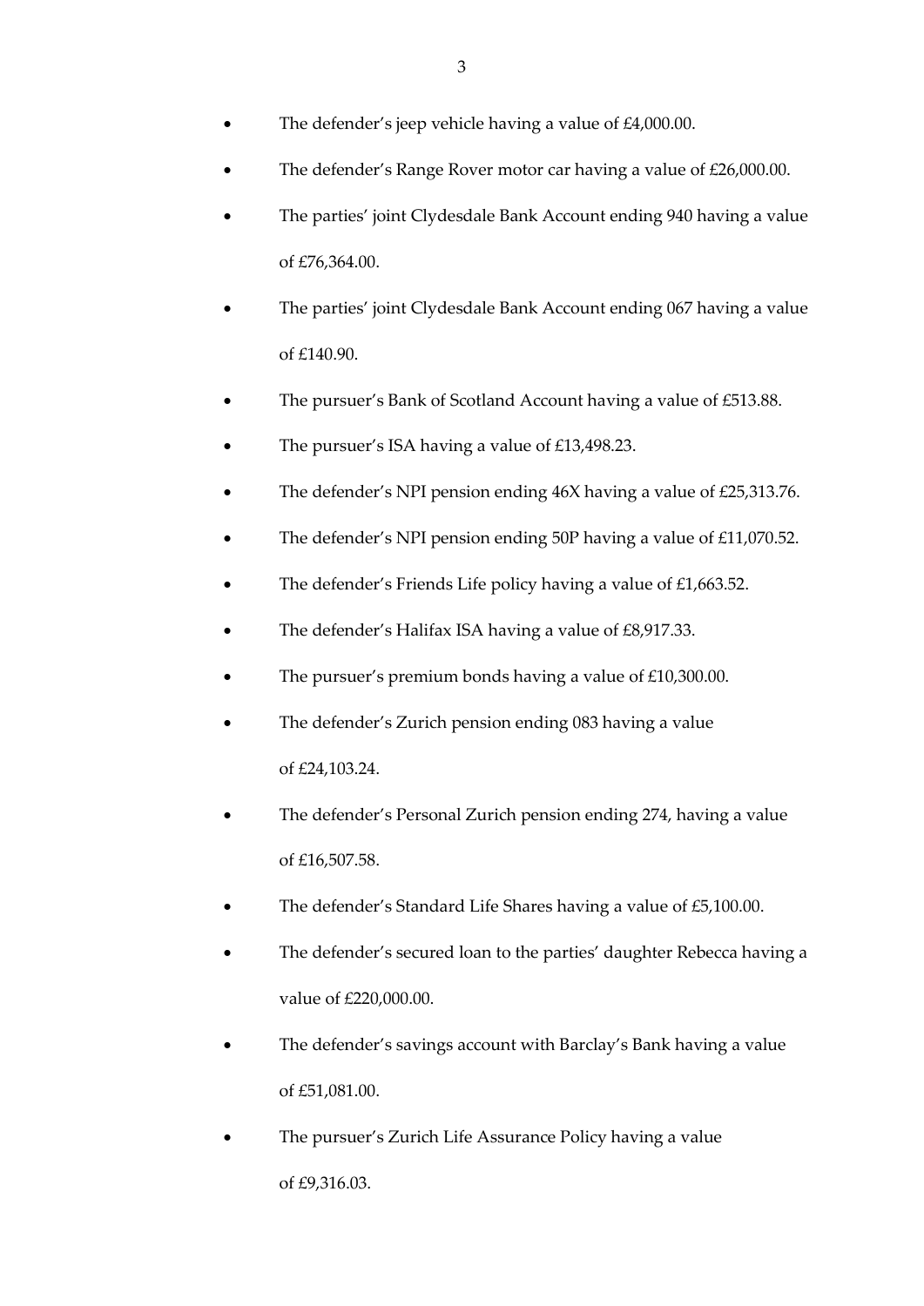- The defender's jeep vehicle having a value of £4,000.00.
- The defender's Range Rover motor car having a value of £26,000.00.
- The parties' joint Clydesdale Bank Account ending 940 having a value of £76,364.00.
- The parties' joint Clydesdale Bank Account ending 067 having a value of £140.90.
- The pursuer's Bank of Scotland Account having a value of £513.88.
- The pursuer's ISA having a value of £13,498.23.
- The defender's NPI pension ending 46X having a value of £25,313.76.
- The defender's NPI pension ending 50P having a value of £11,070.52.
- The defender's Friends Life policy having a value of £1,663.52.
- The defender's Halifax ISA having a value of £8,917.33.
- The pursuer's premium bonds having a value of £10,300.00.
- The defender's Zurich pension ending 083 having a value of £24,103.24.
- The defender's Personal Zurich pension ending 274, having a value of £16,507.58.
- The defender's Standard Life Shares having a value of £5,100.00.
- The defender's secured loan to the parties' daughter Rebecca having a value of £220,000.00.
- The defender's savings account with Barclay's Bank having a value of £51,081.00.
- The pursuer's Zurich Life Assurance Policy having a value of £9,316.03.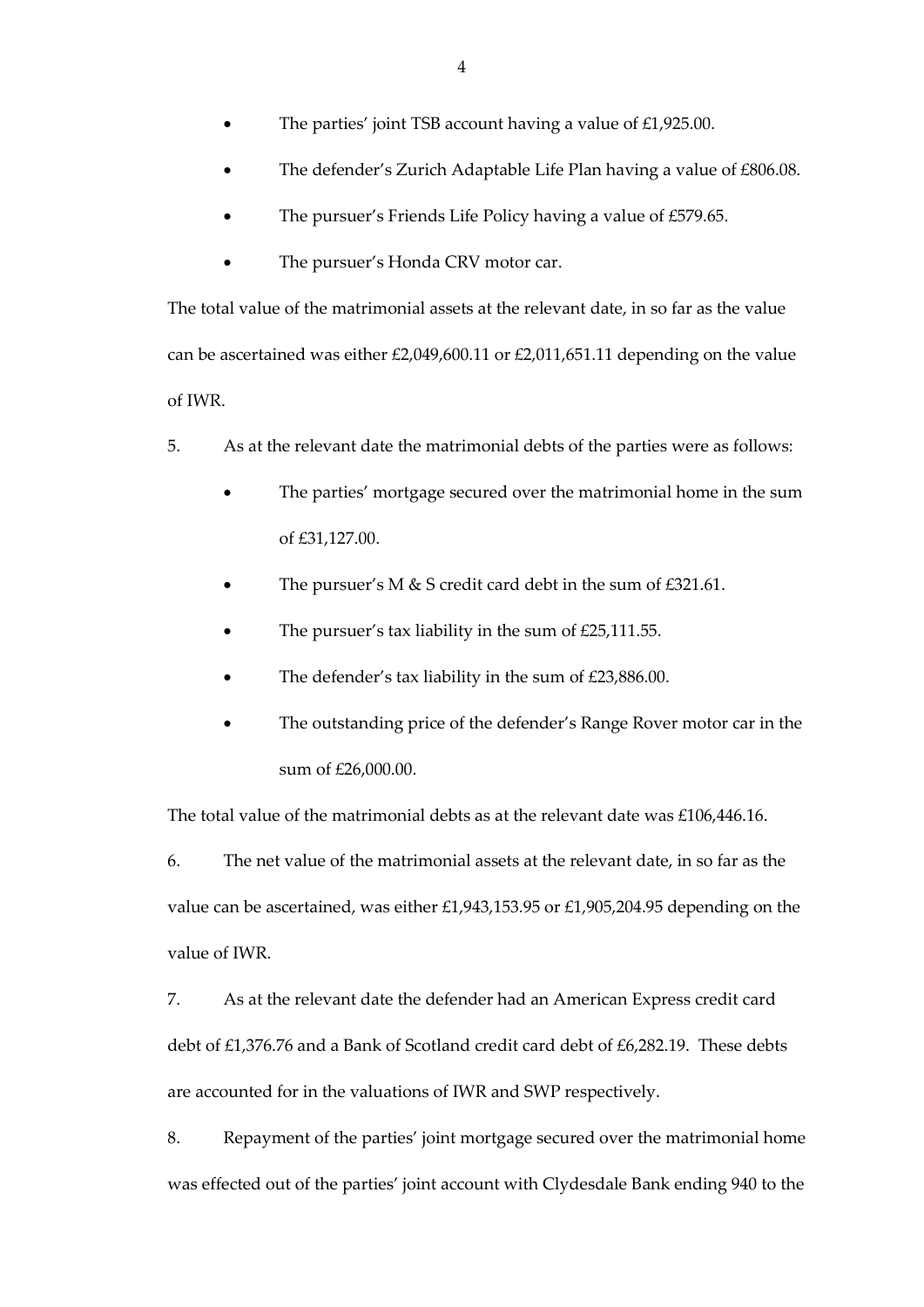- The parties' joint TSB account having a value of £1,925.00.
- The defender's Zurich Adaptable Life Plan having a value of £806.08.
- The pursuer's Friends Life Policy having a value of £579.65.
- The pursuer's Honda CRV motor car.

The total value of the matrimonial assets at the relevant date, in so far as the value can be ascertained was either £2,049,600.11 or £2,011,651.11 depending on the value of IWR.

5. As at the relevant date the matrimonial debts of the parties were as follows:

- The parties' mortgage secured over the matrimonial home in the sum of £31,127.00.
- The pursuer's M & S credit card debt in the sum of £321.61.
- The pursuer's tax liability in the sum of £25,111.55.
- The defender's tax liability in the sum of £23,886.00.
- The outstanding price of the defender's Range Rover motor car in the sum of £26,000.00.

The total value of the matrimonial debts as at the relevant date was £106,446.16.

6. The net value of the matrimonial assets at the relevant date, in so far as the value can be ascertained, was either £1,943,153.95 or £1,905,204.95 depending on the value of IWR.

7. As at the relevant date the defender had an American Express credit card debt of £1,376.76 and a Bank of Scotland credit card debt of £6,282.19. These debts are accounted for in the valuations of IWR and SWP respectively.

8. Repayment of the parties' joint mortgage secured over the matrimonial home was effected out of the parties' joint account with Clydesdale Bank ending 940 to the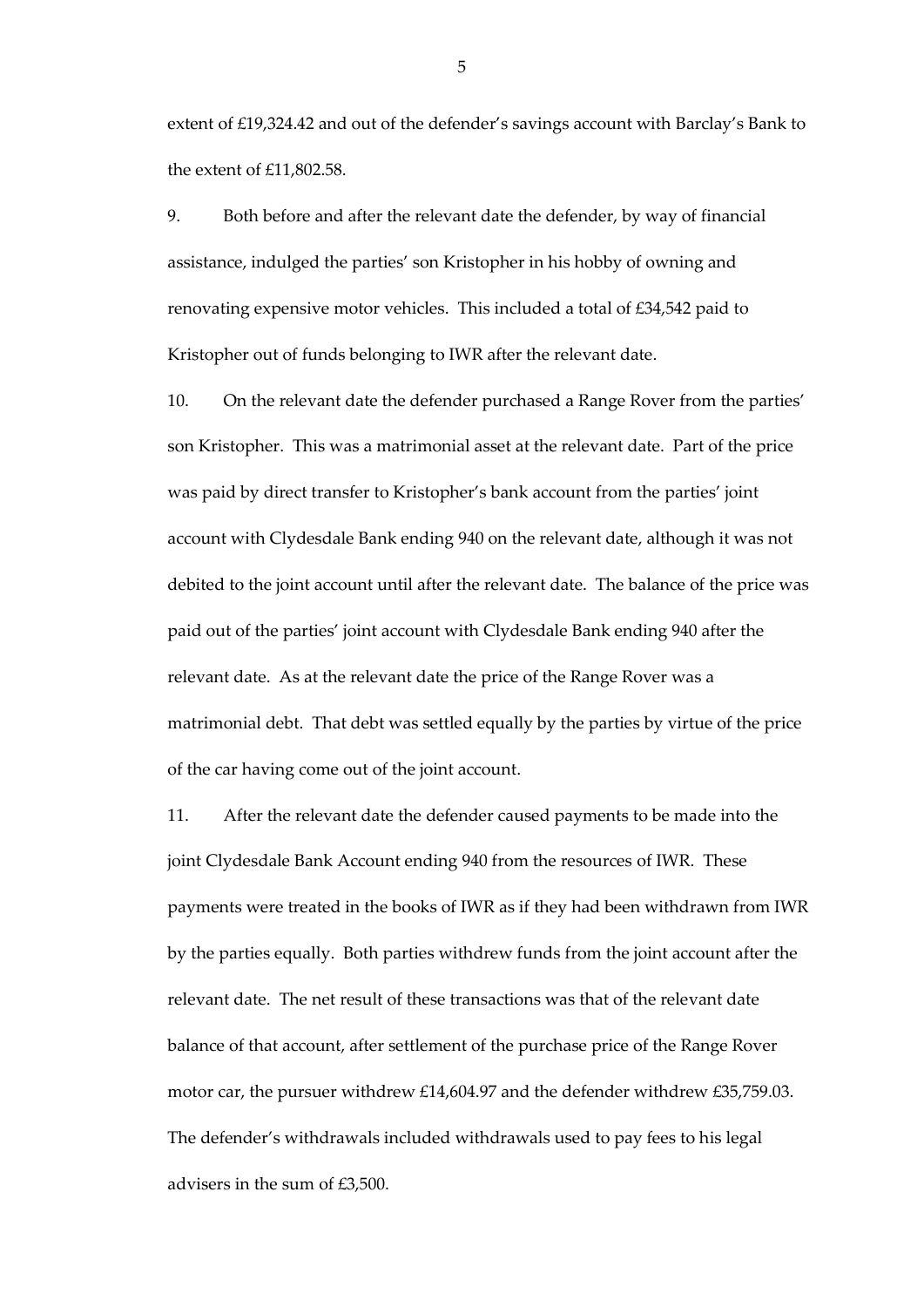extent of £19,324.42 and out of the defender's savings account with Barclay's Bank to the extent of £11,802.58.

9. Both before and after the relevant date the defender, by way of financial assistance, indulged the parties' son Kristopher in his hobby of owning and renovating expensive motor vehicles. This included a total of £34,542 paid to Kristopher out of funds belonging to IWR after the relevant date.

10. On the relevant date the defender purchased a Range Rover from the parties' son Kristopher. This was a matrimonial asset at the relevant date. Part of the price was paid by direct transfer to Kristopher's bank account from the parties' joint account with Clydesdale Bank ending 940 on the relevant date, although it was not debited to the joint account until after the relevant date. The balance of the price was paid out of the parties' joint account with Clydesdale Bank ending 940 after the relevant date. As at the relevant date the price of the Range Rover was a matrimonial debt. That debt was settled equally by the parties by virtue of the price of the car having come out of the joint account.

11. After the relevant date the defender caused payments to be made into the joint Clydesdale Bank Account ending 940 from the resources of IWR. These payments were treated in the books of IWR as if they had been withdrawn from IWR by the parties equally. Both parties withdrew funds from the joint account after the relevant date. The net result of these transactions was that of the relevant date balance of that account, after settlement of the purchase price of the Range Rover motor car, the pursuer withdrew £14,604.97 and the defender withdrew £35,759.03. The defender's withdrawals included withdrawals used to pay fees to his legal advisers in the sum of £3,500.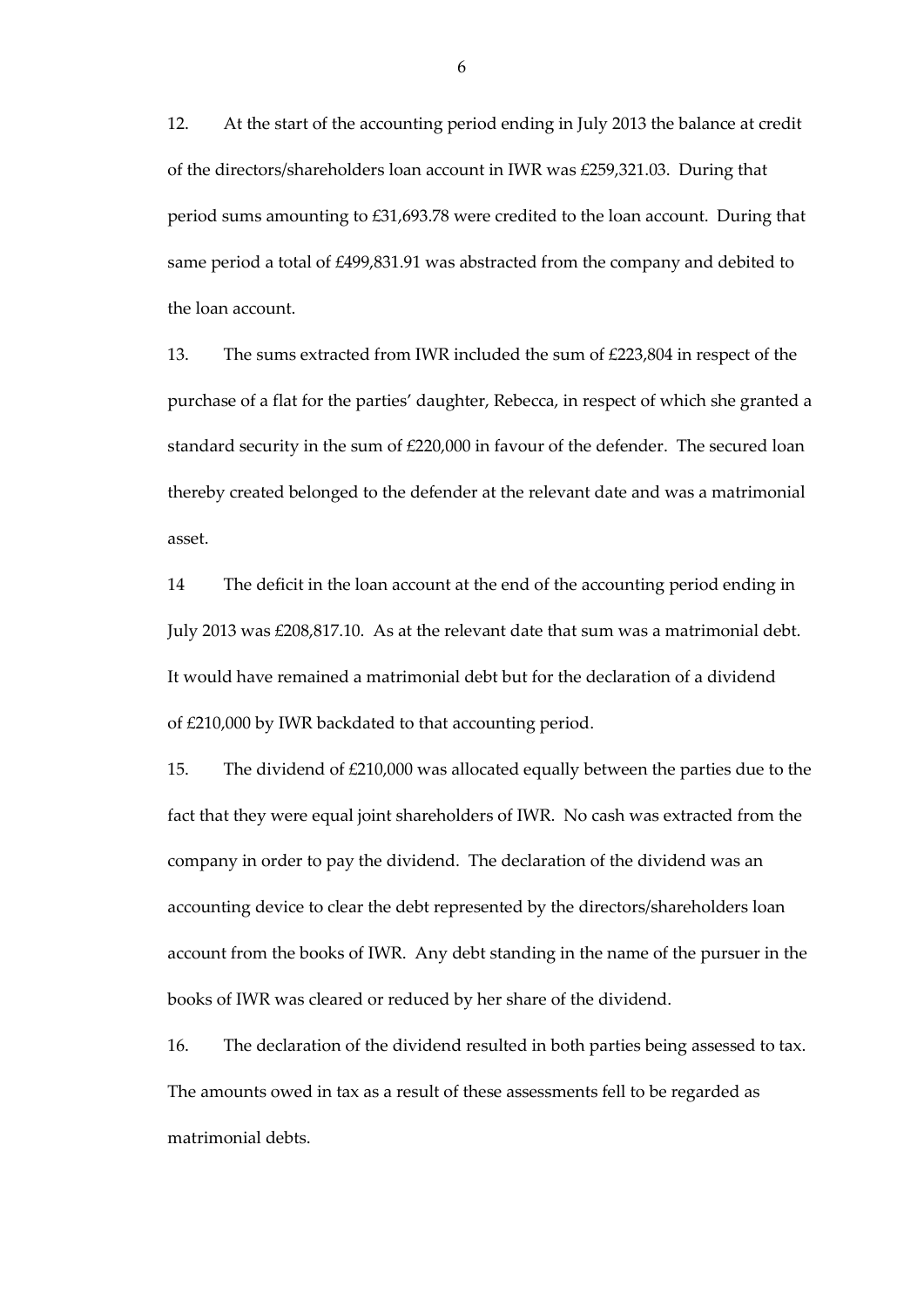12. At the start of the accounting period ending in July 2013 the balance at credit of the directors/shareholders loan account in IWR was £259,321.03. During that period sums amounting to £31,693.78 were credited to the loan account. During that same period a total of £499,831.91 was abstracted from the company and debited to the loan account.

13. The sums extracted from IWR included the sum of £223,804 in respect of the purchase of a flat for the parties' daughter, Rebecca, in respect of which she granted a standard security in the sum of £220,000 in favour of the defender. The secured loan thereby created belonged to the defender at the relevant date and was a matrimonial asset.

14 The deficit in the loan account at the end of the accounting period ending in July 2013 was £208,817.10. As at the relevant date that sum was a matrimonial debt. It would have remained a matrimonial debt but for the declaration of a dividend of £210,000 by IWR backdated to that accounting period.

15. The dividend of £210,000 was allocated equally between the parties due to the fact that they were equal joint shareholders of IWR. No cash was extracted from the company in order to pay the dividend. The declaration of the dividend was an accounting device to clear the debt represented by the directors/shareholders loan account from the books of IWR. Any debt standing in the name of the pursuer in the books of IWR was cleared or reduced by her share of the dividend.

16. The declaration of the dividend resulted in both parties being assessed to tax. The amounts owed in tax as a result of these assessments fell to be regarded as matrimonial debts.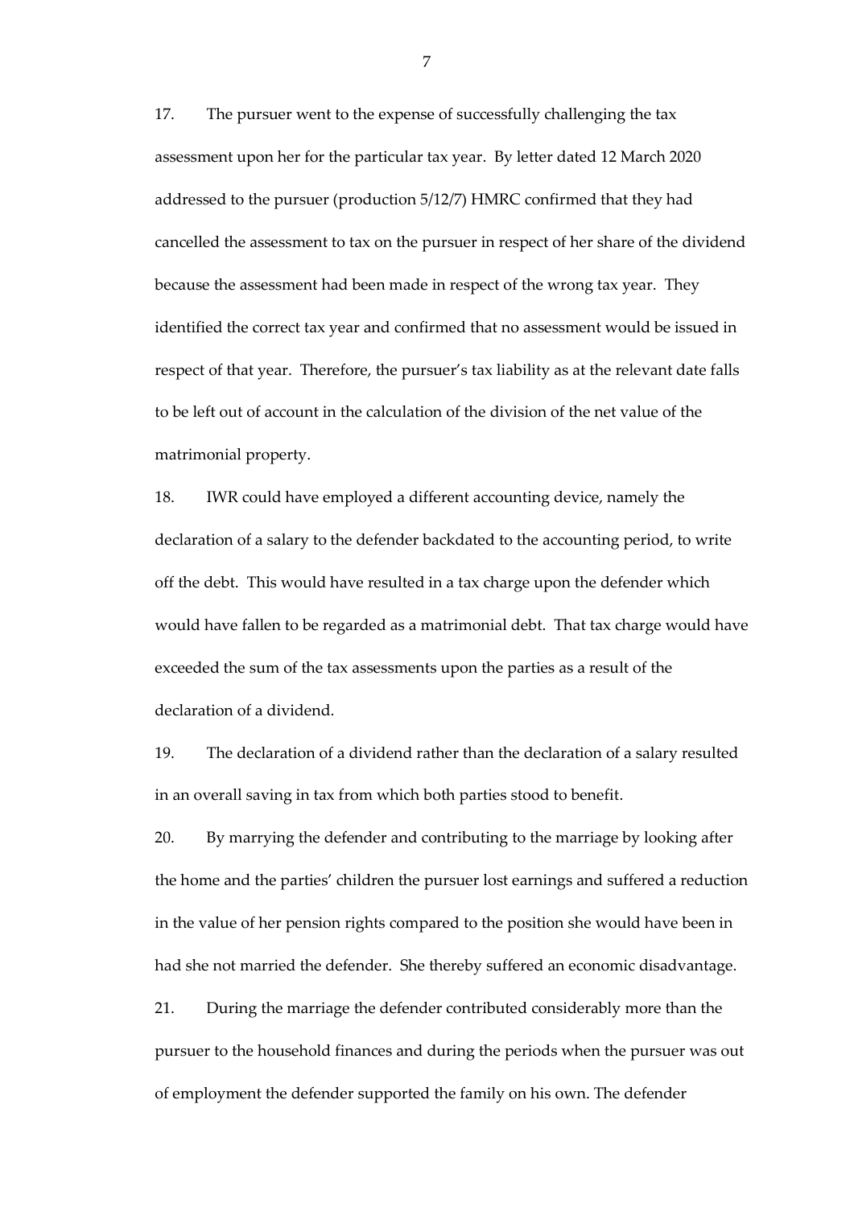17. The pursuer went to the expense of successfully challenging the tax assessment upon her for the particular tax year. By letter dated 12 March 2020 addressed to the pursuer (production 5/12/7) HMRC confirmed that they had cancelled the assessment to tax on the pursuer in respect of her share of the dividend because the assessment had been made in respect of the wrong tax year. They identified the correct tax year and confirmed that no assessment would be issued in respect of that year. Therefore, the pursuer's tax liability as at the relevant date falls to be left out of account in the calculation of the division of the net value of the matrimonial property.

18. IWR could have employed a different accounting device, namely the declaration of a salary to the defender backdated to the accounting period, to write off the debt. This would have resulted in a tax charge upon the defender which would have fallen to be regarded as a matrimonial debt. That tax charge would have exceeded the sum of the tax assessments upon the parties as a result of the declaration of a dividend.

19. The declaration of a dividend rather than the declaration of a salary resulted in an overall saving in tax from which both parties stood to benefit.

20. By marrying the defender and contributing to the marriage by looking after the home and the parties' children the pursuer lost earnings and suffered a reduction in the value of her pension rights compared to the position she would have been in had she not married the defender. She thereby suffered an economic disadvantage.

21. During the marriage the defender contributed considerably more than the pursuer to the household finances and during the periods when the pursuer was out of employment the defender supported the family on his own. The defender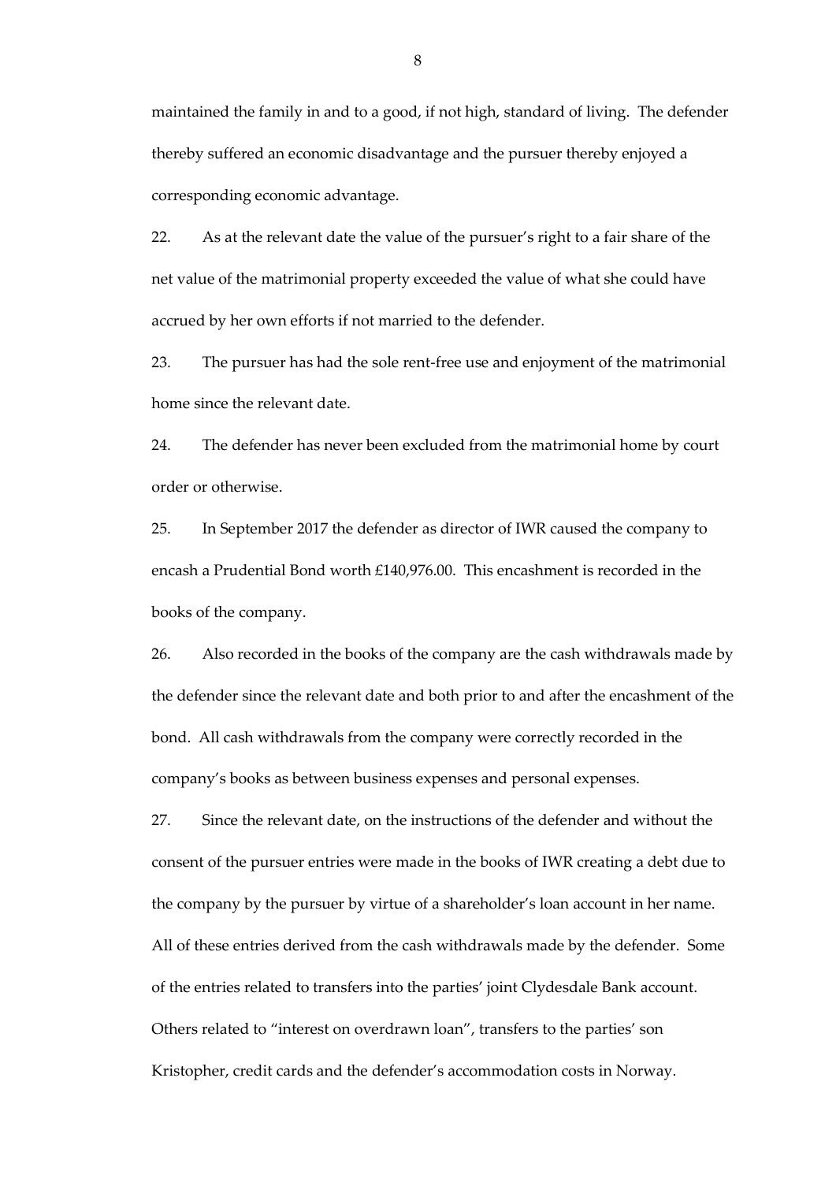maintained the family in and to a good, if not high, standard of living. The defender thereby suffered an economic disadvantage and the pursuer thereby enjoyed a corresponding economic advantage.

22. As at the relevant date the value of the pursuer's right to a fair share of the net value of the matrimonial property exceeded the value of what she could have accrued by her own efforts if not married to the defender.

23. The pursuer has had the sole rent-free use and enjoyment of the matrimonial home since the relevant date.

24. The defender has never been excluded from the matrimonial home by court order or otherwise.

25. In September 2017 the defender as director of IWR caused the company to encash a Prudential Bond worth £140,976.00. This encashment is recorded in the books of the company.

26. Also recorded in the books of the company are the cash withdrawals made by the defender since the relevant date and both prior to and after the encashment of the bond. All cash withdrawals from the company were correctly recorded in the company's books as between business expenses and personal expenses.

27. Since the relevant date, on the instructions of the defender and without the consent of the pursuer entries were made in the books of IWR creating a debt due to the company by the pursuer by virtue of a shareholder's loan account in her name. All of these entries derived from the cash withdrawals made by the defender. Some of the entries related to transfers into the parties' joint Clydesdale Bank account. Others related to "interest on overdrawn loan", transfers to the parties' son Kristopher, credit cards and the defender's accommodation costs in Norway.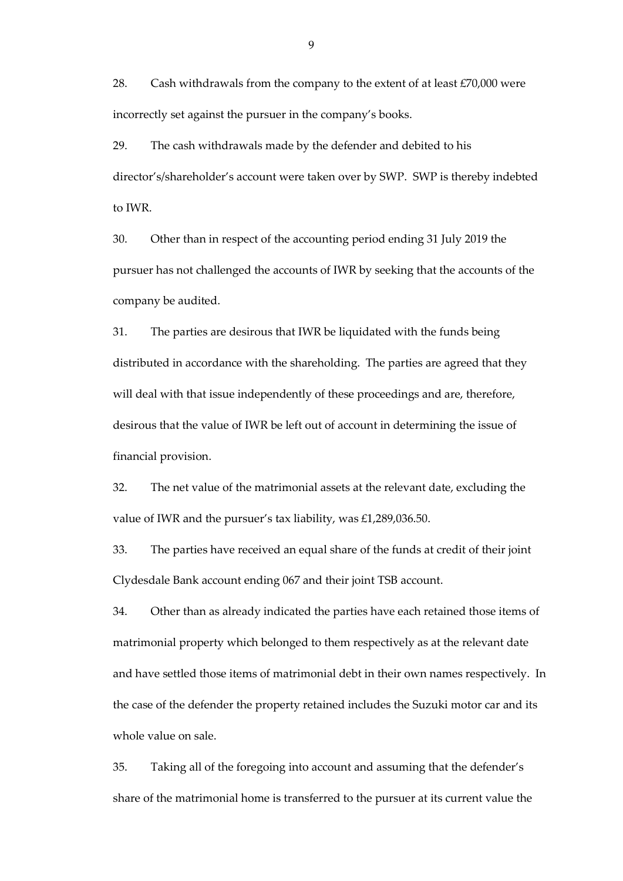28. Cash withdrawals from the company to the extent of at least £70,000 were incorrectly set against the pursuer in the company's books.

29. The cash withdrawals made by the defender and debited to his director's/shareholder's account were taken over by SWP. SWP is thereby indebted to IWR.

30. Other than in respect of the accounting period ending 31 July 2019 the pursuer has not challenged the accounts of IWR by seeking that the accounts of the company be audited.

31. The parties are desirous that IWR be liquidated with the funds being distributed in accordance with the shareholding. The parties are agreed that they will deal with that issue independently of these proceedings and are, therefore, desirous that the value of IWR be left out of account in determining the issue of financial provision.

32. The net value of the matrimonial assets at the relevant date, excluding the value of IWR and the pursuer's tax liability, was £1,289,036.50.

33. The parties have received an equal share of the funds at credit of their joint Clydesdale Bank account ending 067 and their joint TSB account.

34. Other than as already indicated the parties have each retained those items of matrimonial property which belonged to them respectively as at the relevant date and have settled those items of matrimonial debt in their own names respectively. In the case of the defender the property retained includes the Suzuki motor car and its whole value on sale.

35. Taking all of the foregoing into account and assuming that the defender's share of the matrimonial home is transferred to the pursuer at its current value the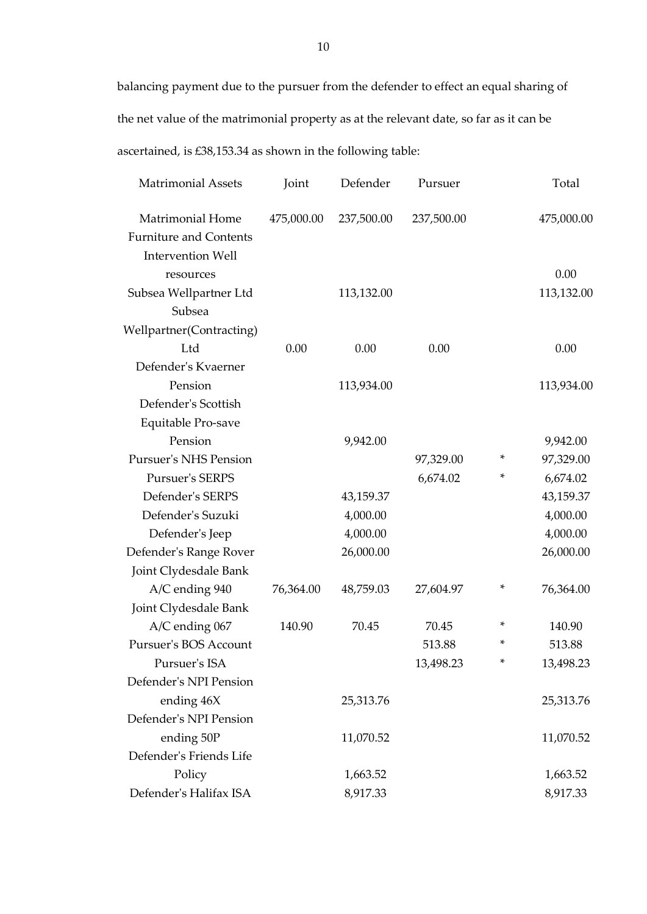balancing payment due to the pursuer from the defender to effect an equal sharing of the net value of the matrimonial property as at the relevant date, so far as it can be ascertained, is £38,153.34 as shown in the following table:

| Matrimonial Assets | Joint | Defender | Pursuer | | Total |
|---|---|---|---|---|---|
| Matrimonial Home | 475,000.00 | 237,500.00 | 237,500.00 | | 475,000.00 |
| Furniture and Contents | | | | | |
| Intervention Well resources | | | | | 0.00 |
| Subsea Wellpartner Ltd | | 113,132.00 | | | 113,132.00 |
| Subsea Wellpartner(Contracting) Ltd | 0.00 | 0.00 | 0.00 | | 0.00 |
| Defender's Kvaerner Pension | | 113,934.00 | | | 113,934.00 |
| Defender's Scottish Equitable Pro-save Pension | | 9,942.00 | | | 9,942.00 |
| Pursuer's NHS Pension | | | 97,329.00 | * | 97,329.00 |
| Pursuer's SERPS | | | 6,674.02 | * | 6,674.02 |
| Defender's SERPS | | 43,159.37 | | | 43,159.37 |
| Defender's Suzuki | | 4,000.00 | | | 4,000.00 |
| Defender's Jeep | | 4,000.00 | | | 4,000.00 |
| Defender's Range Rover | | 26,000.00 | | | 26,000.00 |
| Joint Clydesdale Bank A/C ending 940 | 76,364.00 | 48,759.03 | 27,604.97 | * | 76,364.00 |
| Joint Clydesdale Bank A/C ending 067 | 140.90 | 70.45 | 70.45 | * | 140.90 |
| Pursuer's BOS Account | | | 513.88 | * | 513.88 |
| Pursuer's ISA | | | 13,498.23 | * | 13,498.23 |
| Defender's NPI Pension ending 46X | | 25,313.76 | | | 25,313.76 |
| Defender's NPI Pension ending 50P | | 11,070.52 | | | 11,070.52 |
| Defender's Friends Life Policy | | 1,663.52 | | | 1,663.52 |
| Defender's Halifax ISA | | 8,917.33 | | | 8,917.33 |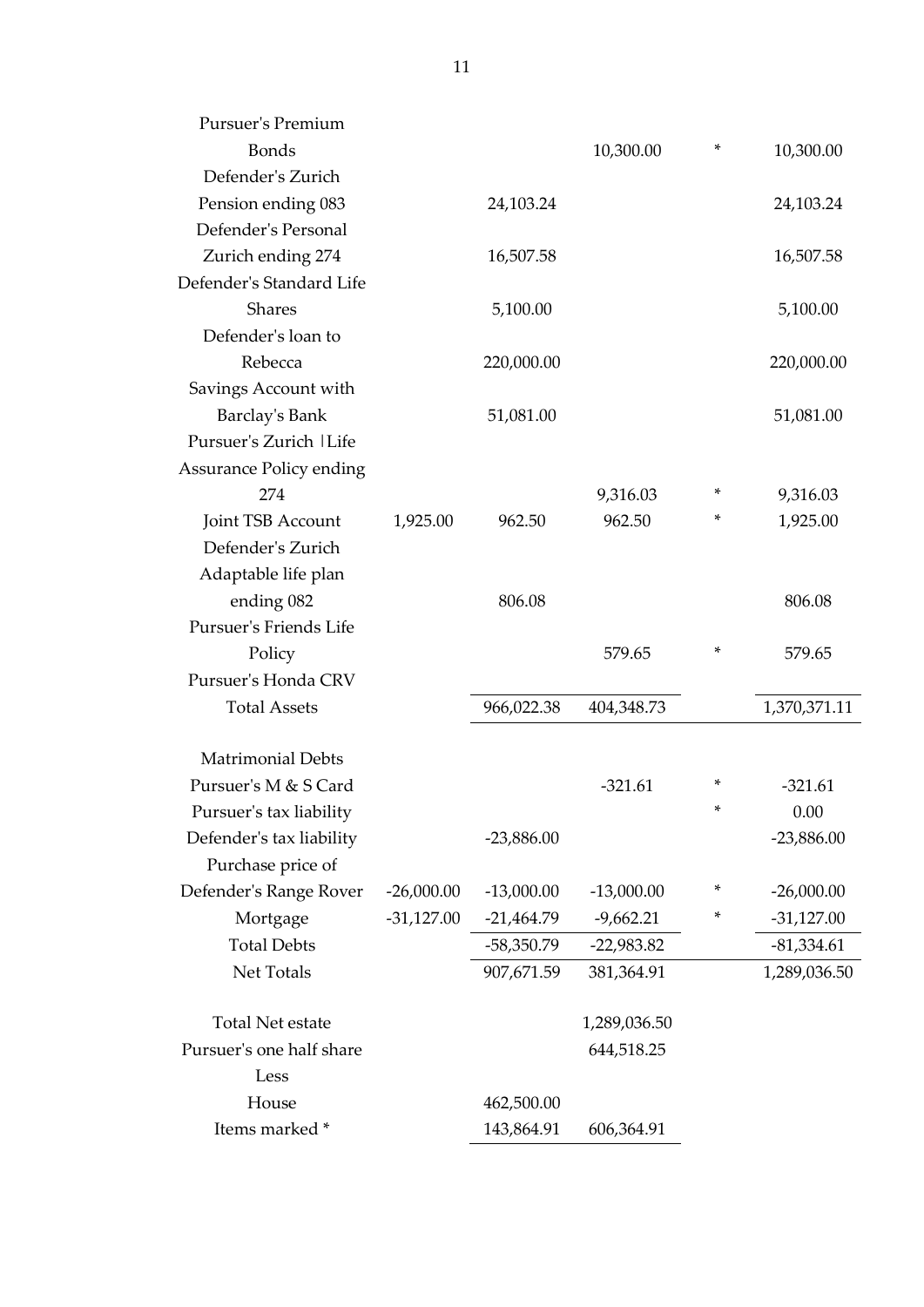| | | | | | |
|---|---|---|---|---|---|
| Pursuer's Premium Bonds | | | 10,300.00 | * | 10,300.00 |
| Defender's Zurich Pension ending 083 | | 24,103.24 | | | 24,103.24 |
| Defender's Personal Zurich ending 274 | | 16,507.58 | | | 16,507.58 |
| Defender's Standard Life Shares | | 5,100.00 | | | 5,100.00 |
| Defender's loan to Rebecca | | 220,000.00 | | | 220,000.00 |
| Savings Account with Barclay's Bank | | 51,081.00 | | | 51,081.00 |
| Pursuer's Zurich \|Life Assurance Policy ending 274 | | | 9,316.03 | * | 9,316.03 |
| Joint TSB Account | 1,925.00 | 962.50 | 962.50 | * | 1,925.00 |
| Defender's Zurich Adaptable life plan ending 082 | | 806.08 | | | 806.08 |
| Pursuer's Friends Life Policy | | | 579.65 | * | 579.65 |
| Pursuer's Honda CRV | | | | | |
| Total Assets | | 966,022.38 | 404,348.73 | | 1,370,371.11 |
| | | | | | |
| Matrimonial Debts | | | | | |
| Pursuer's M & S Card | | | -321.61 | * | -321.61 |
| Pursuer's tax liability | | | | * | 0.00 |
| Defender's tax liability | | -23,886.00 | | | -23,886.00 |
| Purchase price of Defender's Range Rover | -26,000.00 | -13,000.00 | -13,000.00 | * | -26,000.00 |
| Mortgage | -31,127.00 | -21,464.79 | -9,662.21 | * | -31,127.00 |
| Total Debts | | -58,350.79 | -22,983.82 | | -81,334.61 |
| Net Totals | | 907,671.59 | 381,364.91 | | 1,289,036.50 |
| | | | | | |
| Total Net estate | | | 1,289,036.50 | | |
| Pursuer's one half share | | | 644,518.25 | | |
| Less | | | | | |
| House | | 462,500.00 | | | |
| Items marked * | | 143,864.91 | 606,364.91 | | |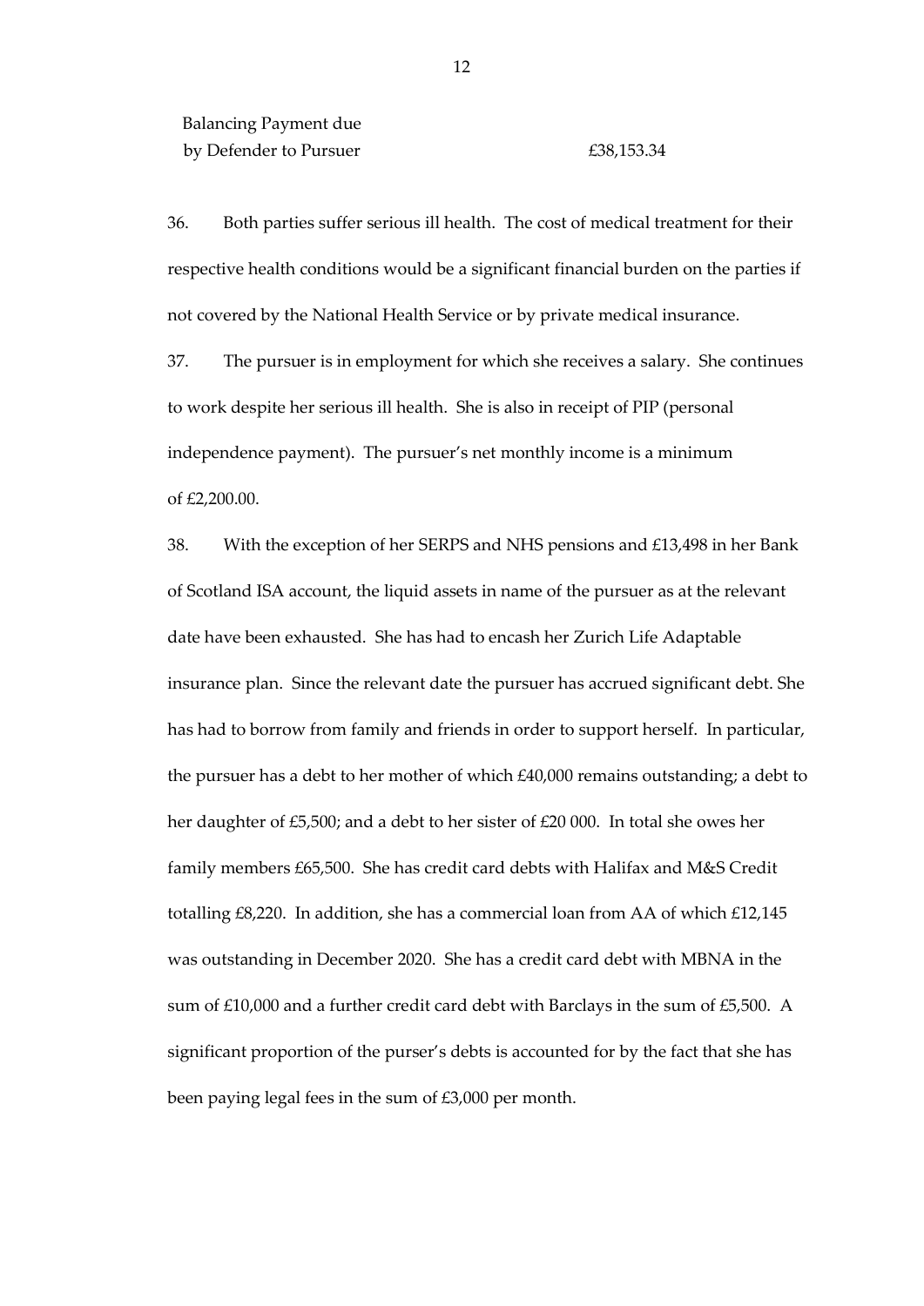| | |
|---|---|
| Balancing Payment due by Defender to Pursuer | £38,153.34 |

36. Both parties suffer serious ill health. The cost of medical treatment for their respective health conditions would be a significant financial burden on the parties if not covered by the National Health Service or by private medical insurance.

37. The pursuer is in employment for which she receives a salary. She continues to work despite her serious ill health. She is also in receipt of PIP (personal independence payment). The pursuer's net monthly income is a minimum of £2,200.00.

38. With the exception of her SERPS and NHS pensions and £13,498 in her Bank of Scotland ISA account, the liquid assets in name of the pursuer as at the relevant date have been exhausted. She has had to encash her Zurich Life Adaptable insurance plan. Since the relevant date the pursuer has accrued significant debt. She has had to borrow from family and friends in order to support herself. In particular, the pursuer has a debt to her mother of which £40,000 remains outstanding; a debt to her daughter of £5,500; and a debt to her sister of £20 000. In total she owes her family members £65,500. She has credit card debts with Halifax and M&S Credit totalling £8,220. In addition, she has a commercial loan from AA of which £12,145 was outstanding in December 2020. She has a credit card debt with MBNA in the sum of £10,000 and a further credit card debt with Barclays in the sum of £5,500. A significant proportion of the purser's debts is accounted for by the fact that she has been paying legal fees in the sum of £3,000 per month.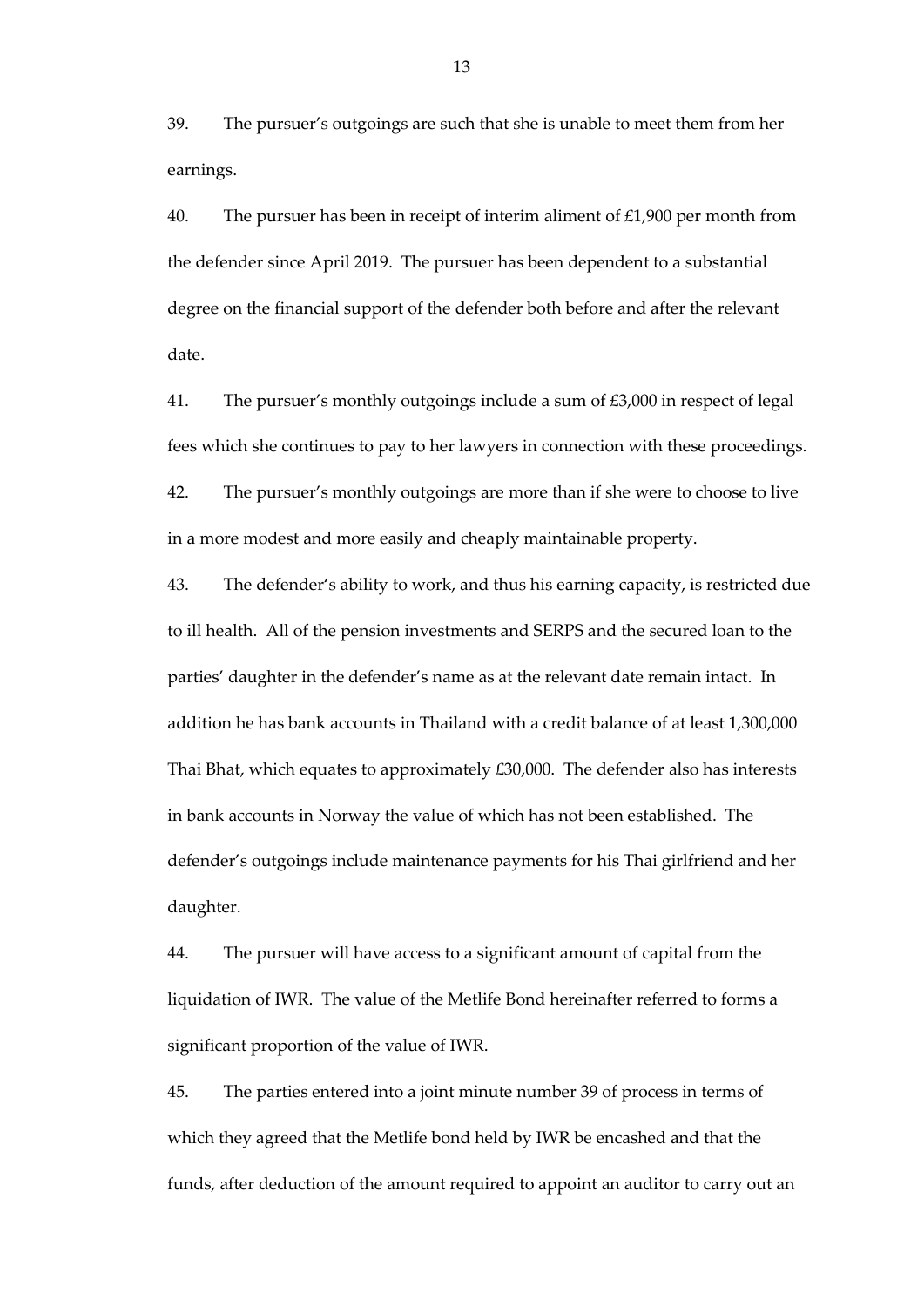39. The pursuer's outgoings are such that she is unable to meet them from her earnings.

40. The pursuer has been in receipt of interim aliment of £1,900 per month from the defender since April 2019. The pursuer has been dependent to a substantial degree on the financial support of the defender both before and after the relevant date.

41. The pursuer's monthly outgoings include a sum of £3,000 in respect of legal fees which she continues to pay to her lawyers in connection with these proceedings.

42. The pursuer's monthly outgoings are more than if she were to choose to live in a more modest and more easily and cheaply maintainable property.

43. The defender's ability to work, and thus his earning capacity, is restricted due to ill health. All of the pension investments and SERPS and the secured loan to the parties' daughter in the defender's name as at the relevant date remain intact. In addition he has bank accounts in Thailand with a credit balance of at least 1,300,000 Thai Bhat, which equates to approximately £30,000. The defender also has interests in bank accounts in Norway the value of which has not been established. The defender's outgoings include maintenance payments for his Thai girlfriend and her daughter.

44. The pursuer will have access to a significant amount of capital from the liquidation of IWR. The value of the Metlife Bond hereinafter referred to forms a significant proportion of the value of IWR.

45. The parties entered into a joint minute number 39 of process in terms of which they agreed that the Metlife bond held by IWR be encashed and that the funds, after deduction of the amount required to appoint an auditor to carry out an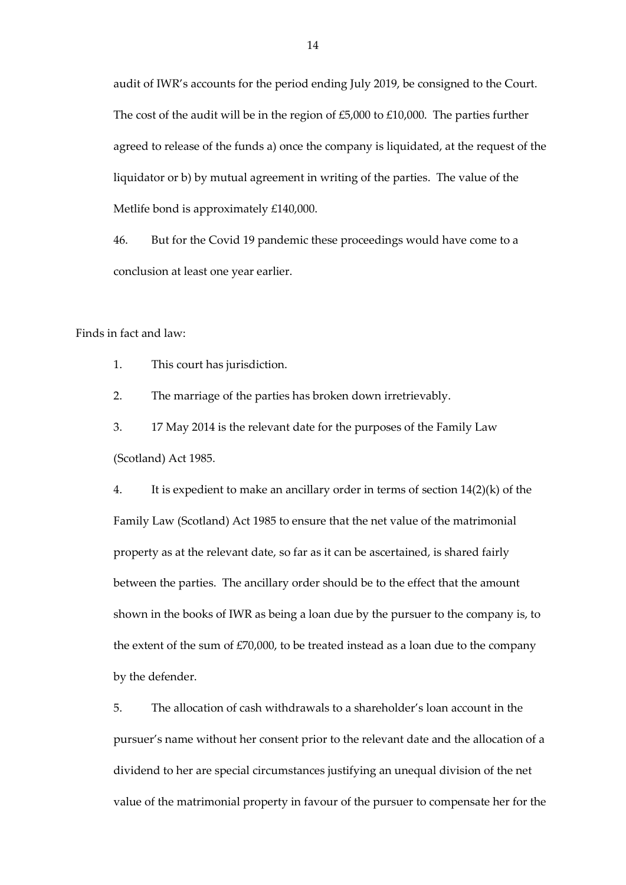audit of IWR's accounts for the period ending July 2019, be consigned to the Court. The cost of the audit will be in the region of £5,000 to £10,000. The parties further agreed to release of the funds a) once the company is liquidated, at the request of the liquidator or b) by mutual agreement in writing of the parties. The value of the Metlife bond is approximately £140,000.

46. But for the Covid 19 pandemic these proceedings would have come to a conclusion at least one year earlier.

Finds in fact and law:

1. This court has jurisdiction.

2. The marriage of the parties has broken down irretrievably.

3. 17 May 2014 is the relevant date for the purposes of the Family Law (Scotland) Act 1985.

4. It is expedient to make an ancillary order in terms of section 14(2)(k) of the Family Law (Scotland) Act 1985 to ensure that the net value of the matrimonial property as at the relevant date, so far as it can be ascertained, is shared fairly between the parties. The ancillary order should be to the effect that the amount shown in the books of IWR as being a loan due by the pursuer to the company is, to the extent of the sum of £70,000, to be treated instead as a loan due to the company by the defender.

5. The allocation of cash withdrawals to a shareholder's loan account in the pursuer's name without her consent prior to the relevant date and the allocation of a dividend to her are special circumstances justifying an unequal division of the net value of the matrimonial property in favour of the pursuer to compensate her for the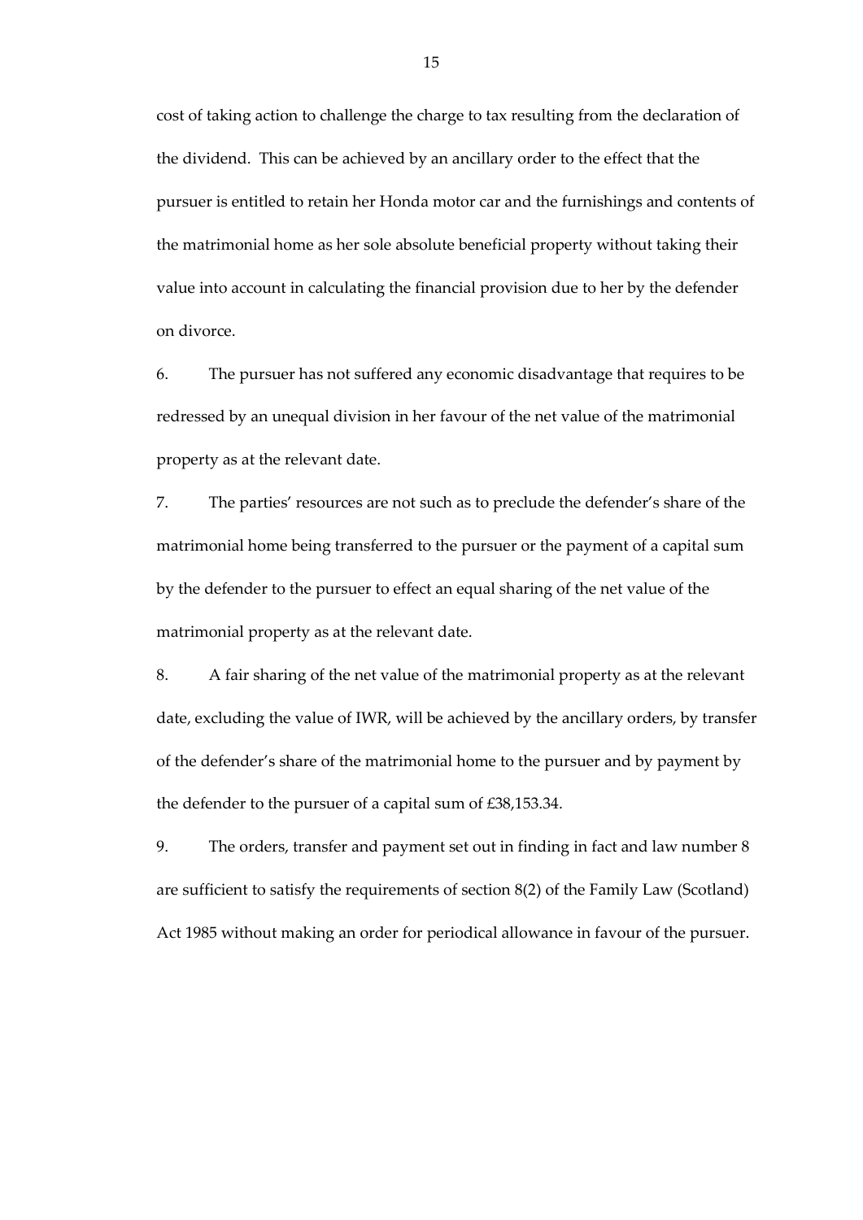cost of taking action to challenge the charge to tax resulting from the declaration of the dividend. This can be achieved by an ancillary order to the effect that the pursuer is entitled to retain her Honda motor car and the furnishings and contents of the matrimonial home as her sole absolute beneficial property without taking their value into account in calculating the financial provision due to her by the defender on divorce.

6. The pursuer has not suffered any economic disadvantage that requires to be redressed by an unequal division in her favour of the net value of the matrimonial property as at the relevant date.

7. The parties' resources are not such as to preclude the defender's share of the matrimonial home being transferred to the pursuer or the payment of a capital sum by the defender to the pursuer to effect an equal sharing of the net value of the matrimonial property as at the relevant date.

8. A fair sharing of the net value of the matrimonial property as at the relevant date, excluding the value of IWR, will be achieved by the ancillary orders, by transfer of the defender's share of the matrimonial home to the pursuer and by payment by the defender to the pursuer of a capital sum of £38,153.34.

9. The orders, transfer and payment set out in finding in fact and law number 8 are sufficient to satisfy the requirements of section 8(2) of the Family Law (Scotland) Act 1985 without making an order for periodical allowance in favour of the pursuer.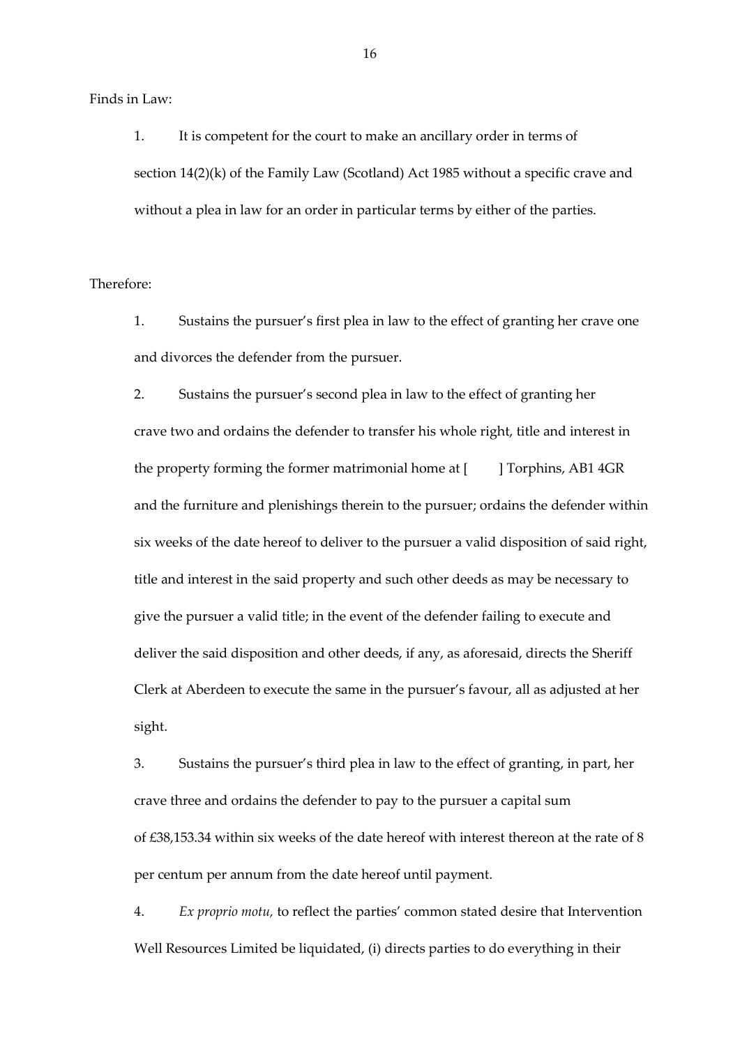Finds in Law:

1. It is competent for the court to make an ancillary order in terms of section 14(2)(k) of the Family Law (Scotland) Act 1985 without a specific crave and without a plea in law for an order in particular terms by either of the parties.

Therefore:

1. Sustains the pursuer's first plea in law to the effect of granting her crave one and divorces the defender from the pursuer.

2. Sustains the pursuer's second plea in law to the effect of granting her crave two and ordains the defender to transfer his whole right, title and interest in the property forming the former matrimonial home at [ ] Torphins, AB1 4GR and the furniture and plenishings therein to the pursuer; ordains the defender within six weeks of the date hereof to deliver to the pursuer a valid disposition of said right, title and interest in the said property and such other deeds as may be necessary to give the pursuer a valid title; in the event of the defender failing to execute and deliver the said disposition and other deeds, if any, as aforesaid, directs the Sheriff Clerk at Aberdeen to execute the same in the pursuer's favour, all as adjusted at her sight.

3. Sustains the pursuer's third plea in law to the effect of granting, in part, her crave three and ordains the defender to pay to the pursuer a capital sum of £38,153.34 within six weeks of the date hereof with interest thereon at the rate of 8 per centum per annum from the date hereof until payment.

4. *Ex proprio motu,* to reflect the parties' common stated desire that Intervention Well Resources Limited be liquidated, (i) directs parties to do everything in their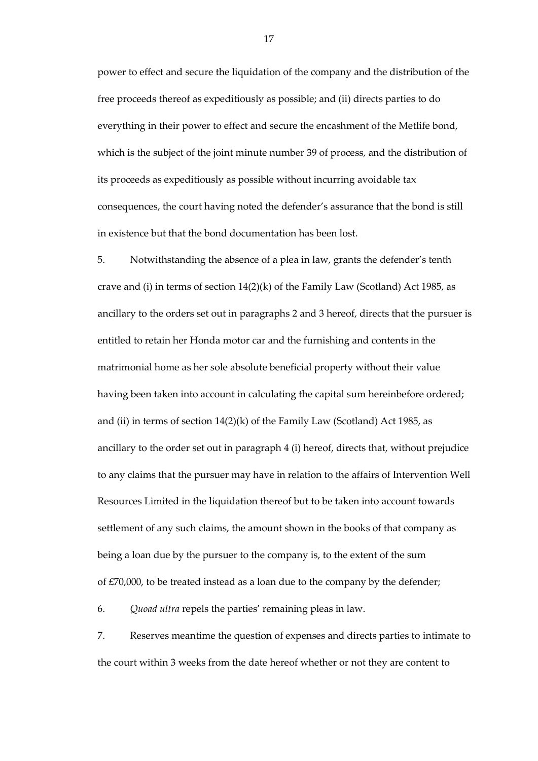power to effect and secure the liquidation of the company and the distribution of the free proceeds thereof as expeditiously as possible; and (ii) directs parties to do everything in their power to effect and secure the encashment of the Metlife bond, which is the subject of the joint minute number 39 of process, and the distribution of its proceeds as expeditiously as possible without incurring avoidable tax consequences, the court having noted the defender's assurance that the bond is still in existence but that the bond documentation has been lost.

5. Notwithstanding the absence of a plea in law, grants the defender's tenth crave and (i) in terms of section 14(2)(k) of the Family Law (Scotland) Act 1985, as ancillary to the orders set out in paragraphs 2 and 3 hereof, directs that the pursuer is entitled to retain her Honda motor car and the furnishing and contents in the matrimonial home as her sole absolute beneficial property without their value having been taken into account in calculating the capital sum hereinbefore ordered; and (ii) in terms of section 14(2)(k) of the Family Law (Scotland) Act 1985, as ancillary to the order set out in paragraph 4 (i) hereof, directs that, without prejudice to any claims that the pursuer may have in relation to the affairs of Intervention Well Resources Limited in the liquidation thereof but to be taken into account towards settlement of any such claims, the amount shown in the books of that company as being a loan due by the pursuer to the company is, to the extent of the sum of £70,000, to be treated instead as a loan due to the company by the defender;

6. *Quoad ultra* repels the parties' remaining pleas in law.

7. Reserves meantime the question of expenses and directs parties to intimate to the court within 3 weeks from the date hereof whether or not they are content to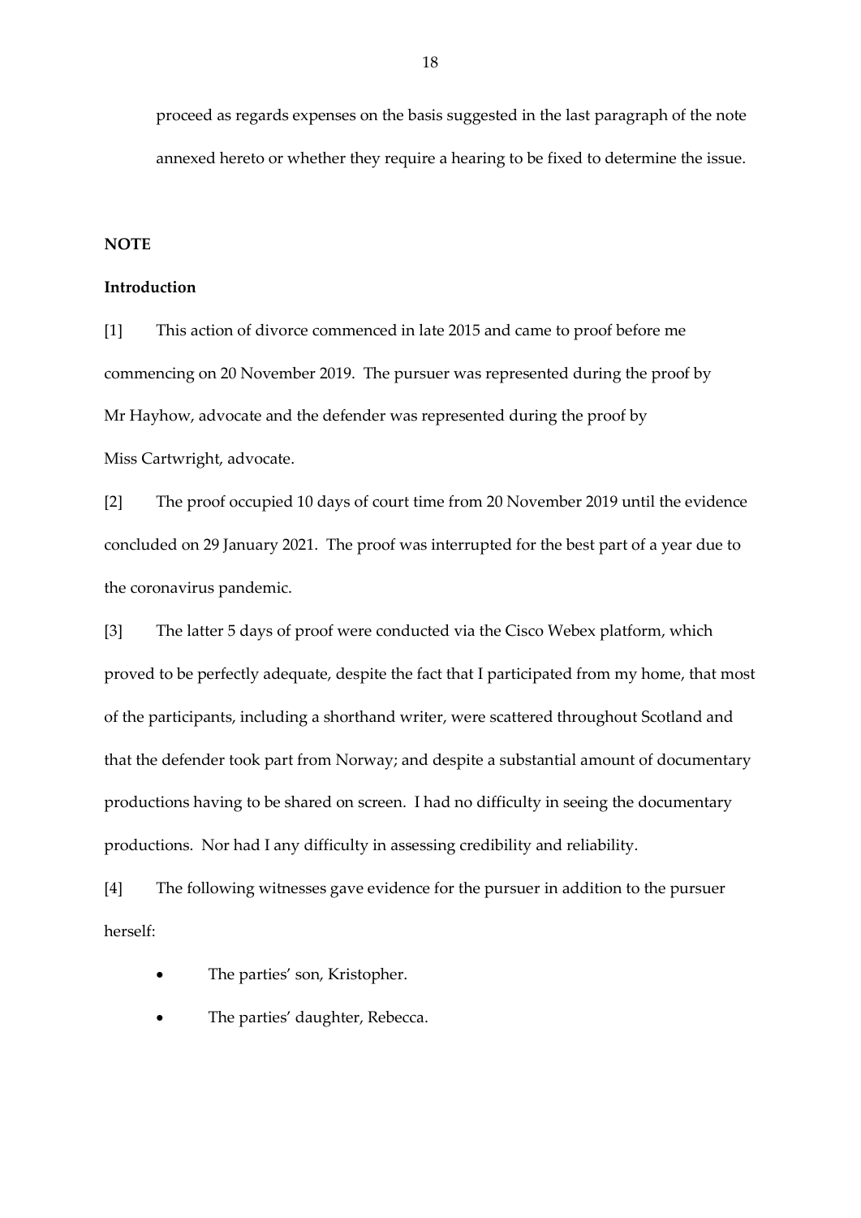proceed as regards expenses on the basis suggested in the last paragraph of the note annexed hereto or whether they require a hearing to be fixed to determine the issue.

**NOTE**

**Introduction**

[1] This action of divorce commenced in late 2015 and came to proof before me commencing on 20 November 2019. The pursuer was represented during the proof by Mr Hayhow, advocate and the defender was represented during the proof by Miss Cartwright, advocate.

[2] The proof occupied 10 days of court time from 20 November 2019 until the evidence concluded on 29 January 2021. The proof was interrupted for the best part of a year due to the coronavirus pandemic.

[3] The latter 5 days of proof were conducted via the Cisco Webex platform, which proved to be perfectly adequate, despite the fact that I participated from my home, that most of the participants, including a shorthand writer, were scattered throughout Scotland and that the defender took part from Norway; and despite a substantial amount of documentary productions having to be shared on screen. I had no difficulty in seeing the documentary productions. Nor had I any difficulty in assessing credibility and reliability.

[4] The following witnesses gave evidence for the pursuer in addition to the pursuer herself:

- The parties' son, Kristopher.
- The parties' daughter, Rebecca.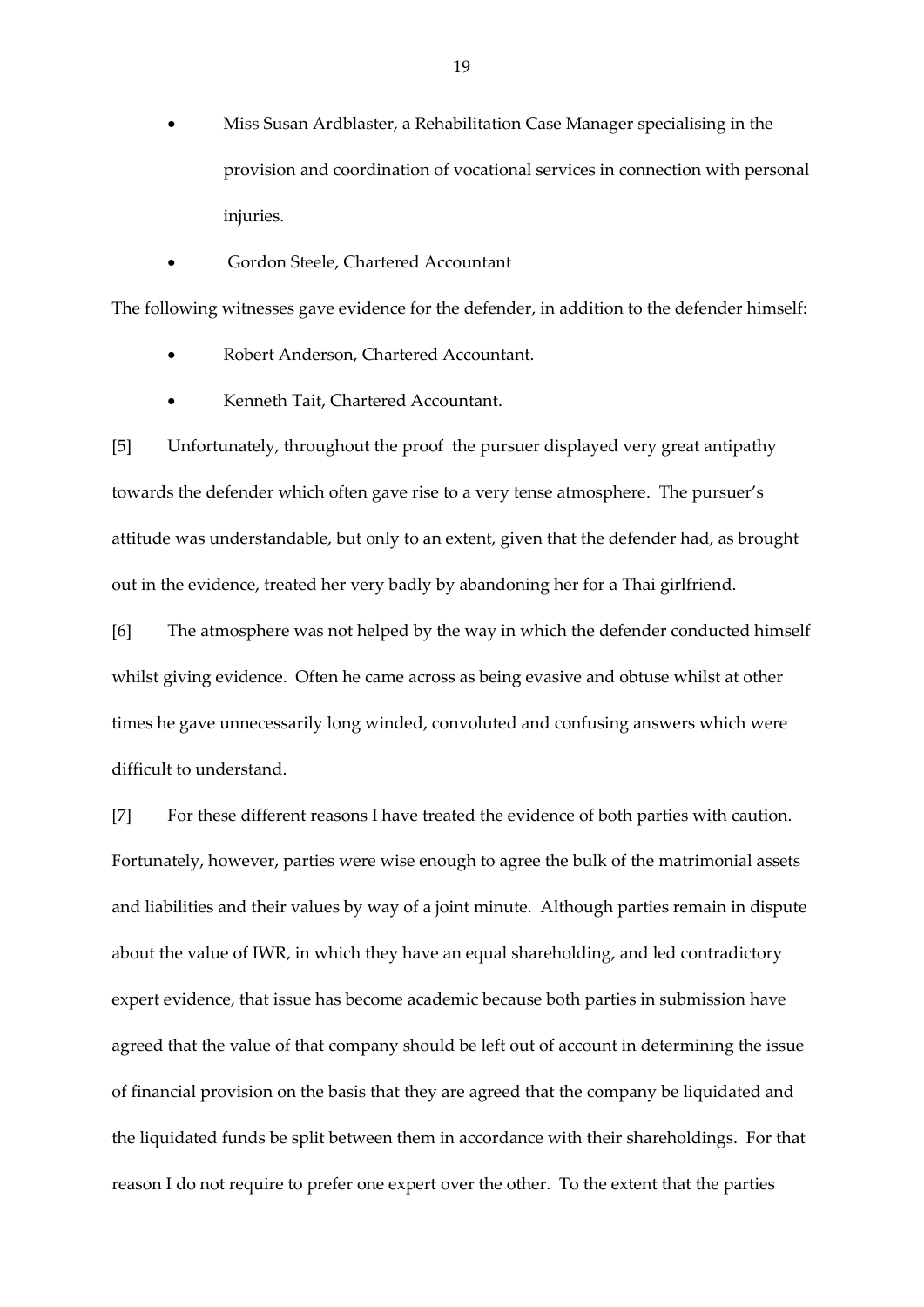- Miss Susan Ardblaster, a Rehabilitation Case Manager specialising in the provision and coordination of vocational services in connection with personal injuries.
- Gordon Steele, Chartered Accountant

The following witnesses gave evidence for the defender, in addition to the defender himself:

- Robert Anderson, Chartered Accountant.
- Kenneth Tait, Chartered Accountant.

[5] Unfortunately, throughout the proof the pursuer displayed very great antipathy towards the defender which often gave rise to a very tense atmosphere. The pursuer's attitude was understandable, but only to an extent, given that the defender had, as brought out in the evidence, treated her very badly by abandoning her for a Thai girlfriend.

[6] The atmosphere was not helped by the way in which the defender conducted himself whilst giving evidence. Often he came across as being evasive and obtuse whilst at other times he gave unnecessarily long winded, convoluted and confusing answers which were difficult to understand.

[7] For these different reasons I have treated the evidence of both parties with caution. Fortunately, however, parties were wise enough to agree the bulk of the matrimonial assets and liabilities and their values by way of a joint minute. Although parties remain in dispute about the value of IWR, in which they have an equal shareholding, and led contradictory expert evidence, that issue has become academic because both parties in submission have agreed that the value of that company should be left out of account in determining the issue of financial provision on the basis that they are agreed that the company be liquidated and the liquidated funds be split between them in accordance with their shareholdings. For that reason I do not require to prefer one expert over the other. To the extent that the parties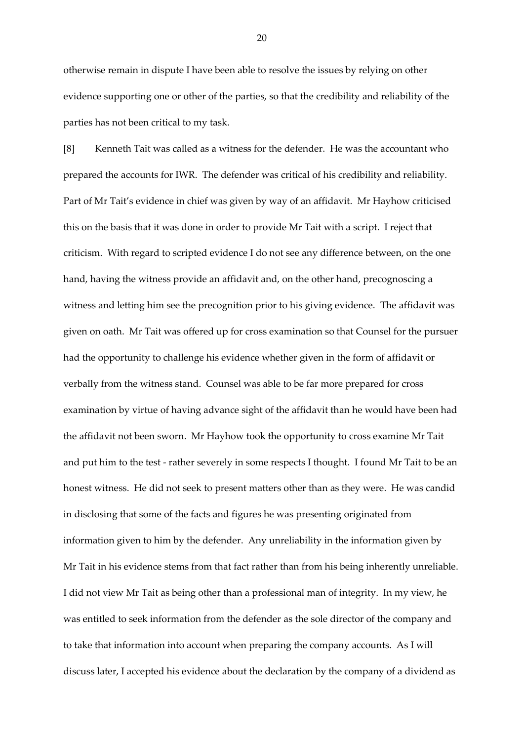otherwise remain in dispute I have been able to resolve the issues by relying on other evidence supporting one or other of the parties, so that the credibility and reliability of the parties has not been critical to my task.

[8] Kenneth Tait was called as a witness for the defender. He was the accountant who prepared the accounts for IWR. The defender was critical of his credibility and reliability. Part of Mr Tait's evidence in chief was given by way of an affidavit. Mr Hayhow criticised this on the basis that it was done in order to provide Mr Tait with a script. I reject that criticism. With regard to scripted evidence I do not see any difference between, on the one hand, having the witness provide an affidavit and, on the other hand, precognoscing a witness and letting him see the precognition prior to his giving evidence. The affidavit was given on oath. Mr Tait was offered up for cross examination so that Counsel for the pursuer had the opportunity to challenge his evidence whether given in the form of affidavit or verbally from the witness stand. Counsel was able to be far more prepared for cross examination by virtue of having advance sight of the affidavit than he would have been had the affidavit not been sworn. Mr Hayhow took the opportunity to cross examine Mr Tait and put him to the test - rather severely in some respects I thought. I found Mr Tait to be an honest witness. He did not seek to present matters other than as they were. He was candid in disclosing that some of the facts and figures he was presenting originated from information given to him by the defender. Any unreliability in the information given by Mr Tait in his evidence stems from that fact rather than from his being inherently unreliable. I did not view Mr Tait as being other than a professional man of integrity. In my view, he was entitled to seek information from the defender as the sole director of the company and to take that information into account when preparing the company accounts. As I will discuss later, I accepted his evidence about the declaration by the company of a dividend as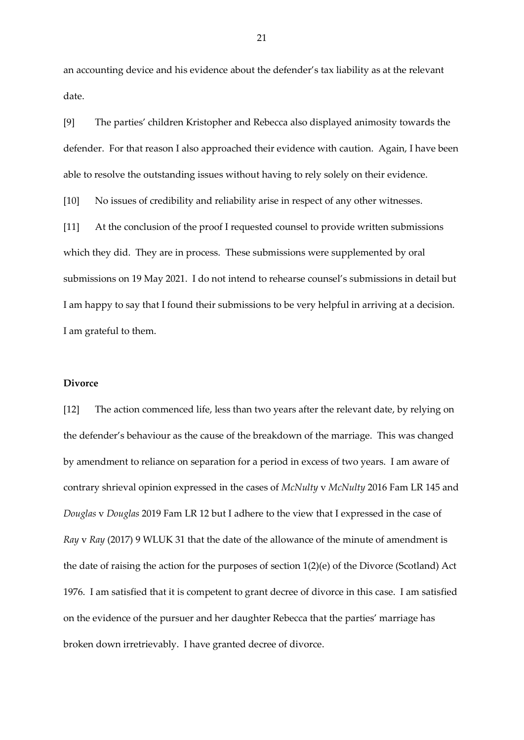an accounting device and his evidence about the defender's tax liability as at the relevant date.

[9] The parties' children Kristopher and Rebecca also displayed animosity towards the defender. For that reason I also approached their evidence with caution. Again, I have been able to resolve the outstanding issues without having to rely solely on their evidence.

[10] No issues of credibility and reliability arise in respect of any other witnesses.

[11] At the conclusion of the proof I requested counsel to provide written submissions which they did. They are in process. These submissions were supplemented by oral submissions on 19 May 2021. I do not intend to rehearse counsel's submissions in detail but I am happy to say that I found their submissions to be very helpful in arriving at a decision. I am grateful to them.

## Divorce

[12] The action commenced life, less than two years after the relevant date, by relying on the defender's behaviour as the cause of the breakdown of the marriage. This was changed by amendment to reliance on separation for a period in excess of two years. I am aware of contrary shrieval opinion expressed in the cases of *McNulty* v *McNulty* 2016 Fam LR 145 and *Douglas* v *Douglas* 2019 Fam LR 12 but I adhere to the view that I expressed in the case of *Ray* v *Ray* (2017) 9 WLUK 31 that the date of the allowance of the minute of amendment is the date of raising the action for the purposes of section 1(2)(e) of the Divorce (Scotland) Act 1976. I am satisfied that it is competent to grant decree of divorce in this case. I am satisfied on the evidence of the pursuer and her daughter Rebecca that the parties' marriage has broken down irretrievably. I have granted decree of divorce.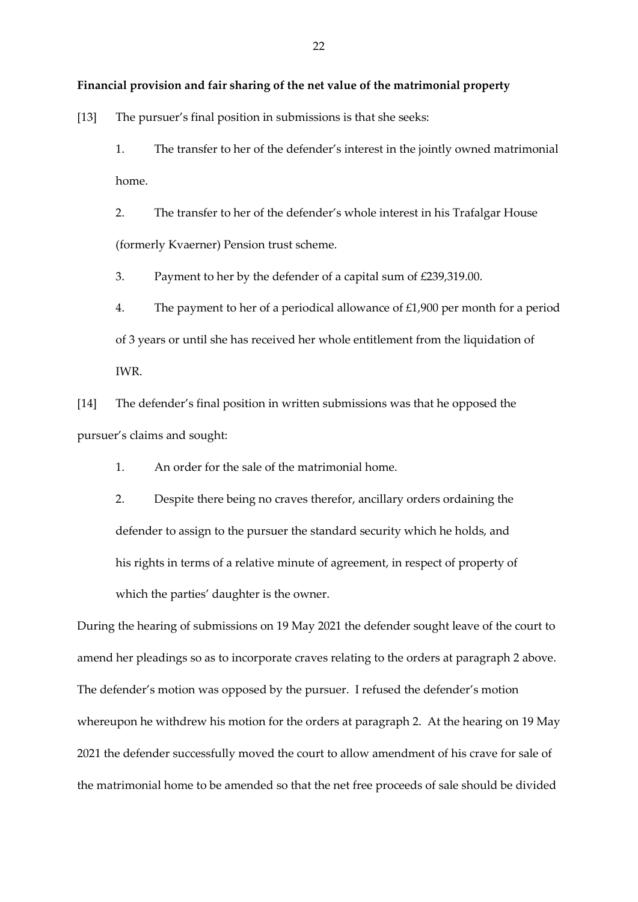**Financial provision and fair sharing of the net value of the matrimonial property**

[13] The pursuer's final position in submissions is that she seeks:

1. The transfer to her of the defender's interest in the jointly owned matrimonial home.

2. The transfer to her of the defender's whole interest in his Trafalgar House (formerly Kvaerner) Pension trust scheme.

3. Payment to her by the defender of a capital sum of £239,319.00.

4. The payment to her of a periodical allowance of £1,900 per month for a period of 3 years or until she has received her whole entitlement from the liquidation of IWR.

[14] The defender's final position in written submissions was that he opposed the pursuer's claims and sought:

1. An order for the sale of the matrimonial home.

2. Despite there being no craves therefor, ancillary orders ordaining the defender to assign to the pursuer the standard security which he holds, and his rights in terms of a relative minute of agreement, in respect of property of which the parties' daughter is the owner.

During the hearing of submissions on 19 May 2021 the defender sought leave of the court to amend her pleadings so as to incorporate craves relating to the orders at paragraph 2 above. The defender's motion was opposed by the pursuer. I refused the defender's motion whereupon he withdrew his motion for the orders at paragraph 2. At the hearing on 19 May 2021 the defender successfully moved the court to allow amendment of his crave for sale of the matrimonial home to be amended so that the net free proceeds of sale should be divided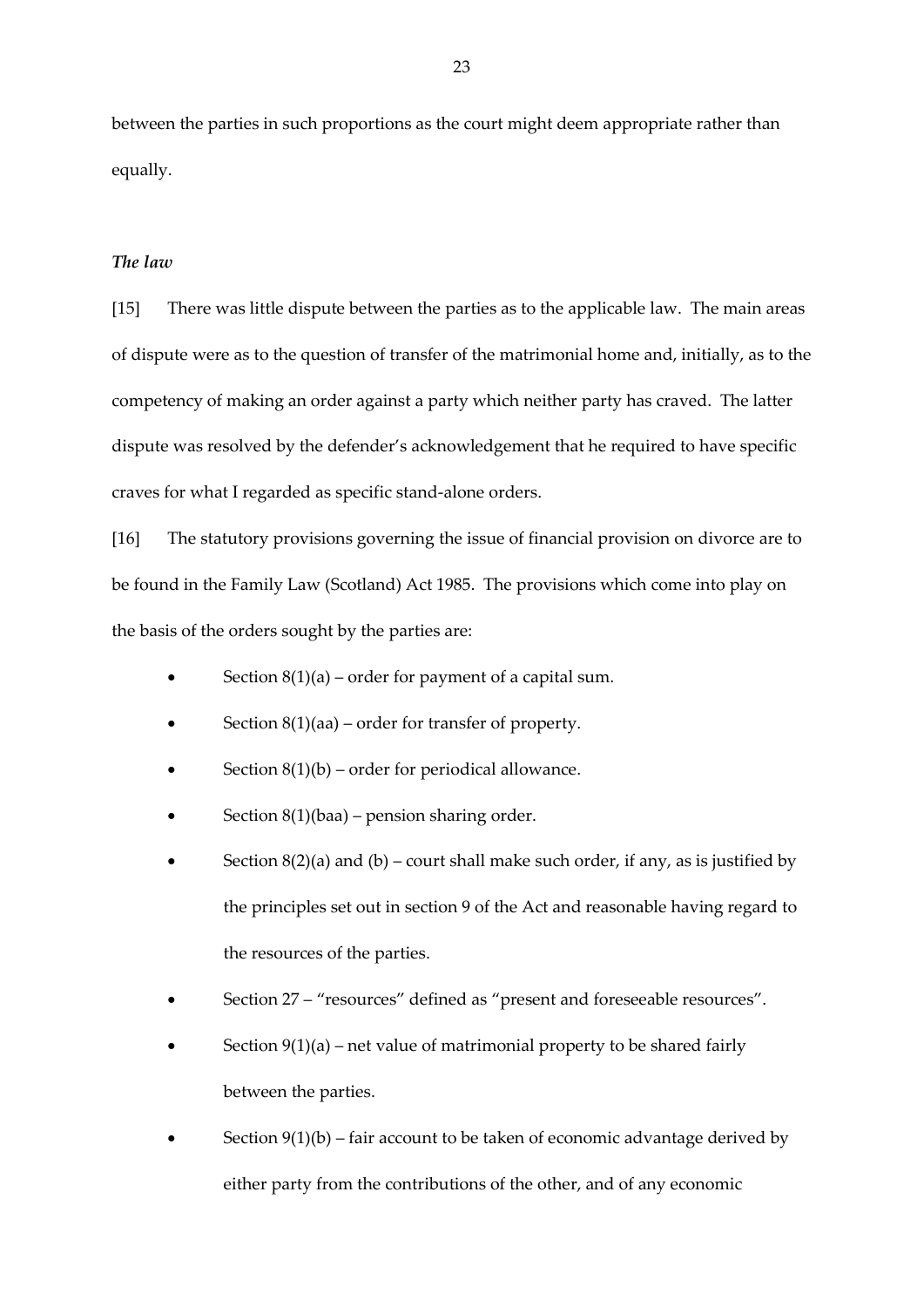between the parties in such proportions as the court might deem appropriate rather than equally.

*The law*

[15] There was little dispute between the parties as to the applicable law. The main areas of dispute were as to the question of transfer of the matrimonial home and, initially, as to the competency of making an order against a party which neither party has craved. The latter dispute was resolved by the defender's acknowledgement that he required to have specific craves for what I regarded as specific stand-alone orders.

[16] The statutory provisions governing the issue of financial provision on divorce are to be found in the Family Law (Scotland) Act 1985. The provisions which come into play on the basis of the orders sought by the parties are:

- Section 8(1)(a) – order for payment of a capital sum.
- Section 8(1)(aa) – order for transfer of property.
- Section 8(1)(b) – order for periodical allowance.
- Section 8(1)(baa) – pension sharing order.
- Section 8(2)(a) and (b) – court shall make such order, if any, as is justified by the principles set out in section 9 of the Act and reasonable having regard to the resources of the parties.
- Section 27 – "resources" defined as "present and foreseeable resources".
- Section 9(1)(a) – net value of matrimonial property to be shared fairly between the parties.
- Section 9(1)(b) – fair account to be taken of economic advantage derived by either party from the contributions of the other, and of any economic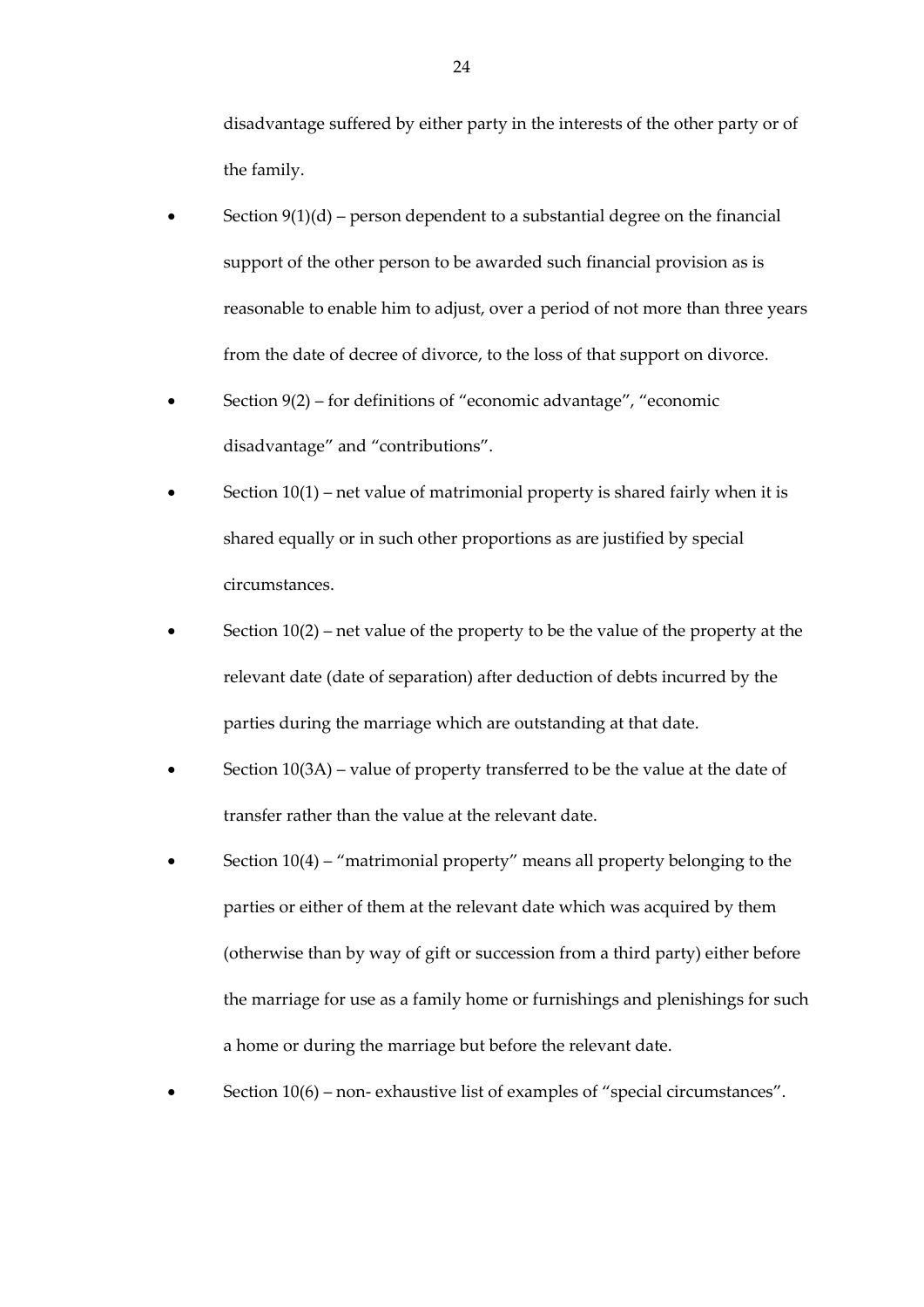disadvantage suffered by either party in the interests of the other party or of the family.

- Section 9(1)(d) – person dependent to a substantial degree on the financial support of the other person to be awarded such financial provision as is reasonable to enable him to adjust, over a period of not more than three years from the date of decree of divorce, to the loss of that support on divorce.
- Section 9(2) – for definitions of "economic advantage", "economic disadvantage" and "contributions".
- Section 10(1) – net value of matrimonial property is shared fairly when it is shared equally or in such other proportions as are justified by special circumstances.
- Section 10(2) – net value of the property to be the value of the property at the relevant date (date of separation) after deduction of debts incurred by the parties during the marriage which are outstanding at that date.
- Section 10(3A) – value of property transferred to be the value at the date of transfer rather than the value at the relevant date.
- Section 10(4) – "matrimonial property" means all property belonging to the parties or either of them at the relevant date which was acquired by them (otherwise than by way of gift or succession from a third party) either before the marriage for use as a family home or furnishings and plenishings for such a home or during the marriage but before the relevant date.
- Section 10(6) – non- exhaustive list of examples of "special circumstances".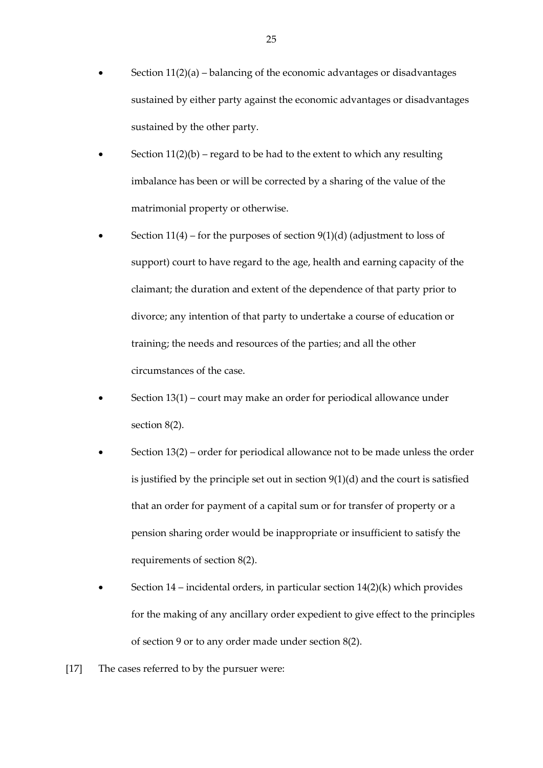- Section 11(2)(a) – balancing of the economic advantages or disadvantages sustained by either party against the economic advantages or disadvantages sustained by the other party.
- Section 11(2)(b) – regard to be had to the extent to which any resulting imbalance has been or will be corrected by a sharing of the value of the matrimonial property or otherwise.
- Section 11(4) – for the purposes of section 9(1)(d) (adjustment to loss of support) court to have regard to the age, health and earning capacity of the claimant; the duration and extent of the dependence of that party prior to divorce; any intention of that party to undertake a course of education or training; the needs and resources of the parties; and all the other circumstances of the case.
- Section 13(1) – court may make an order for periodical allowance under section 8(2).
- Section 13(2) – order for periodical allowance not to be made unless the order is justified by the principle set out in section 9(1)(d) and the court is satisfied that an order for payment of a capital sum or for transfer of property or a pension sharing order would be inappropriate or insufficient to satisfy the requirements of section 8(2).
- Section 14 – incidental orders, in particular section 14(2)(k) which provides for the making of any ancillary order expedient to give effect to the principles of section 9 or to any order made under section 8(2).

[17] The cases referred to by the pursuer were: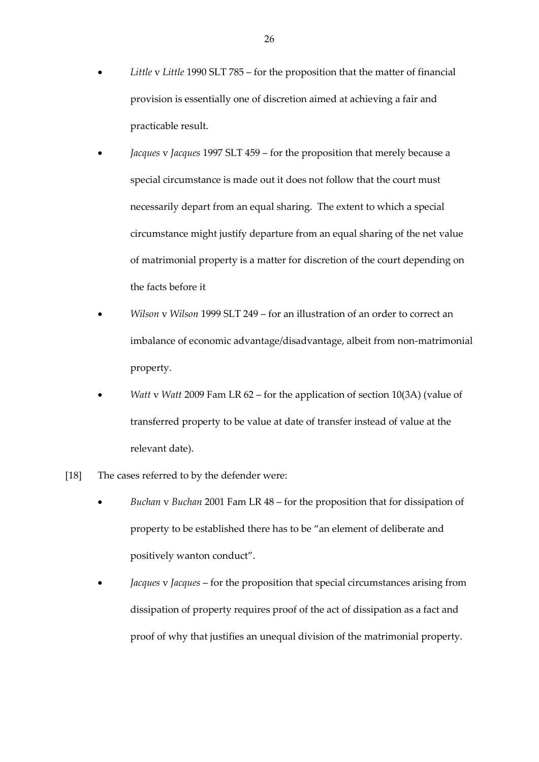- *Little* v *Little* 1990 SLT 785 – for the proposition that the matter of financial provision is essentially one of discretion aimed at achieving a fair and practicable result.
- *Jacques* v *Jacques* 1997 SLT 459 – for the proposition that merely because a special circumstance is made out it does not follow that the court must necessarily depart from an equal sharing. The extent to which a special circumstance might justify departure from an equal sharing of the net value of matrimonial property is a matter for discretion of the court depending on the facts before it
- *Wilson* v *Wilson* 1999 SLT 249 – for an illustration of an order to correct an imbalance of economic advantage/disadvantage, albeit from non-matrimonial property.
- *Watt* v *Watt* 2009 Fam LR 62 – for the application of section 10(3A) (value of transferred property to be value at date of transfer instead of value at the relevant date).

[18] The cases referred to by the defender were:

- *Buchan* v *Buchan* 2001 Fam LR 48 – for the proposition that for dissipation of property to be established there has to be "an element of deliberate and positively wanton conduct".
- *Jacques* v *Jacques* – for the proposition that special circumstances arising from dissipation of property requires proof of the act of dissipation as a fact and proof of why that justifies an unequal division of the matrimonial property.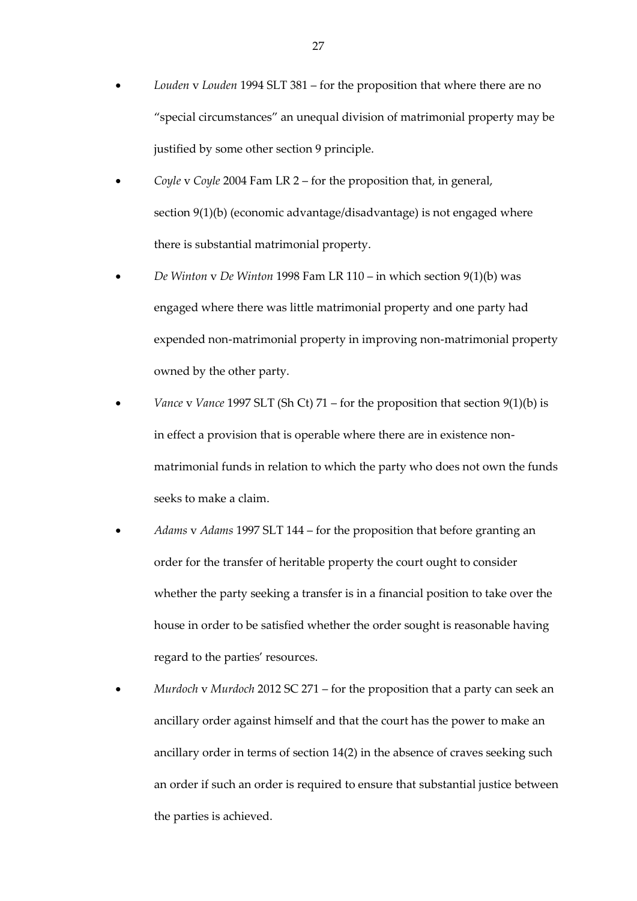- *Louden* v *Louden* 1994 SLT 381 – for the proposition that where there are no "special circumstances" an unequal division of matrimonial property may be justified by some other section 9 principle.
- *Coyle* v *Coyle* 2004 Fam LR 2 – for the proposition that, in general, section 9(1)(b) (economic advantage/disadvantage) is not engaged where there is substantial matrimonial property.
- *De Winton* v *De Winton* 1998 Fam LR 110 – in which section 9(1)(b) was engaged where there was little matrimonial property and one party had expended non-matrimonial property in improving non-matrimonial property owned by the other party.
- *Vance* v *Vance* 1997 SLT (Sh Ct) 71 – for the proposition that section 9(1)(b) is in effect a provision that is operable where there are in existence non-matrimonial funds in relation to which the party who does not own the funds seeks to make a claim.
- *Adams* v *Adams* 1997 SLT 144 – for the proposition that before granting an order for the transfer of heritable property the court ought to consider whether the party seeking a transfer is in a financial position to take over the house in order to be satisfied whether the order sought is reasonable having regard to the parties' resources.
- *Murdoch* v *Murdoch* 2012 SC 271 – for the proposition that a party can seek an ancillary order against himself and that the court has the power to make an ancillary order in terms of section 14(2) in the absence of craves seeking such an order if such an order is required to ensure that substantial justice between the parties is achieved.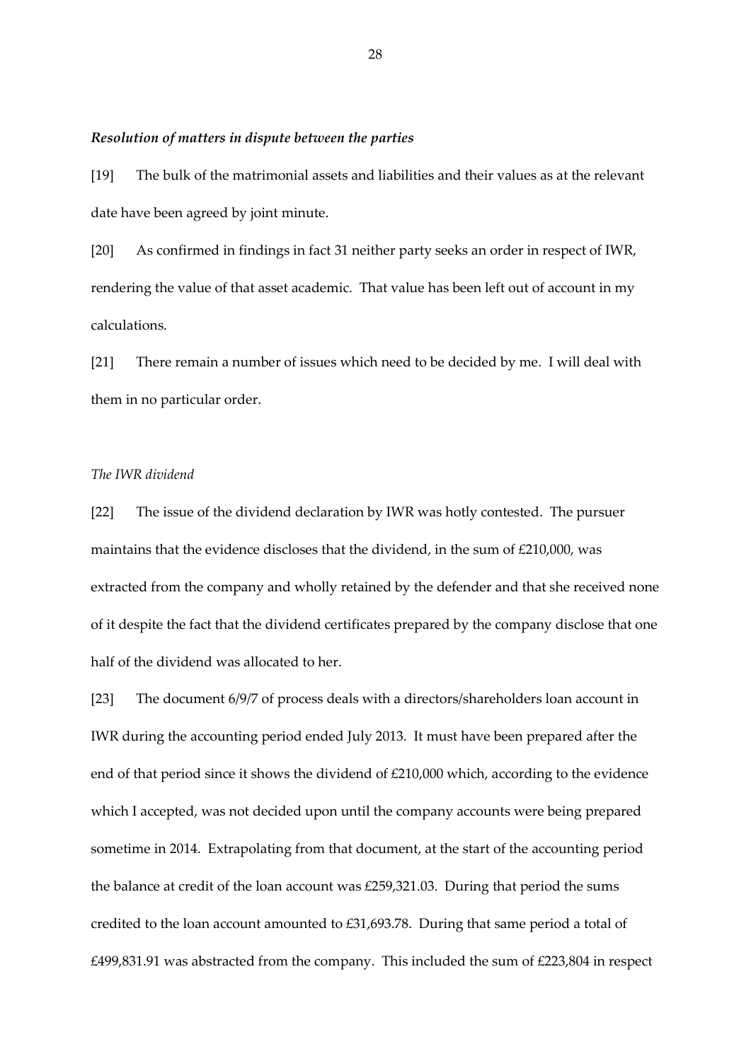***Resolution of matters in dispute between the parties***

[19] The bulk of the matrimonial assets and liabilities and their values as at the relevant date have been agreed by joint minute.

[20] As confirmed in findings in fact 31 neither party seeks an order in respect of IWR, rendering the value of that asset academic. That value has been left out of account in my calculations.

[21] There remain a number of issues which need to be decided by me. I will deal with them in no particular order.

*The IWR dividend*

[22] The issue of the dividend declaration by IWR was hotly contested. The pursuer maintains that the evidence discloses that the dividend, in the sum of £210,000, was extracted from the company and wholly retained by the defender and that she received none of it despite the fact that the dividend certificates prepared by the company disclose that one half of the dividend was allocated to her.

[23] The document 6/9/7 of process deals with a directors/shareholders loan account in IWR during the accounting period ended July 2013. It must have been prepared after the end of that period since it shows the dividend of £210,000 which, according to the evidence which I accepted, was not decided upon until the company accounts were being prepared sometime in 2014. Extrapolating from that document, at the start of the accounting period the balance at credit of the loan account was £259,321.03. During that period the sums credited to the loan account amounted to £31,693.78. During that same period a total of £499,831.91 was abstracted from the company. This included the sum of £223,804 in respect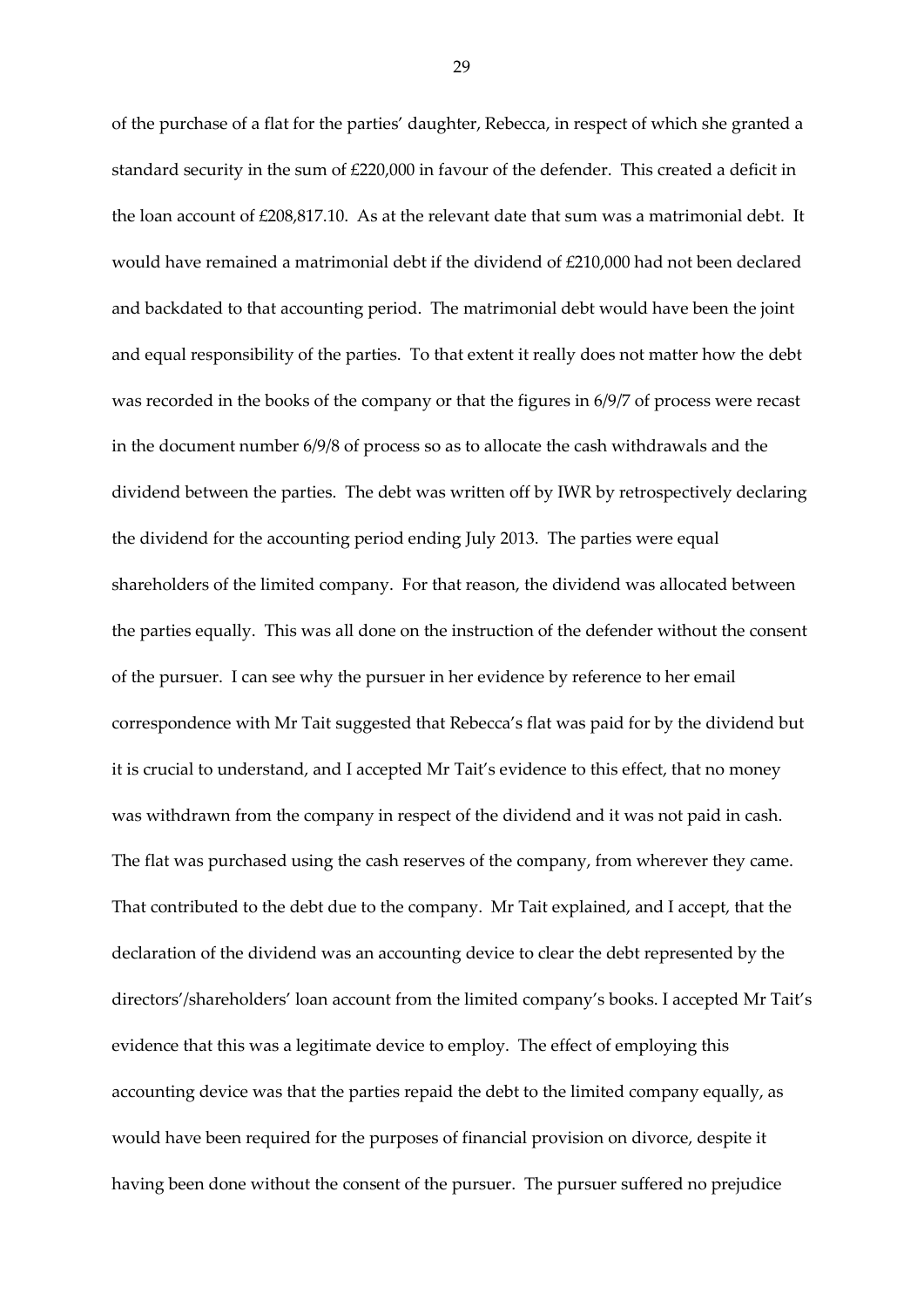of the purchase of a flat for the parties' daughter, Rebecca, in respect of which she granted a standard security in the sum of £220,000 in favour of the defender. This created a deficit in the loan account of £208,817.10. As at the relevant date that sum was a matrimonial debt. It would have remained a matrimonial debt if the dividend of £210,000 had not been declared and backdated to that accounting period. The matrimonial debt would have been the joint and equal responsibility of the parties. To that extent it really does not matter how the debt was recorded in the books of the company or that the figures in 6/9/7 of process were recast in the document number 6/9/8 of process so as to allocate the cash withdrawals and the dividend between the parties. The debt was written off by IWR by retrospectively declaring the dividend for the accounting period ending July 2013. The parties were equal shareholders of the limited company. For that reason, the dividend was allocated between the parties equally. This was all done on the instruction of the defender without the consent of the pursuer. I can see why the pursuer in her evidence by reference to her email correspondence with Mr Tait suggested that Rebecca's flat was paid for by the dividend but it is crucial to understand, and I accepted Mr Tait's evidence to this effect, that no money was withdrawn from the company in respect of the dividend and it was not paid in cash. The flat was purchased using the cash reserves of the company, from wherever they came. That contributed to the debt due to the company. Mr Tait explained, and I accept, that the declaration of the dividend was an accounting device to clear the debt represented by the directors'/shareholders' loan account from the limited company's books. I accepted Mr Tait's evidence that this was a legitimate device to employ. The effect of employing this accounting device was that the parties repaid the debt to the limited company equally, as would have been required for the purposes of financial provision on divorce, despite it having been done without the consent of the pursuer. The pursuer suffered no prejudice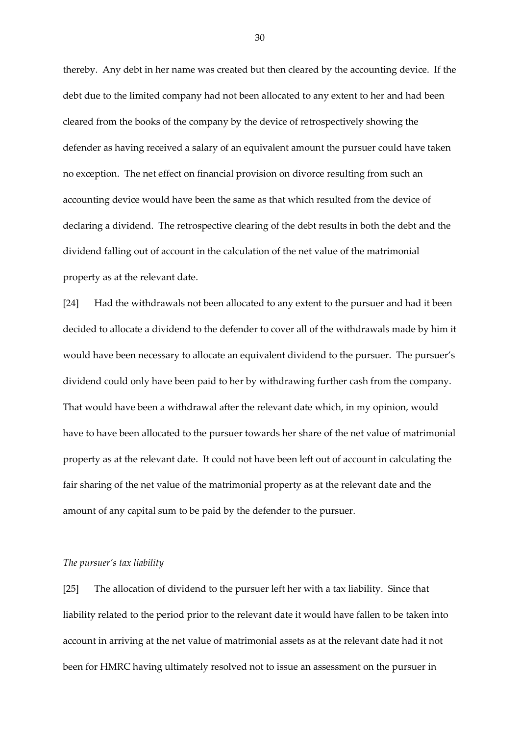thereby. Any debt in her name was created but then cleared by the accounting device. If the debt due to the limited company had not been allocated to any extent to her and had been cleared from the books of the company by the device of retrospectively showing the defender as having received a salary of an equivalent amount the pursuer could have taken no exception. The net effect on financial provision on divorce resulting from such an accounting device would have been the same as that which resulted from the device of declaring a dividend. The retrospective clearing of the debt results in both the debt and the dividend falling out of account in the calculation of the net value of the matrimonial property as at the relevant date.

[24] Had the withdrawals not been allocated to any extent to the pursuer and had it been decided to allocate a dividend to the defender to cover all of the withdrawals made by him it would have been necessary to allocate an equivalent dividend to the pursuer. The pursuer's dividend could only have been paid to her by withdrawing further cash from the company. That would have been a withdrawal after the relevant date which, in my opinion, would have to have been allocated to the pursuer towards her share of the net value of matrimonial property as at the relevant date. It could not have been left out of account in calculating the fair sharing of the net value of the matrimonial property as at the relevant date and the amount of any capital sum to be paid by the defender to the pursuer.

*The pursuer's tax liability*

[25] The allocation of dividend to the pursuer left her with a tax liability. Since that liability related to the period prior to the relevant date it would have fallen to be taken into account in arriving at the net value of matrimonial assets as at the relevant date had it not been for HMRC having ultimately resolved not to issue an assessment on the pursuer in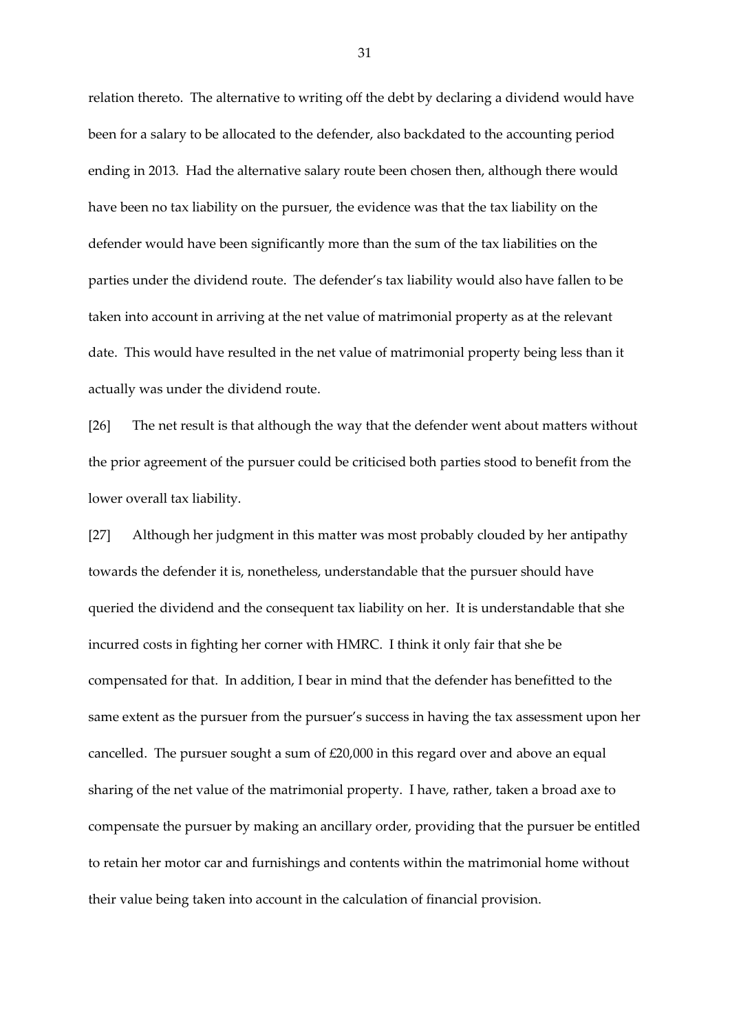relation thereto. The alternative to writing off the debt by declaring a dividend would have been for a salary to be allocated to the defender, also backdated to the accounting period ending in 2013. Had the alternative salary route been chosen then, although there would have been no tax liability on the pursuer, the evidence was that the tax liability on the defender would have been significantly more than the sum of the tax liabilities on the parties under the dividend route. The defender's tax liability would also have fallen to be taken into account in arriving at the net value of matrimonial property as at the relevant date. This would have resulted in the net value of matrimonial property being less than it actually was under the dividend route.

[26] The net result is that although the way that the defender went about matters without the prior agreement of the pursuer could be criticised both parties stood to benefit from the lower overall tax liability.

[27] Although her judgment in this matter was most probably clouded by her antipathy towards the defender it is, nonetheless, understandable that the pursuer should have queried the dividend and the consequent tax liability on her. It is understandable that she incurred costs in fighting her corner with HMRC. I think it only fair that she be compensated for that. In addition, I bear in mind that the defender has benefitted to the same extent as the pursuer from the pursuer's success in having the tax assessment upon her cancelled. The pursuer sought a sum of £20,000 in this regard over and above an equal sharing of the net value of the matrimonial property. I have, rather, taken a broad axe to compensate the pursuer by making an ancillary order, providing that the pursuer be entitled to retain her motor car and furnishings and contents within the matrimonial home without their value being taken into account in the calculation of financial provision.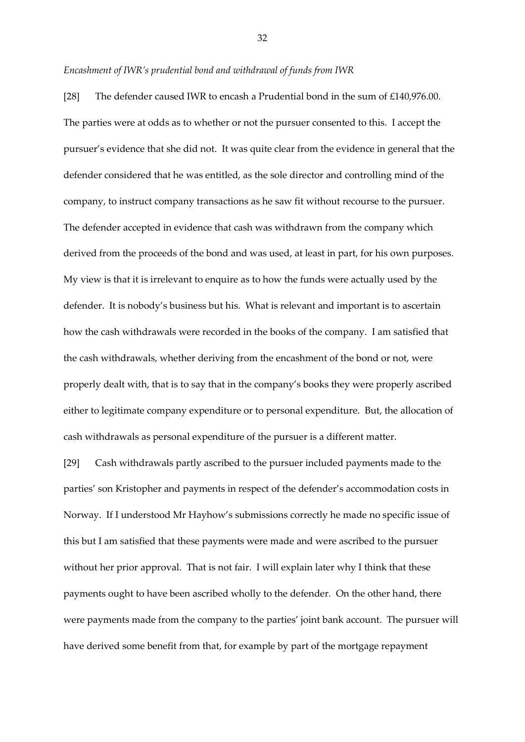*Encashment of IWR's prudential bond and withdrawal of funds from IWR*

[28] The defender caused IWR to encash a Prudential bond in the sum of £140,976.00. The parties were at odds as to whether or not the pursuer consented to this. I accept the pursuer's evidence that she did not. It was quite clear from the evidence in general that the defender considered that he was entitled, as the sole director and controlling mind of the company, to instruct company transactions as he saw fit without recourse to the pursuer. The defender accepted in evidence that cash was withdrawn from the company which derived from the proceeds of the bond and was used, at least in part, for his own purposes. My view is that it is irrelevant to enquire as to how the funds were actually used by the defender. It is nobody's business but his. What is relevant and important is to ascertain how the cash withdrawals were recorded in the books of the company. I am satisfied that the cash withdrawals, whether deriving from the encashment of the bond or not, were properly dealt with, that is to say that in the company's books they were properly ascribed either to legitimate company expenditure or to personal expenditure. But, the allocation of cash withdrawals as personal expenditure of the pursuer is a different matter.

[29] Cash withdrawals partly ascribed to the pursuer included payments made to the parties' son Kristopher and payments in respect of the defender's accommodation costs in Norway. If I understood Mr Hayhow's submissions correctly he made no specific issue of this but I am satisfied that these payments were made and were ascribed to the pursuer without her prior approval. That is not fair. I will explain later why I think that these payments ought to have been ascribed wholly to the defender. On the other hand, there were payments made from the company to the parties' joint bank account. The pursuer will have derived some benefit from that, for example by part of the mortgage repayment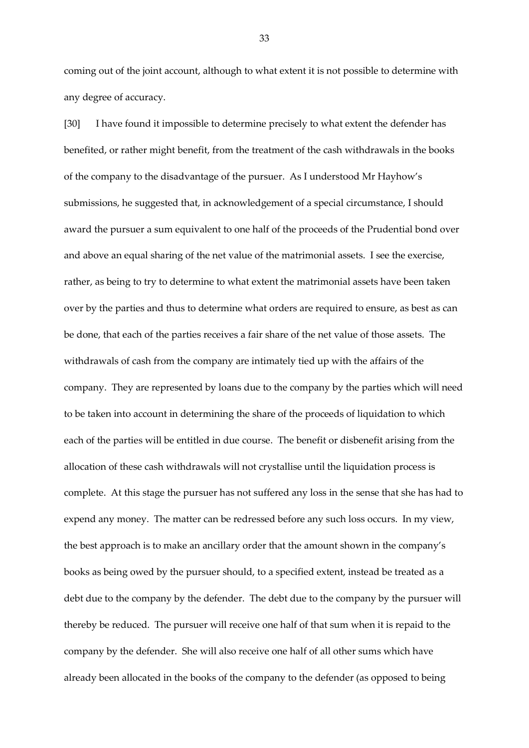coming out of the joint account, although to what extent it is not possible to determine with any degree of accuracy.

[30] I have found it impossible to determine precisely to what extent the defender has benefited, or rather might benefit, from the treatment of the cash withdrawals in the books of the company to the disadvantage of the pursuer. As I understood Mr Hayhow's submissions, he suggested that, in acknowledgement of a special circumstance, I should award the pursuer a sum equivalent to one half of the proceeds of the Prudential bond over and above an equal sharing of the net value of the matrimonial assets. I see the exercise, rather, as being to try to determine to what extent the matrimonial assets have been taken over by the parties and thus to determine what orders are required to ensure, as best as can be done, that each of the parties receives a fair share of the net value of those assets. The withdrawals of cash from the company are intimately tied up with the affairs of the company. They are represented by loans due to the company by the parties which will need to be taken into account in determining the share of the proceeds of liquidation to which each of the parties will be entitled in due course. The benefit or disbenefit arising from the allocation of these cash withdrawals will not crystallise until the liquidation process is complete. At this stage the pursuer has not suffered any loss in the sense that she has had to expend any money. The matter can be redressed before any such loss occurs. In my view, the best approach is to make an ancillary order that the amount shown in the company's books as being owed by the pursuer should, to a specified extent, instead be treated as a debt due to the company by the defender. The debt due to the company by the pursuer will thereby be reduced. The pursuer will receive one half of that sum when it is repaid to the company by the defender. She will also receive one half of all other sums which have already been allocated in the books of the company to the defender (as opposed to being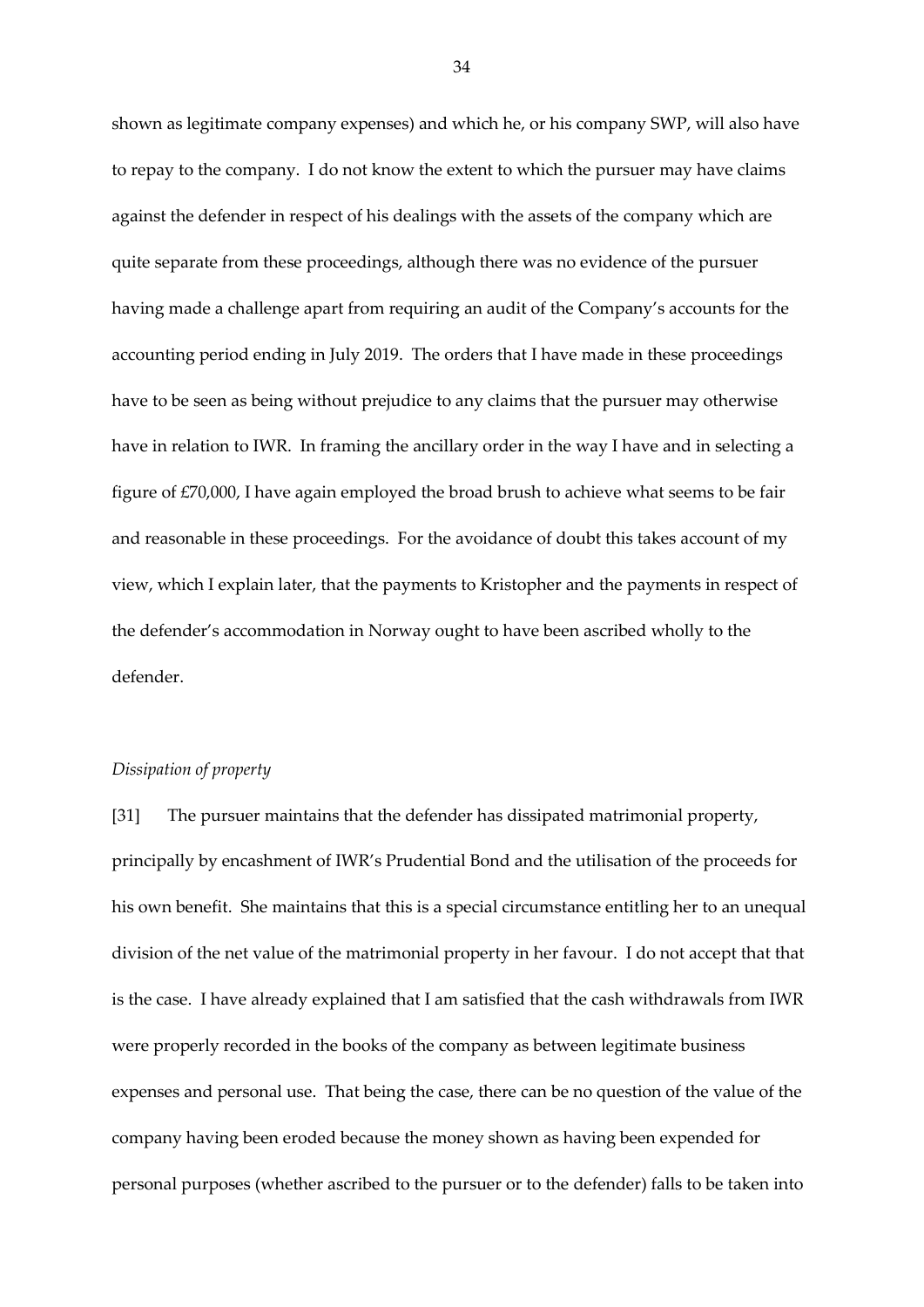shown as legitimate company expenses) and which he, or his company SWP, will also have to repay to the company. I do not know the extent to which the pursuer may have claims against the defender in respect of his dealings with the assets of the company which are quite separate from these proceedings, although there was no evidence of the pursuer having made a challenge apart from requiring an audit of the Company's accounts for the accounting period ending in July 2019. The orders that I have made in these proceedings have to be seen as being without prejudice to any claims that the pursuer may otherwise have in relation to IWR. In framing the ancillary order in the way I have and in selecting a figure of £70,000, I have again employed the broad brush to achieve what seems to be fair and reasonable in these proceedings. For the avoidance of doubt this takes account of my view, which I explain later, that the payments to Kristopher and the payments in respect of the defender's accommodation in Norway ought to have been ascribed wholly to the defender.

*Dissipation of property*

[31] The pursuer maintains that the defender has dissipated matrimonial property, principally by encashment of IWR's Prudential Bond and the utilisation of the proceeds for his own benefit. She maintains that this is a special circumstance entitling her to an unequal division of the net value of the matrimonial property in her favour. I do not accept that that is the case. I have already explained that I am satisfied that the cash withdrawals from IWR were properly recorded in the books of the company as between legitimate business expenses and personal use. That being the case, there can be no question of the value of the company having been eroded because the money shown as having been expended for personal purposes (whether ascribed to the pursuer or to the defender) falls to be taken into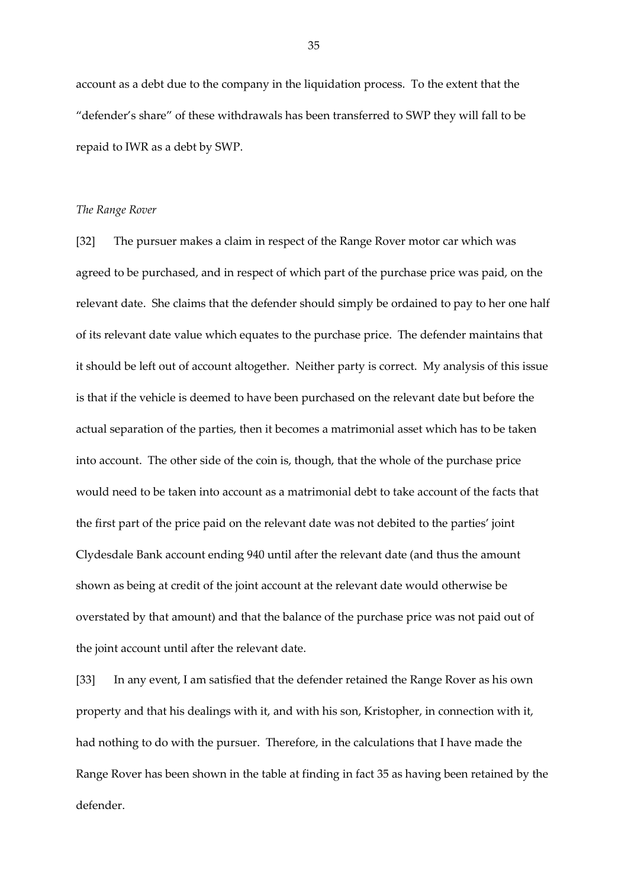account as a debt due to the company in the liquidation process. To the extent that the "defender's share" of these withdrawals has been transferred to SWP they will fall to be repaid to IWR as a debt by SWP.

*The Range Rover*

[32] The pursuer makes a claim in respect of the Range Rover motor car which was agreed to be purchased, and in respect of which part of the purchase price was paid, on the relevant date. She claims that the defender should simply be ordained to pay to her one half of its relevant date value which equates to the purchase price. The defender maintains that it should be left out of account altogether. Neither party is correct. My analysis of this issue is that if the vehicle is deemed to have been purchased on the relevant date but before the actual separation of the parties, then it becomes a matrimonial asset which has to be taken into account. The other side of the coin is, though, that the whole of the purchase price would need to be taken into account as a matrimonial debt to take account of the facts that the first part of the price paid on the relevant date was not debited to the parties' joint Clydesdale Bank account ending 940 until after the relevant date (and thus the amount shown as being at credit of the joint account at the relevant date would otherwise be overstated by that amount) and that the balance of the purchase price was not paid out of the joint account until after the relevant date.

[33] In any event, I am satisfied that the defender retained the Range Rover as his own property and that his dealings with it, and with his son, Kristopher, in connection with it, had nothing to do with the pursuer. Therefore, in the calculations that I have made the Range Rover has been shown in the table at finding in fact 35 as having been retained by the defender.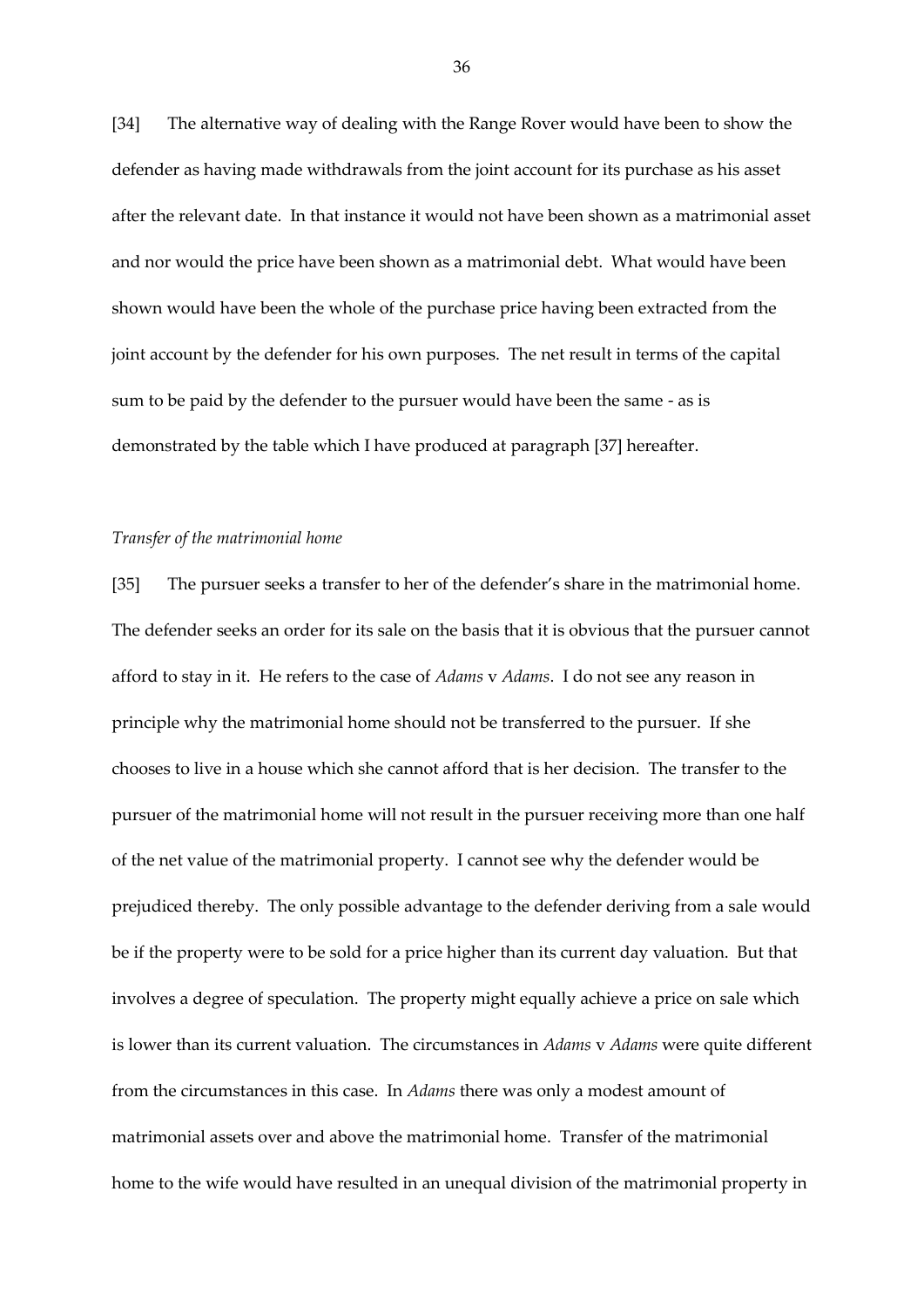[34] The alternative way of dealing with the Range Rover would have been to show the defender as having made withdrawals from the joint account for its purchase as his asset after the relevant date. In that instance it would not have been shown as a matrimonial asset and nor would the price have been shown as a matrimonial debt. What would have been shown would have been the whole of the purchase price having been extracted from the joint account by the defender for his own purposes. The net result in terms of the capital sum to be paid by the defender to the pursuer would have been the same - as is demonstrated by the table which I have produced at paragraph [37] hereafter.

*Transfer of the matrimonial home*

[35] The pursuer seeks a transfer to her of the defender's share in the matrimonial home. The defender seeks an order for its sale on the basis that it is obvious that the pursuer cannot afford to stay in it. He refers to the case of *Adams* v *Adams*. I do not see any reason in principle why the matrimonial home should not be transferred to the pursuer. If she chooses to live in a house which she cannot afford that is her decision. The transfer to the pursuer of the matrimonial home will not result in the pursuer receiving more than one half of the net value of the matrimonial property. I cannot see why the defender would be prejudiced thereby. The only possible advantage to the defender deriving from a sale would be if the property were to be sold for a price higher than its current day valuation. But that involves a degree of speculation. The property might equally achieve a price on sale which is lower than its current valuation. The circumstances in *Adams* v *Adams* were quite different from the circumstances in this case. In *Adams* there was only a modest amount of matrimonial assets over and above the matrimonial home. Transfer of the matrimonial home to the wife would have resulted in an unequal division of the matrimonial property in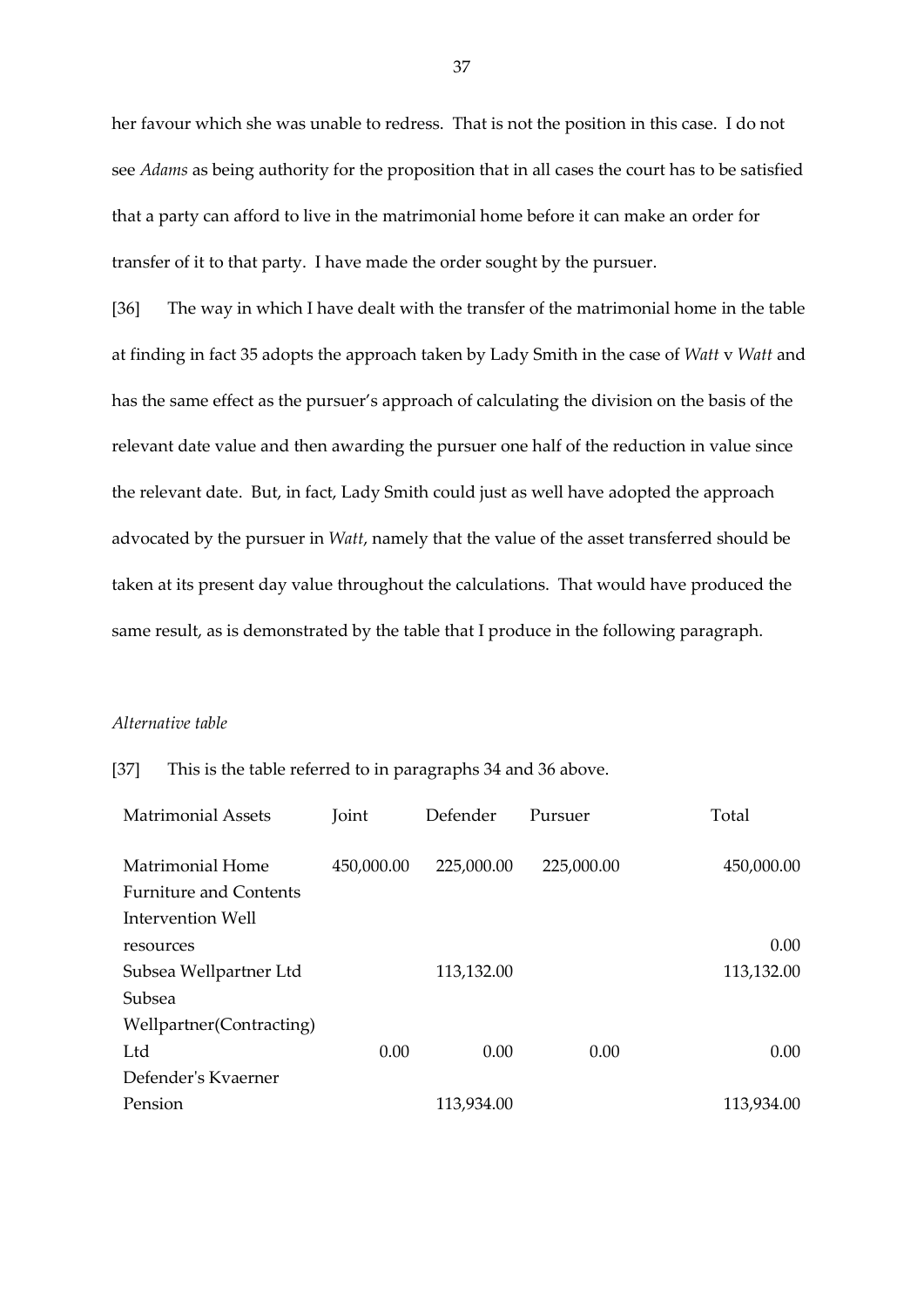her favour which she was unable to redress. That is not the position in this case. I do not see *Adams* as being authority for the proposition that in all cases the court has to be satisfied that a party can afford to live in the matrimonial home before it can make an order for transfer of it to that party. I have made the order sought by the pursuer.

[36] The way in which I have dealt with the transfer of the matrimonial home in the table at finding in fact 35 adopts the approach taken by Lady Smith in the case of *Watt* v *Watt* and has the same effect as the pursuer's approach of calculating the division on the basis of the relevant date value and then awarding the pursuer one half of the reduction in value since the relevant date. But, in fact, Lady Smith could just as well have adopted the approach advocated by the pursuer in *Watt*, namely that the value of the asset transferred should be taken at its present day value throughout the calculations. That would have produced the same result, as is demonstrated by the table that I produce in the following paragraph.

*Alternative table*

[37] This is the table referred to in paragraphs 34 and 36 above.

| Matrimonial Assets | Joint | Defender | Pursuer | Total |
|---|---|---|---|---|
| Matrimonial Home | 450,000.00 | 225,000.00 | 225,000.00 | 450,000.00 |
| Furniture and Contents | | | | |
| Intervention Well resources | | | | 0.00 |
| Subsea Wellpartner Ltd | | 113,132.00 | | 113,132.00 |
| Subsea Wellpartner(Contracting) Ltd | 0.00 | 0.00 | 0.00 | 0.00 |
| Defender's Kvaerner Pension | | 113,934.00 | | 113,934.00 |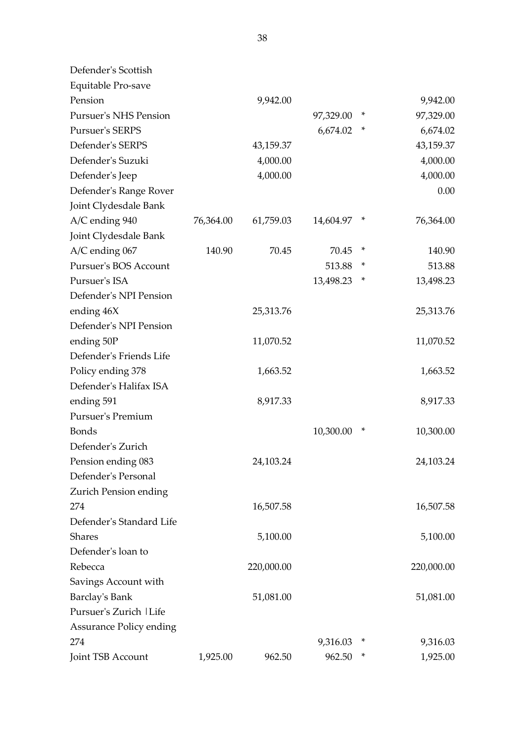| | | | | | |
|---|---|---|---|---|---|
| Defender's Scottish Equitable Pro-save Pension | | 9,942.00 | | | 9,942.00 |
| Pursuer's NHS Pension | | | 97,329.00 | * | 97,329.00 |
| Pursuer's SERPS | | | 6,674.02 | * | 6,674.02 |
| Defender's SERPS | | 43,159.37 | | | 43,159.37 |
| Defender's Suzuki | | 4,000.00 | | | 4,000.00 |
| Defender's Jeep | | 4,000.00 | | | 4,000.00 |
| Defender's Range Rover | | | | | 0.00 |
| Joint Clydesdale Bank A/C ending 940 | 76,364.00 | 61,759.03 | 14,604.97 | * | 76,364.00 |
| Joint Clydesdale Bank A/C ending 067 | 140.90 | 70.45 | 70.45 | * | 140.90 |
| Pursuer's BOS Account | | | 513.88 | * | 513.88 |
| Pursuer's ISA | | | 13,498.23 | * | 13,498.23 |
| Defender's NPI Pension ending 46X | | 25,313.76 | | | 25,313.76 |
| Defender's NPI Pension ending 50P | | 11,070.52 | | | 11,070.52 |
| Defender's Friends Life Policy ending 378 | | 1,663.52 | | | 1,663.52 |
| Defender's Halifax ISA ending 591 | | 8,917.33 | | | 8,917.33 |
| Pursuer's Premium Bonds | | | 10,300.00 | * | 10,300.00 |
| Defender's Zurich Pension ending 083 | | 24,103.24 | | | 24,103.24 |
| Defender's Personal Zurich Pension ending 274 | | 16,507.58 | | | 16,507.58 |
| Defender's Standard Life Shares | | 5,100.00 | | | 5,100.00 |
| Defender's loan to Rebecca | | 220,000.00 | | | 220,000.00 |
| Savings Account with Barclay's Bank | | 51,081.00 | | | 51,081.00 |
| Pursuer's Zurich \|Life Assurance Policy ending 274 | | | 9,316.03 | * | 9,316.03 |
| Joint TSB Account | 1,925.00 | 962.50 | 962.50 | * | 1,925.00 |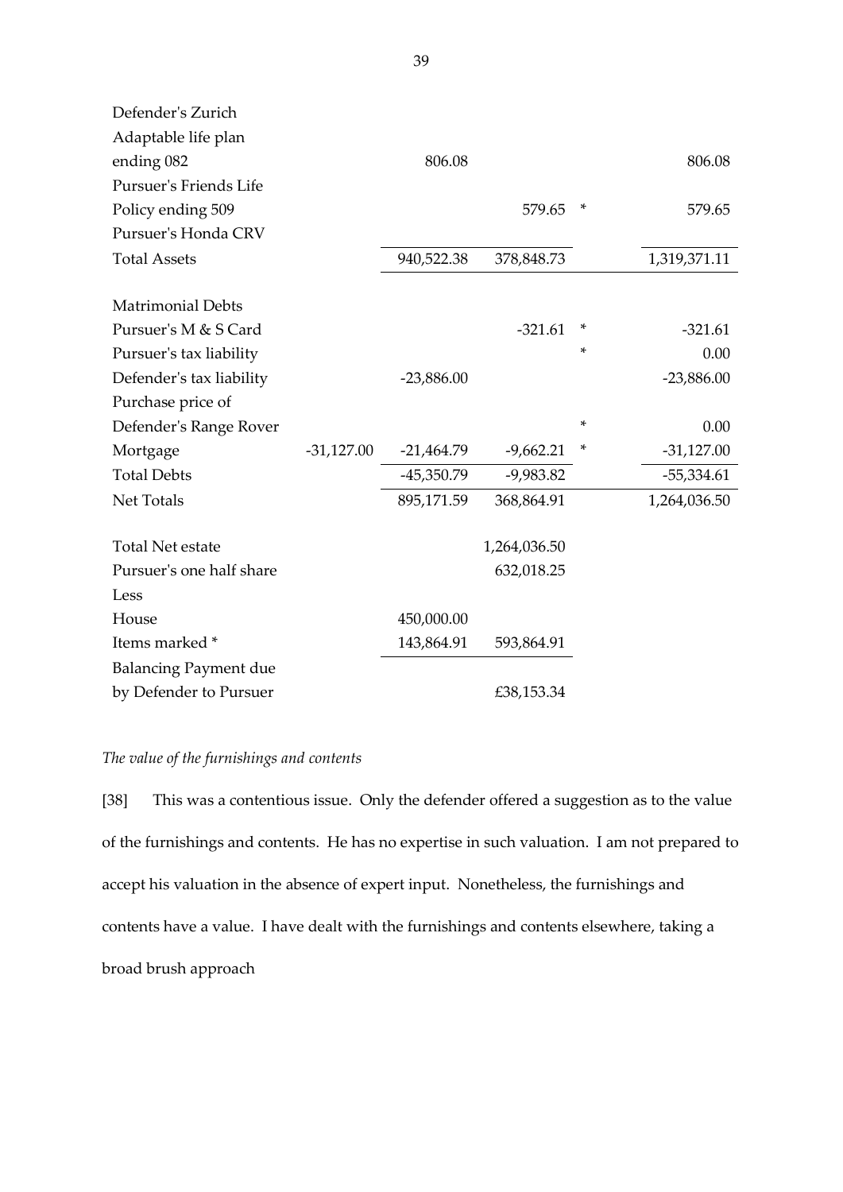| | | | | | |
|---|---|---|---|---|---|
| Defender's Zurich Adaptable life plan ending 082 | | 806.08 | | | 806.08 |
| Pursuer's Friends Life Policy ending 509 | | | 579.65 | * | 579.65 |
| Pursuer's Honda CRV | | | | | |
| Total Assets | | 940,522.38 | 378,848.73 | | 1,319,371.11 |
| | | | | | |
| Matrimonial Debts | | | | | |
| Pursuer's M & S Card | | | -321.61 | * | -321.61 |
| Pursuer's tax liability | | | | * | 0.00 |
| Defender's tax liability | | -23,886.00 | | | -23,886.00 |
| Purchase price of Defender's Range Rover | | | | * | 0.00 |
| Mortgage | -31,127.00 | -21,464.79 | -9,662.21 | * | -31,127.00 |
| Total Debts | | -45,350.79 | -9,983.82 | | -55,334.61 |
| Net Totals | | 895,171.59 | 368,864.91 | | 1,264,036.50 |
| | | | | | |
| Total Net estate | | | 1,264,036.50 | | |
| Pursuer's one half share | | | 632,018.25 | | |
| Less | | | | | |
| House | | 450,000.00 | | | |
| Items marked * | | 143,864.91 | 593,864.91 | | |
| Balancing Payment due by Defender to Pursuer | | | £38,153.34 | | |

*The value of the furnishings and contents*

[38] This was a contentious issue. Only the defender offered a suggestion as to the value of the furnishings and contents. He has no expertise in such valuation. I am not prepared to accept his valuation in the absence of expert input. Nonetheless, the furnishings and contents have a value. I have dealt with the furnishings and contents elsewhere, taking a broad brush approach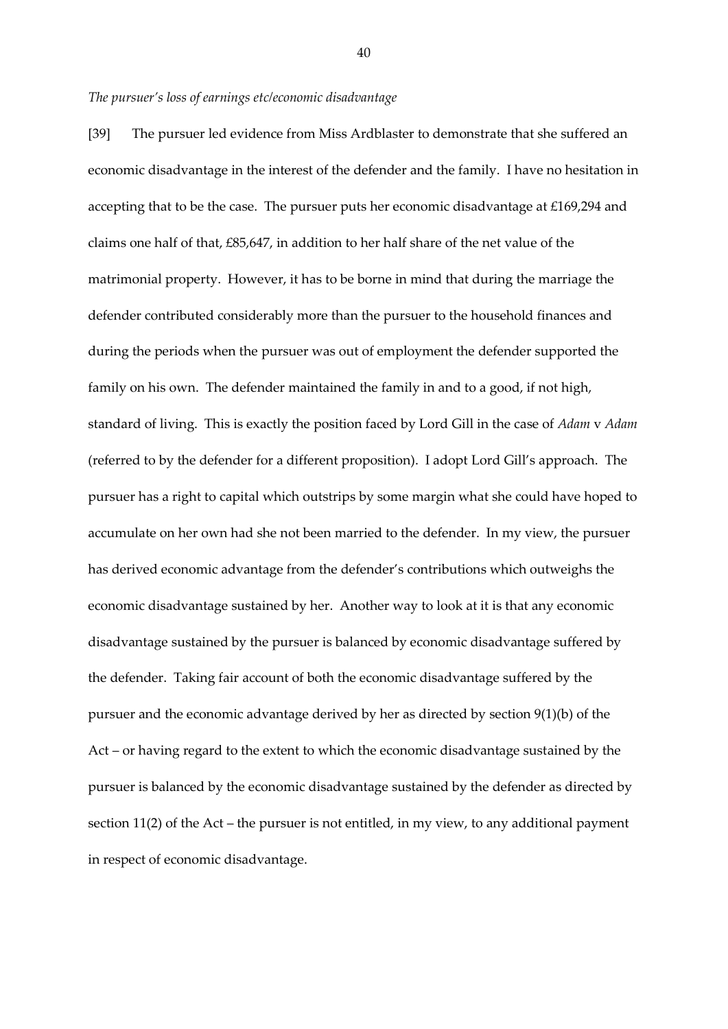*The pursuer's loss of earnings etc/economic disadvantage*

[39] The pursuer led evidence from Miss Ardblaster to demonstrate that she suffered an economic disadvantage in the interest of the defender and the family. I have no hesitation in accepting that to be the case. The pursuer puts her economic disadvantage at £169,294 and claims one half of that, £85,647, in addition to her half share of the net value of the matrimonial property. However, it has to be borne in mind that during the marriage the defender contributed considerably more than the pursuer to the household finances and during the periods when the pursuer was out of employment the defender supported the family on his own. The defender maintained the family in and to a good, if not high, standard of living. This is exactly the position faced by Lord Gill in the case of *Adam* v *Adam* (referred to by the defender for a different proposition). I adopt Lord Gill's approach. The pursuer has a right to capital which outstrips by some margin what she could have hoped to accumulate on her own had she not been married to the defender. In my view, the pursuer has derived economic advantage from the defender's contributions which outweighs the economic disadvantage sustained by her. Another way to look at it is that any economic disadvantage sustained by the pursuer is balanced by economic disadvantage suffered by the defender. Taking fair account of both the economic disadvantage suffered by the pursuer and the economic advantage derived by her as directed by section 9(1)(b) of the Act – or having regard to the extent to which the economic disadvantage sustained by the pursuer is balanced by the economic disadvantage sustained by the defender as directed by section 11(2) of the Act – the pursuer is not entitled, in my view, to any additional payment in respect of economic disadvantage.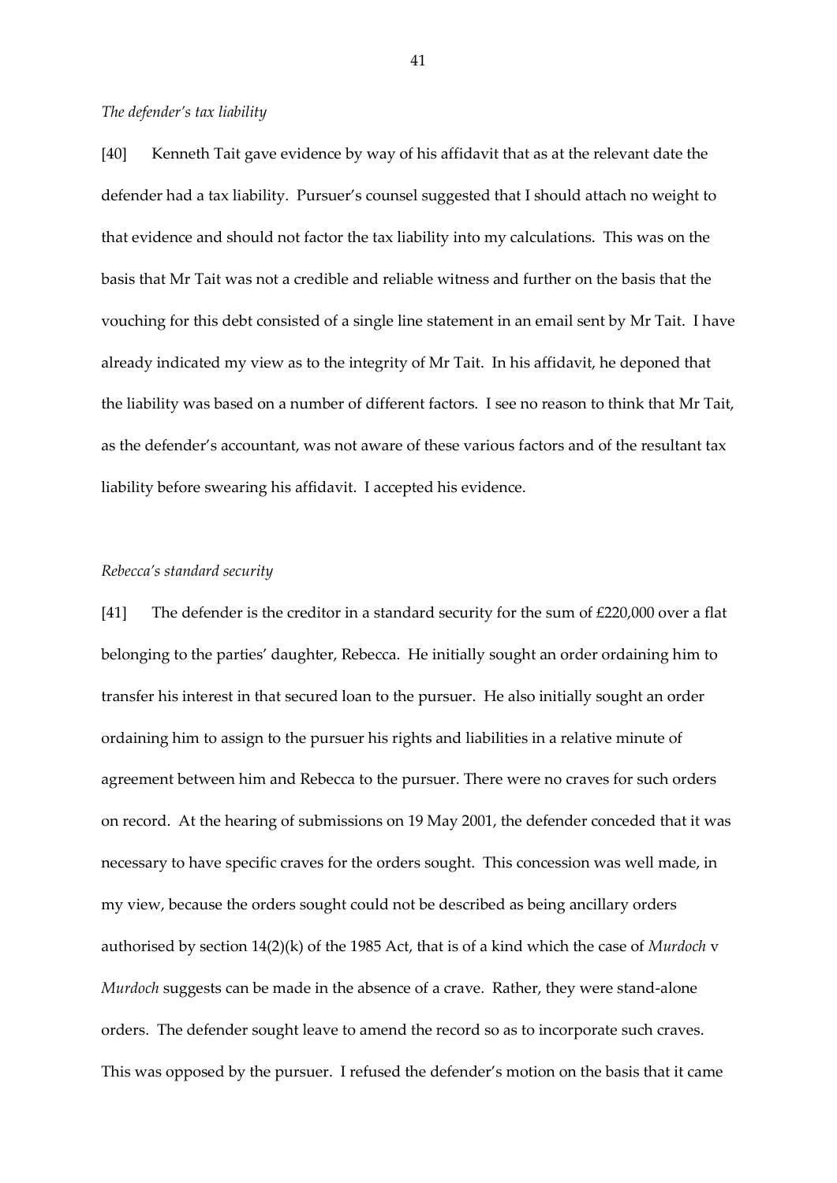*The defender's tax liability*

[40] Kenneth Tait gave evidence by way of his affidavit that as at the relevant date the defender had a tax liability. Pursuer's counsel suggested that I should attach no weight to that evidence and should not factor the tax liability into my calculations. This was on the basis that Mr Tait was not a credible and reliable witness and further on the basis that the vouching for this debt consisted of a single line statement in an email sent by Mr Tait. I have already indicated my view as to the integrity of Mr Tait. In his affidavit, he deponed that the liability was based on a number of different factors. I see no reason to think that Mr Tait, as the defender's accountant, was not aware of these various factors and of the resultant tax liability before swearing his affidavit. I accepted his evidence.

*Rebecca's standard security*

[41] The defender is the creditor in a standard security for the sum of £220,000 over a flat belonging to the parties' daughter, Rebecca. He initially sought an order ordaining him to transfer his interest in that secured loan to the pursuer. He also initially sought an order ordaining him to assign to the pursuer his rights and liabilities in a relative minute of agreement between him and Rebecca to the pursuer. There were no craves for such orders on record. At the hearing of submissions on 19 May 2001, the defender conceded that it was necessary to have specific craves for the orders sought. This concession was well made, in my view, because the orders sought could not be described as being ancillary orders authorised by section 14(2)(k) of the 1985 Act, that is of a kind which the case of *Murdoch* v *Murdoch* suggests can be made in the absence of a crave. Rather, they were stand-alone orders. The defender sought leave to amend the record so as to incorporate such craves. This was opposed by the pursuer. I refused the defender's motion on the basis that it came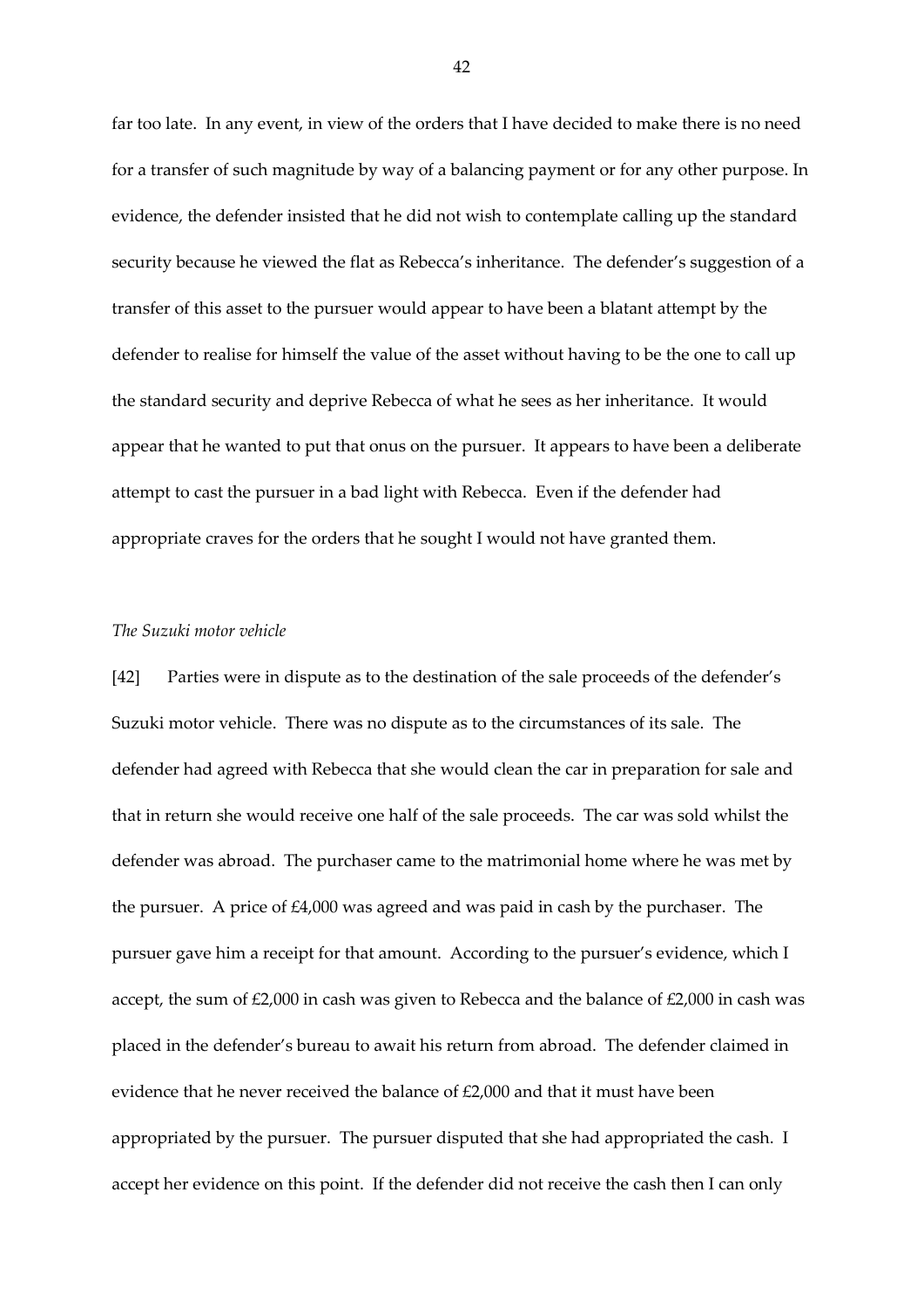far too late. In any event, in view of the orders that I have decided to make there is no need for a transfer of such magnitude by way of a balancing payment or for any other purpose. In evidence, the defender insisted that he did not wish to contemplate calling up the standard security because he viewed the flat as Rebecca's inheritance. The defender's suggestion of a transfer of this asset to the pursuer would appear to have been a blatant attempt by the defender to realise for himself the value of the asset without having to be the one to call up the standard security and deprive Rebecca of what he sees as her inheritance. It would appear that he wanted to put that onus on the pursuer. It appears to have been a deliberate attempt to cast the pursuer in a bad light with Rebecca. Even if the defender had appropriate craves for the orders that he sought I would not have granted them.

*The Suzuki motor vehicle*

[42] Parties were in dispute as to the destination of the sale proceeds of the defender's Suzuki motor vehicle. There was no dispute as to the circumstances of its sale. The defender had agreed with Rebecca that she would clean the car in preparation for sale and that in return she would receive one half of the sale proceeds. The car was sold whilst the defender was abroad. The purchaser came to the matrimonial home where he was met by the pursuer. A price of £4,000 was agreed and was paid in cash by the purchaser. The pursuer gave him a receipt for that amount. According to the pursuer's evidence, which I accept, the sum of £2,000 in cash was given to Rebecca and the balance of £2,000 in cash was placed in the defender's bureau to await his return from abroad. The defender claimed in evidence that he never received the balance of £2,000 and that it must have been appropriated by the pursuer. The pursuer disputed that she had appropriated the cash. I accept her evidence on this point. If the defender did not receive the cash then I can only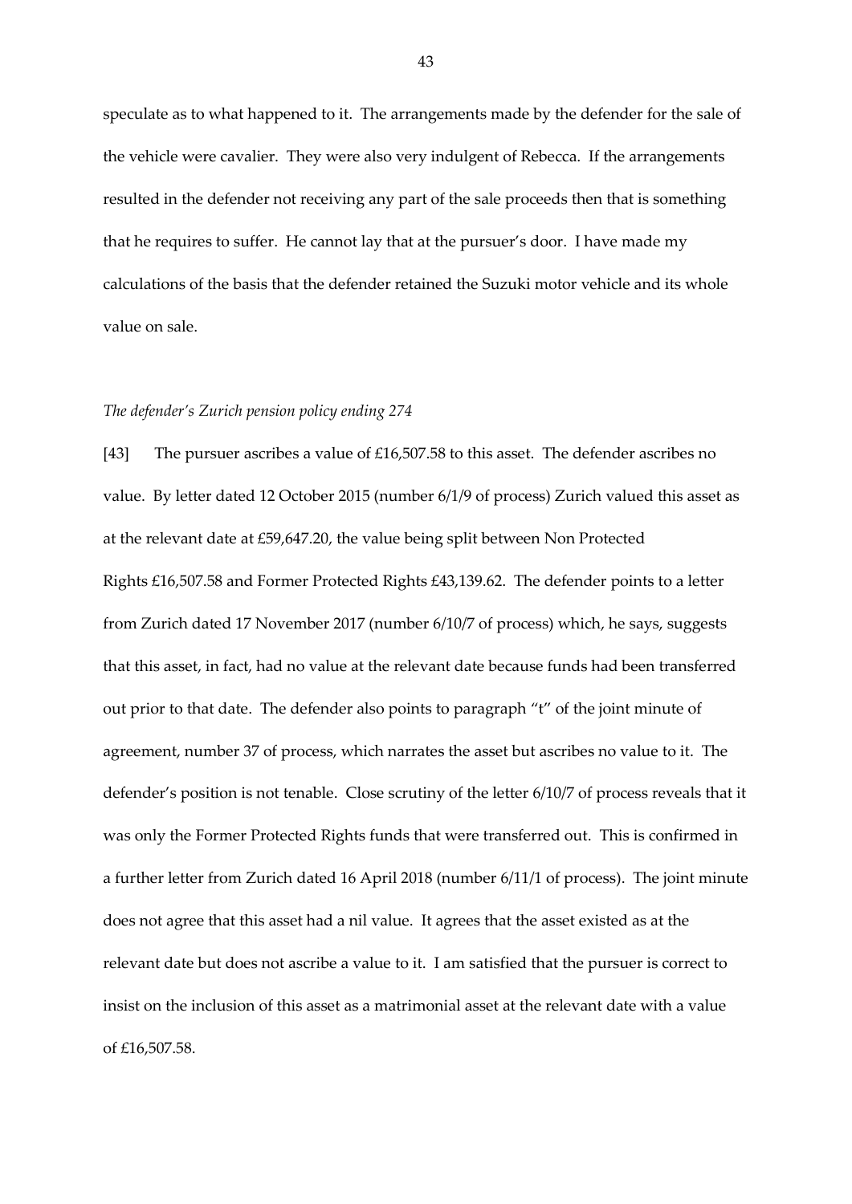speculate as to what happened to it. The arrangements made by the defender for the sale of the vehicle were cavalier. They were also very indulgent of Rebecca. If the arrangements resulted in the defender not receiving any part of the sale proceeds then that is something that he requires to suffer. He cannot lay that at the pursuer's door. I have made my calculations of the basis that the defender retained the Suzuki motor vehicle and its whole value on sale.

*The defender's Zurich pension policy ending 274*

[43] The pursuer ascribes a value of £16,507.58 to this asset. The defender ascribes no value. By letter dated 12 October 2015 (number 6/1/9 of process) Zurich valued this asset as at the relevant date at £59,647.20, the value being split between Non Protected Rights £16,507.58 and Former Protected Rights £43,139.62. The defender points to a letter from Zurich dated 17 November 2017 (number 6/10/7 of process) which, he says, suggests that this asset, in fact, had no value at the relevant date because funds had been transferred out prior to that date. The defender also points to paragraph "t" of the joint minute of agreement, number 37 of process, which narrates the asset but ascribes no value to it. The defender's position is not tenable. Close scrutiny of the letter 6/10/7 of process reveals that it was only the Former Protected Rights funds that were transferred out. This is confirmed in a further letter from Zurich dated 16 April 2018 (number 6/11/1 of process). The joint minute does not agree that this asset had a nil value. It agrees that the asset existed as at the relevant date but does not ascribe a value to it. I am satisfied that the pursuer is correct to insist on the inclusion of this asset as a matrimonial asset at the relevant date with a value of £16,507.58.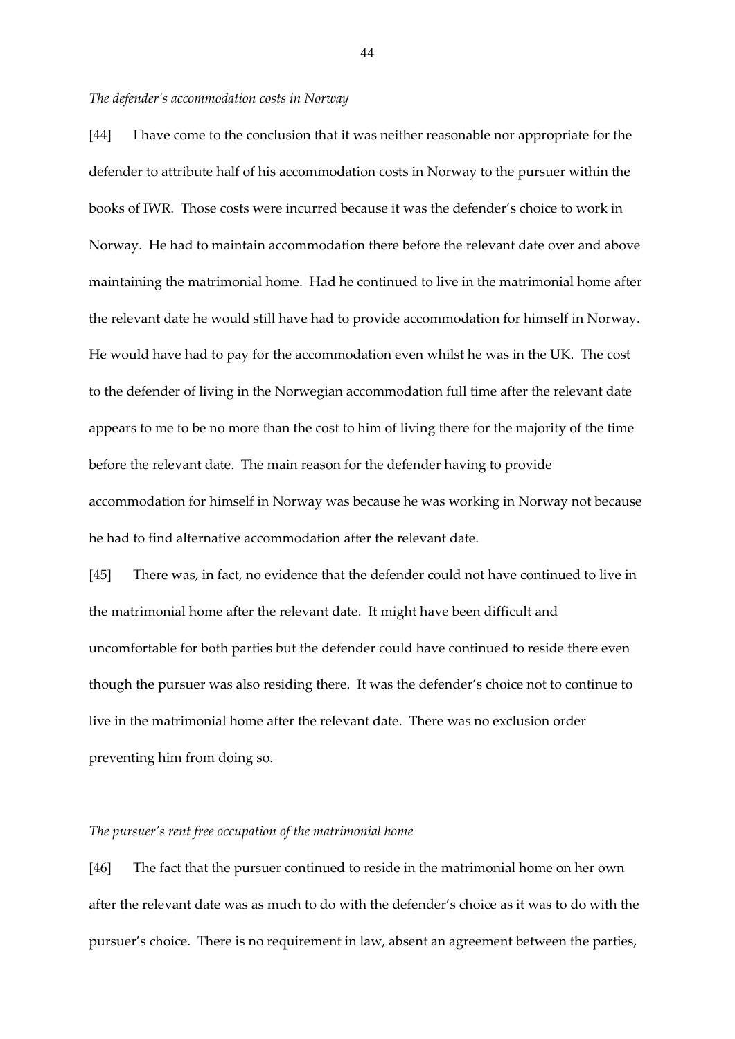*The defender's accommodation costs in Norway*

[44] I have come to the conclusion that it was neither reasonable nor appropriate for the defender to attribute half of his accommodation costs in Norway to the pursuer within the books of IWR. Those costs were incurred because it was the defender's choice to work in Norway. He had to maintain accommodation there before the relevant date over and above maintaining the matrimonial home. Had he continued to live in the matrimonial home after the relevant date he would still have had to provide accommodation for himself in Norway. He would have had to pay for the accommodation even whilst he was in the UK. The cost to the defender of living in the Norwegian accommodation full time after the relevant date appears to me to be no more than the cost to him of living there for the majority of the time before the relevant date. The main reason for the defender having to provide accommodation for himself in Norway was because he was working in Norway not because he had to find alternative accommodation after the relevant date.

[45] There was, in fact, no evidence that the defender could not have continued to live in the matrimonial home after the relevant date. It might have been difficult and uncomfortable for both parties but the defender could have continued to reside there even though the pursuer was also residing there. It was the defender's choice not to continue to live in the matrimonial home after the relevant date. There was no exclusion order preventing him from doing so.

*The pursuer's rent free occupation of the matrimonial home*

[46] The fact that the pursuer continued to reside in the matrimonial home on her own after the relevant date was as much to do with the defender's choice as it was to do with the pursuer's choice. There is no requirement in law, absent an agreement between the parties,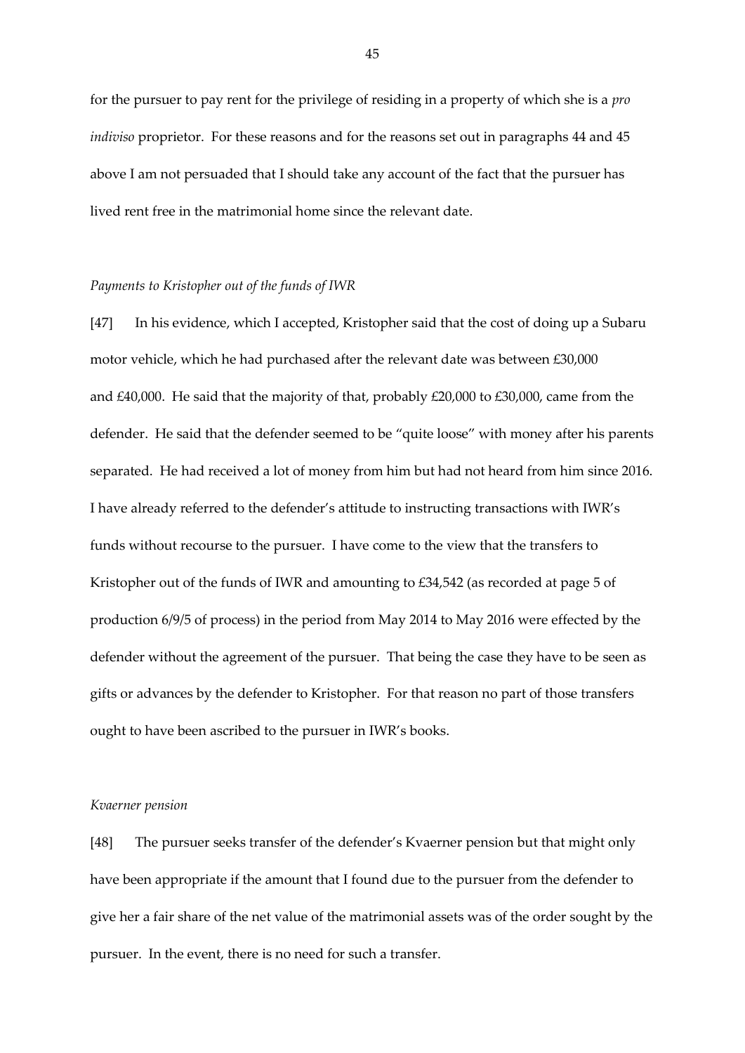for the pursuer to pay rent for the privilege of residing in a property of which she is a *pro indiviso* proprietor. For these reasons and for the reasons set out in paragraphs 44 and 45 above I am not persuaded that I should take any account of the fact that the pursuer has lived rent free in the matrimonial home since the relevant date.

*Payments to Kristopher out of the funds of IWR*

[47] In his evidence, which I accepted, Kristopher said that the cost of doing up a Subaru motor vehicle, which he had purchased after the relevant date was between £30,000 and £40,000. He said that the majority of that, probably £20,000 to £30,000, came from the defender. He said that the defender seemed to be "quite loose" with money after his parents separated. He had received a lot of money from him but had not heard from him since 2016. I have already referred to the defender's attitude to instructing transactions with IWR's funds without recourse to the pursuer. I have come to the view that the transfers to Kristopher out of the funds of IWR and amounting to £34,542 (as recorded at page 5 of production 6/9/5 of process) in the period from May 2014 to May 2016 were effected by the defender without the agreement of the pursuer. That being the case they have to be seen as gifts or advances by the defender to Kristopher. For that reason no part of those transfers ought to have been ascribed to the pursuer in IWR's books.

*Kvaerner pension*

[48] The pursuer seeks transfer of the defender's Kvaerner pension but that might only have been appropriate if the amount that I found due to the pursuer from the defender to give her a fair share of the net value of the matrimonial assets was of the order sought by the pursuer. In the event, there is no need for such a transfer.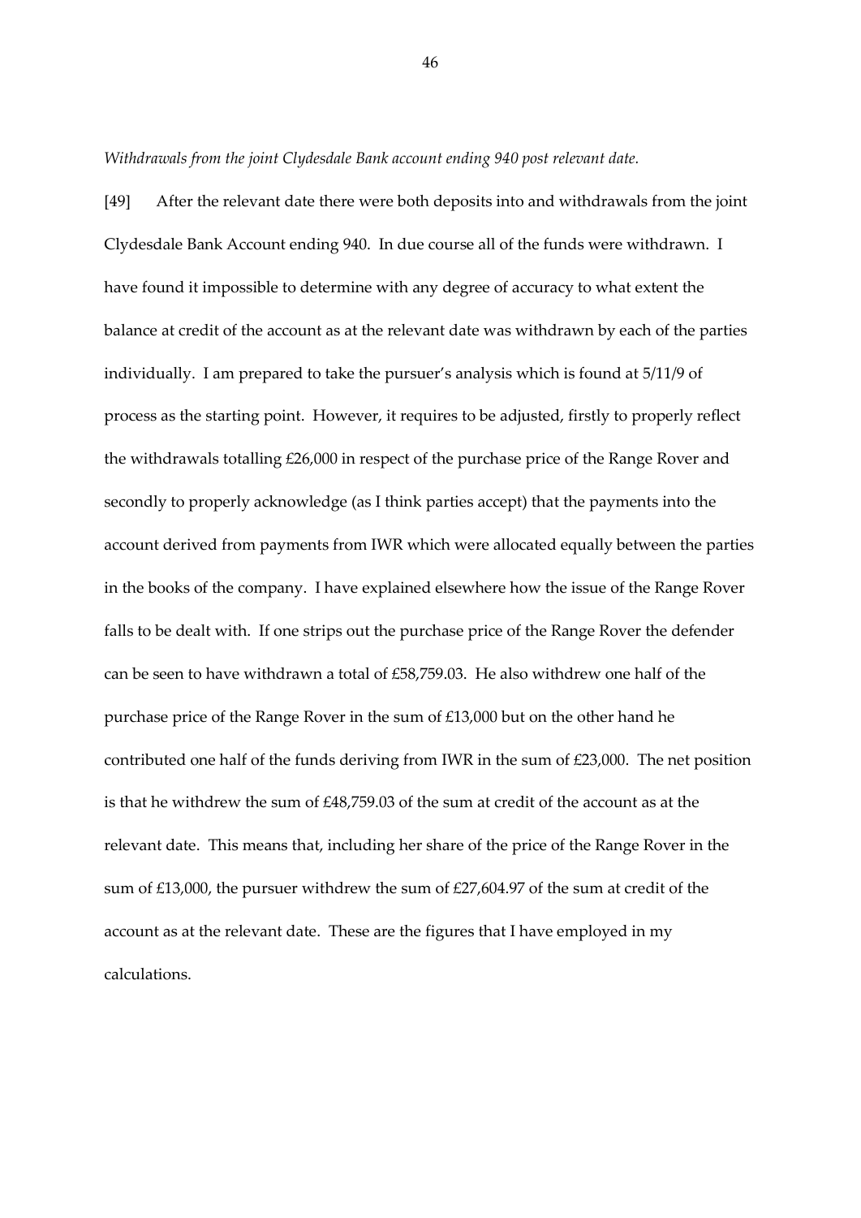*Withdrawals from the joint Clydesdale Bank account ending 940 post relevant date.*

[49] After the relevant date there were both deposits into and withdrawals from the joint Clydesdale Bank Account ending 940. In due course all of the funds were withdrawn. I have found it impossible to determine with any degree of accuracy to what extent the balance at credit of the account as at the relevant date was withdrawn by each of the parties individually. I am prepared to take the pursuer's analysis which is found at 5/11/9 of process as the starting point. However, it requires to be adjusted, firstly to properly reflect the withdrawals totalling £26,000 in respect of the purchase price of the Range Rover and secondly to properly acknowledge (as I think parties accept) that the payments into the account derived from payments from IWR which were allocated equally between the parties in the books of the company. I have explained elsewhere how the issue of the Range Rover falls to be dealt with. If one strips out the purchase price of the Range Rover the defender can be seen to have withdrawn a total of £58,759.03. He also withdrew one half of the purchase price of the Range Rover in the sum of £13,000 but on the other hand he contributed one half of the funds deriving from IWR in the sum of £23,000. The net position is that he withdrew the sum of £48,759.03 of the sum at credit of the account as at the relevant date. This means that, including her share of the price of the Range Rover in the sum of £13,000, the pursuer withdrew the sum of £27,604.97 of the sum at credit of the account as at the relevant date. These are the figures that I have employed in my calculations.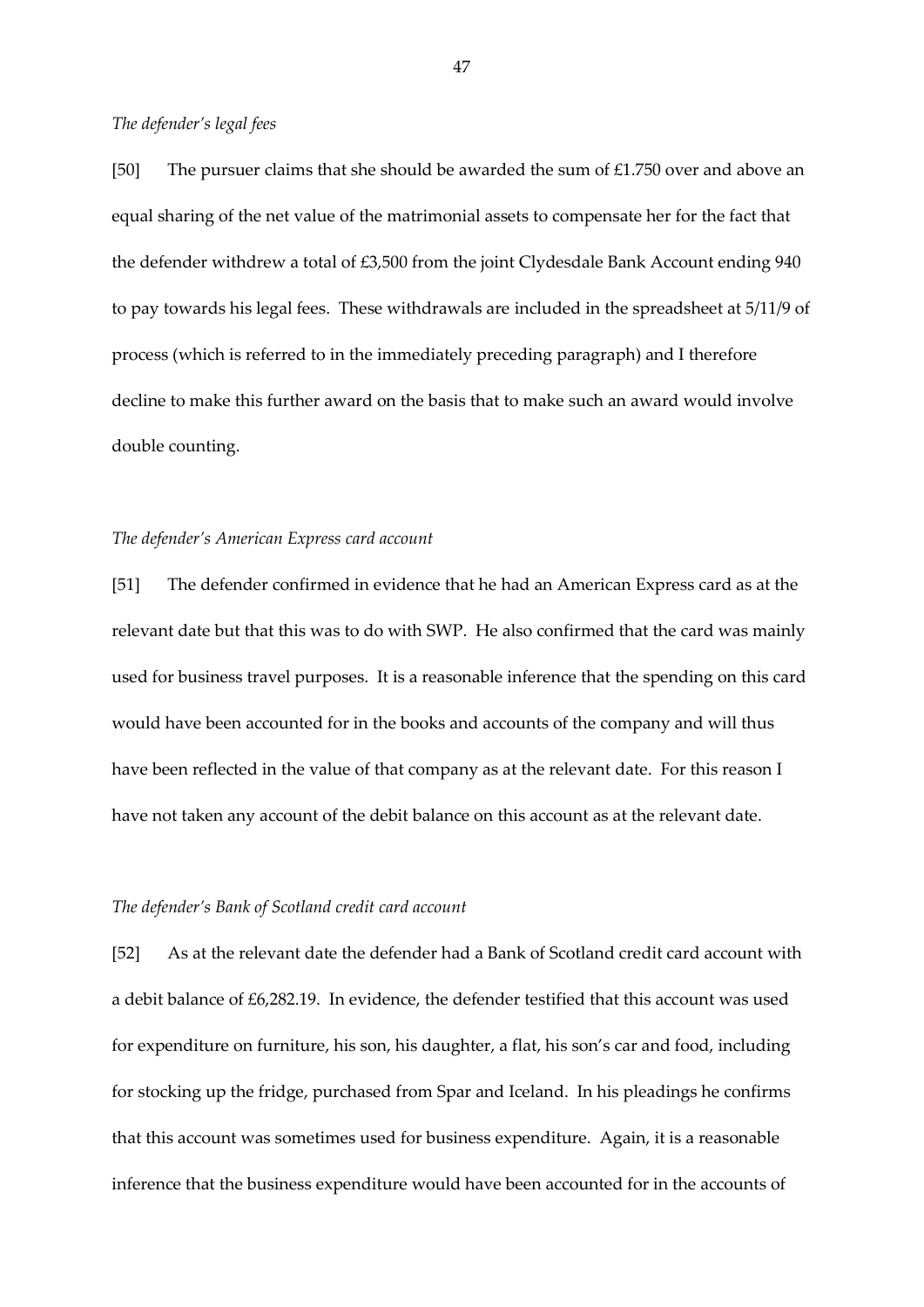*The defender's legal fees*

[50] The pursuer claims that she should be awarded the sum of £1.750 over and above an equal sharing of the net value of the matrimonial assets to compensate her for the fact that the defender withdrew a total of £3,500 from the joint Clydesdale Bank Account ending 940 to pay towards his legal fees. These withdrawals are included in the spreadsheet at 5/11/9 of process (which is referred to in the immediately preceding paragraph) and I therefore decline to make this further award on the basis that to make such an award would involve double counting.

*The defender's American Express card account*

[51] The defender confirmed in evidence that he had an American Express card as at the relevant date but that this was to do with SWP. He also confirmed that the card was mainly used for business travel purposes. It is a reasonable inference that the spending on this card would have been accounted for in the books and accounts of the company and will thus have been reflected in the value of that company as at the relevant date. For this reason I have not taken any account of the debit balance on this account as at the relevant date.

*The defender's Bank of Scotland credit card account*

[52] As at the relevant date the defender had a Bank of Scotland credit card account with a debit balance of £6,282.19. In evidence, the defender testified that this account was used for expenditure on furniture, his son, his daughter, a flat, his son's car and food, including for stocking up the fridge, purchased from Spar and Iceland. In his pleadings he confirms that this account was sometimes used for business expenditure. Again, it is a reasonable inference that the business expenditure would have been accounted for in the accounts of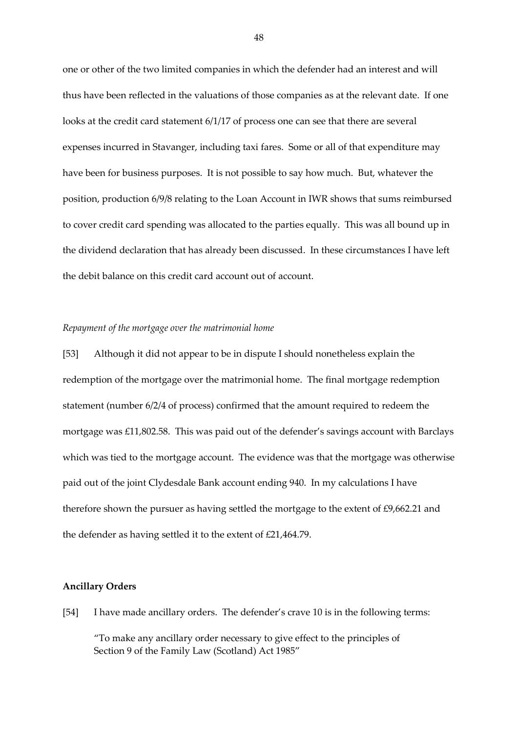one or other of the two limited companies in which the defender had an interest and will thus have been reflected in the valuations of those companies as at the relevant date. If one looks at the credit card statement 6/1/17 of process one can see that there are several expenses incurred in Stavanger, including taxi fares. Some or all of that expenditure may have been for business purposes. It is not possible to say how much. But, whatever the position, production 6/9/8 relating to the Loan Account in IWR shows that sums reimbursed to cover credit card spending was allocated to the parties equally. This was all bound up in the dividend declaration that has already been discussed. In these circumstances I have left the debit balance on this credit card account out of account.

*Repayment of the mortgage over the matrimonial home*

[53] Although it did not appear to be in dispute I should nonetheless explain the redemption of the mortgage over the matrimonial home. The final mortgage redemption statement (number 6/2/4 of process) confirmed that the amount required to redeem the mortgage was £11,802.58. This was paid out of the defender's savings account with Barclays which was tied to the mortgage account. The evidence was that the mortgage was otherwise paid out of the joint Clydesdale Bank account ending 940. In my calculations I have therefore shown the pursuer as having settled the mortgage to the extent of £9,662.21 and the defender as having settled it to the extent of £21,464.79.

**Ancillary Orders**

[54] I have made ancillary orders. The defender's crave 10 is in the following terms:

> "To make any ancillary order necessary to give effect to the principles of Section 9 of the Family Law (Scotland) Act 1985"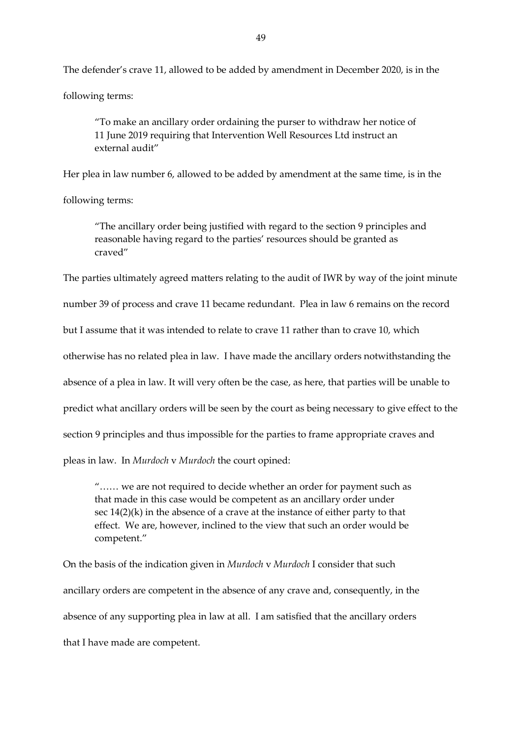The defender's crave 11, allowed to be added by amendment in December 2020, is in the following terms:

> "To make an ancillary order ordaining the purser to withdraw her notice of 11 June 2019 requiring that Intervention Well Resources Ltd instruct an external audit"

Her plea in law number 6, allowed to be added by amendment at the same time, is in the following terms:

> "The ancillary order being justified with regard to the section 9 principles and reasonable having regard to the parties' resources should be granted as craved"

The parties ultimately agreed matters relating to the audit of IWR by way of the joint minute number 39 of process and crave 11 became redundant. Plea in law 6 remains on the record but I assume that it was intended to relate to crave 11 rather than to crave 10, which otherwise has no related plea in law. I have made the ancillary orders notwithstanding the absence of a plea in law. It will very often be the case, as here, that parties will be unable to predict what ancillary orders will be seen by the court as being necessary to give effect to the section 9 principles and thus impossible for the parties to frame appropriate craves and pleas in law. In *Murdoch* v *Murdoch* the court opined:

> "…… we are not required to decide whether an order for payment such as that made in this case would be competent as an ancillary order under sec 14(2)(k) in the absence of a crave at the instance of either party to that effect. We are, however, inclined to the view that such an order would be competent."

On the basis of the indication given in *Murdoch* v *Murdoch* I consider that such ancillary orders are competent in the absence of any crave and, consequently, in the absence of any supporting plea in law at all. I am satisfied that the ancillary orders that I have made are competent.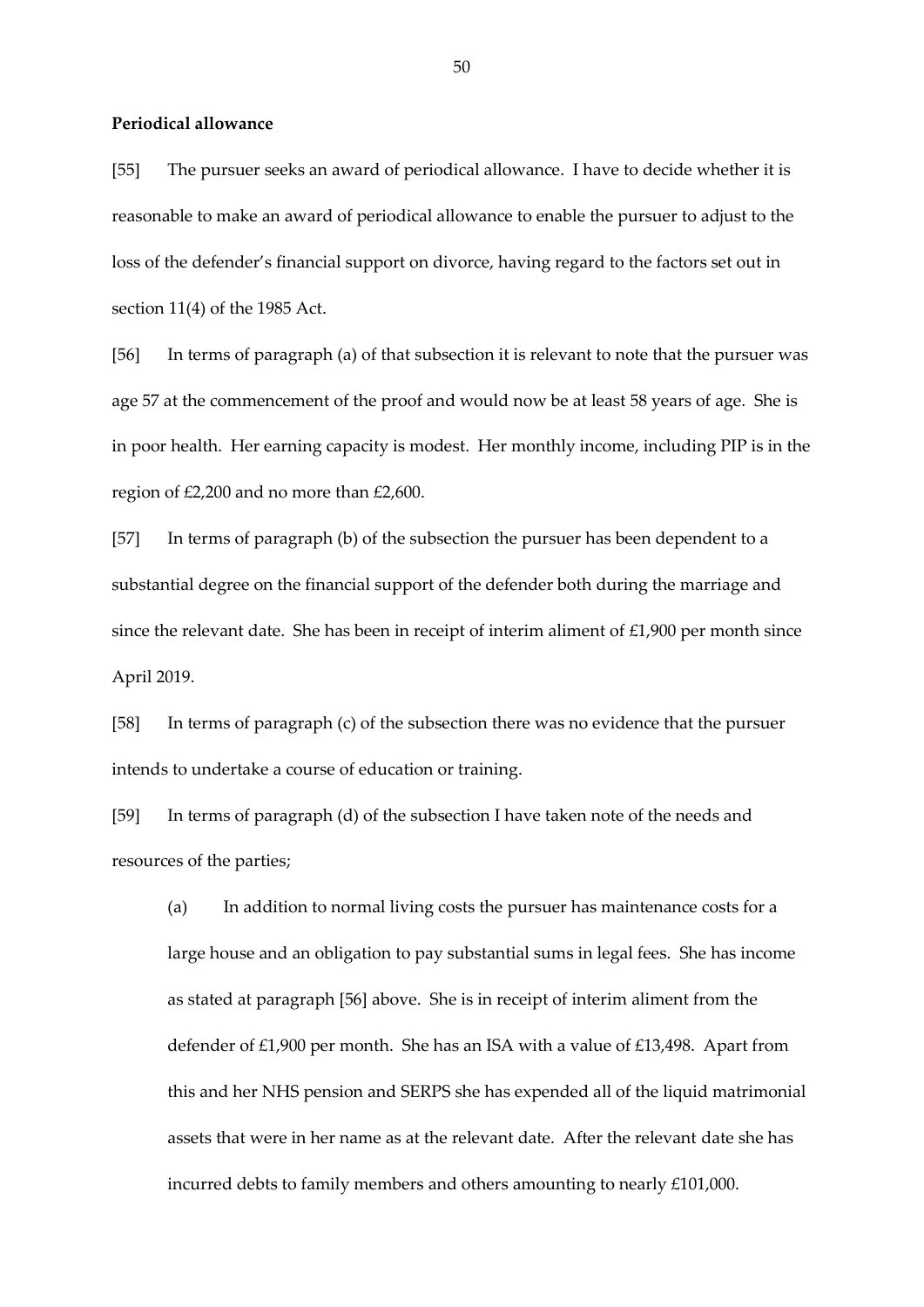**Periodical allowance**

[55] The pursuer seeks an award of periodical allowance. I have to decide whether it is reasonable to make an award of periodical allowance to enable the pursuer to adjust to the loss of the defender's financial support on divorce, having regard to the factors set out in section 11(4) of the 1985 Act.

[56] In terms of paragraph (a) of that subsection it is relevant to note that the pursuer was age 57 at the commencement of the proof and would now be at least 58 years of age. She is in poor health. Her earning capacity is modest. Her monthly income, including PIP is in the region of £2,200 and no more than £2,600.

[57] In terms of paragraph (b) of the subsection the pursuer has been dependent to a substantial degree on the financial support of the defender both during the marriage and since the relevant date. She has been in receipt of interim aliment of £1,900 per month since April 2019.

[58] In terms of paragraph (c) of the subsection there was no evidence that the pursuer intends to undertake a course of education or training.

[59] In terms of paragraph (d) of the subsection I have taken note of the needs and resources of the parties;

> (a) In addition to normal living costs the pursuer has maintenance costs for a large house and an obligation to pay substantial sums in legal fees. She has income as stated at paragraph [56] above. She is in receipt of interim aliment from the defender of £1,900 per month. She has an ISA with a value of £13,498. Apart from this and her NHS pension and SERPS she has expended all of the liquid matrimonial assets that were in her name as at the relevant date. After the relevant date she has incurred debts to family members and others amounting to nearly £101,000.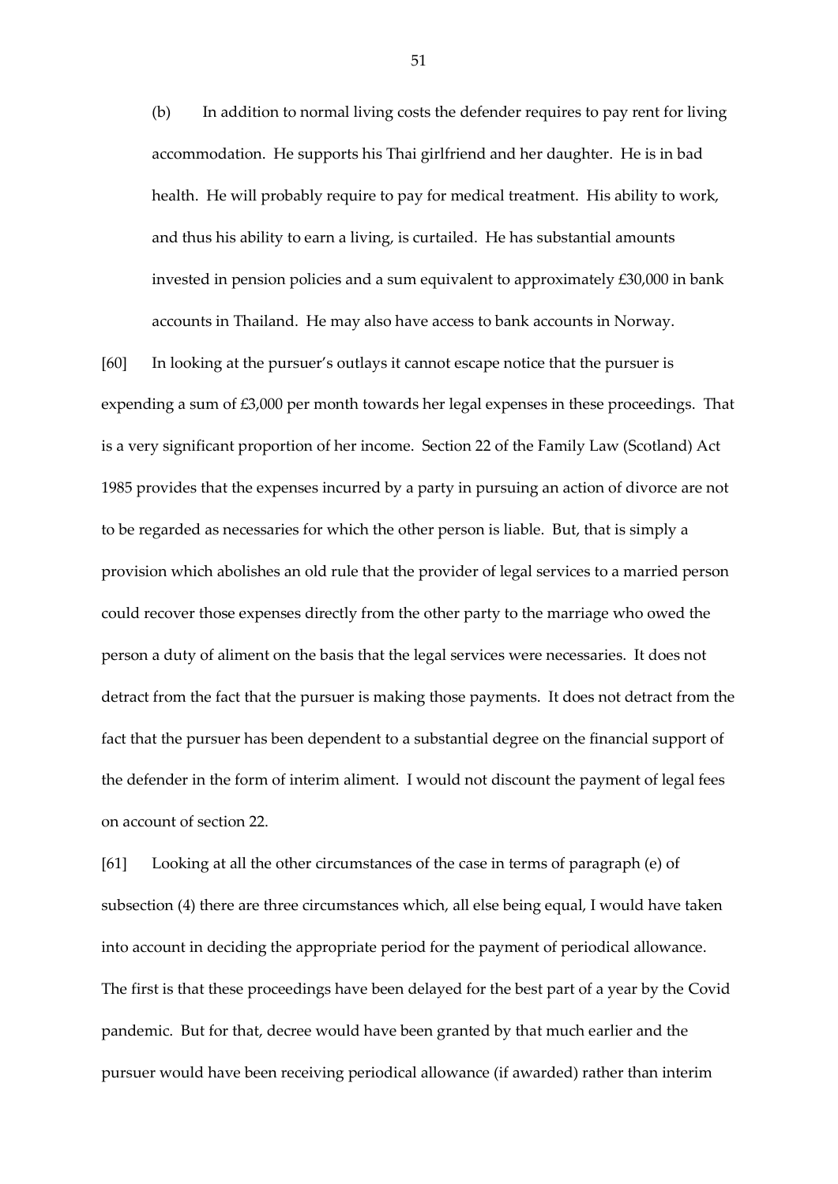(b) In addition to normal living costs the defender requires to pay rent for living accommodation. He supports his Thai girlfriend and her daughter. He is in bad health. He will probably require to pay for medical treatment. His ability to work, and thus his ability to earn a living, is curtailed. He has substantial amounts invested in pension policies and a sum equivalent to approximately £30,000 in bank accounts in Thailand. He may also have access to bank accounts in Norway.

[60] In looking at the pursuer's outlays it cannot escape notice that the pursuer is expending a sum of £3,000 per month towards her legal expenses in these proceedings. That is a very significant proportion of her income. Section 22 of the Family Law (Scotland) Act 1985 provides that the expenses incurred by a party in pursuing an action of divorce are not to be regarded as necessaries for which the other person is liable. But, that is simply a provision which abolishes an old rule that the provider of legal services to a married person could recover those expenses directly from the other party to the marriage who owed the person a duty of aliment on the basis that the legal services were necessaries. It does not detract from the fact that the pursuer is making those payments. It does not detract from the fact that the pursuer has been dependent to a substantial degree on the financial support of the defender in the form of interim aliment. I would not discount the payment of legal fees on account of section 22.

[61] Looking at all the other circumstances of the case in terms of paragraph (e) of subsection (4) there are three circumstances which, all else being equal, I would have taken into account in deciding the appropriate period for the payment of periodical allowance. The first is that these proceedings have been delayed for the best part of a year by the Covid pandemic. But for that, decree would have been granted by that much earlier and the pursuer would have been receiving periodical allowance (if awarded) rather than interim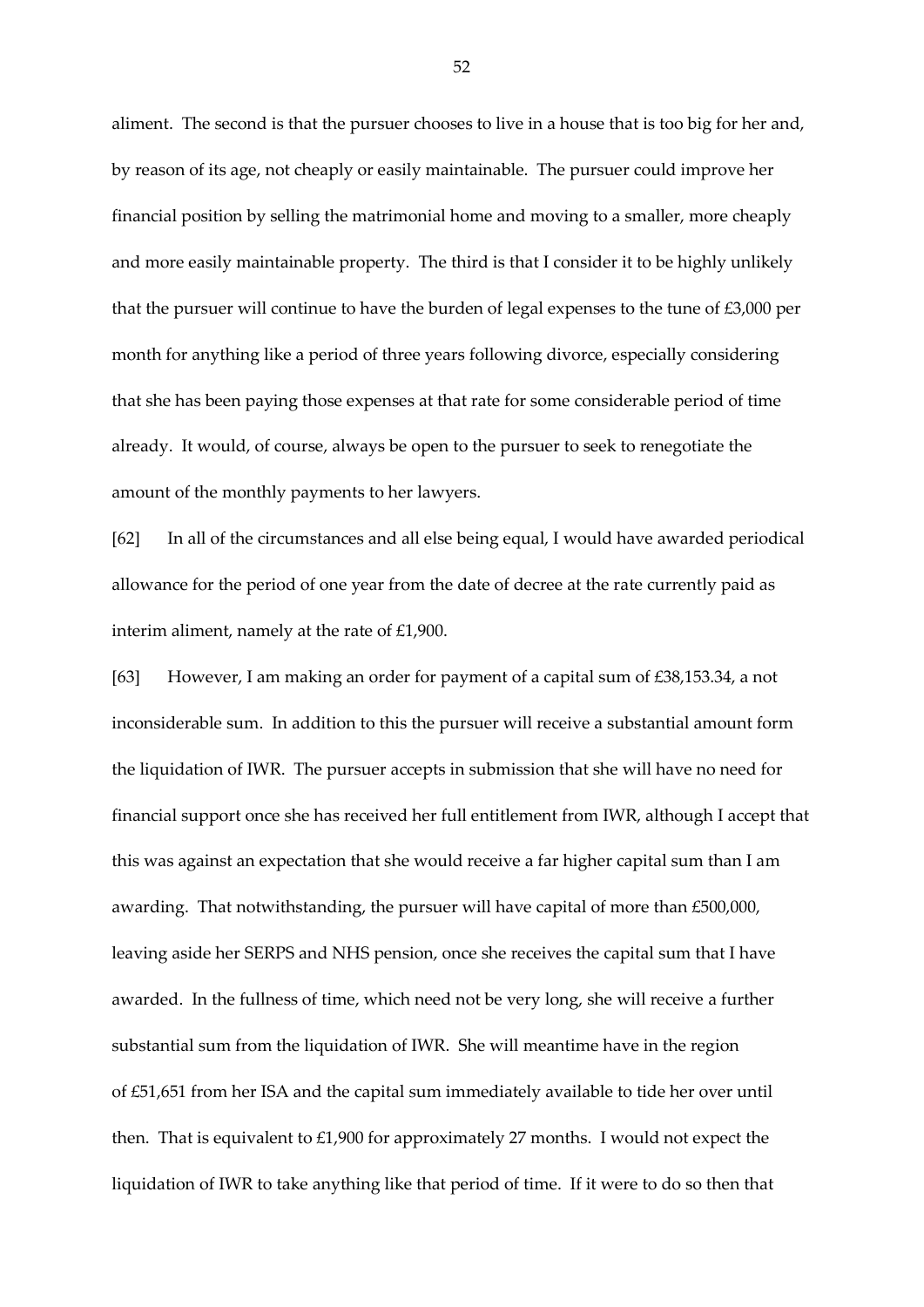aliment. The second is that the pursuer chooses to live in a house that is too big for her and, by reason of its age, not cheaply or easily maintainable. The pursuer could improve her financial position by selling the matrimonial home and moving to a smaller, more cheaply and more easily maintainable property. The third is that I consider it to be highly unlikely that the pursuer will continue to have the burden of legal expenses to the tune of £3,000 per month for anything like a period of three years following divorce, especially considering that she has been paying those expenses at that rate for some considerable period of time already. It would, of course, always be open to the pursuer to seek to renegotiate the amount of the monthly payments to her lawyers.

[62] In all of the circumstances and all else being equal, I would have awarded periodical allowance for the period of one year from the date of decree at the rate currently paid as interim aliment, namely at the rate of £1,900.

[63] However, I am making an order for payment of a capital sum of £38,153.34, a not inconsiderable sum. In addition to this the pursuer will receive a substantial amount form the liquidation of IWR. The pursuer accepts in submission that she will have no need for financial support once she has received her full entitlement from IWR, although I accept that this was against an expectation that she would receive a far higher capital sum than I am awarding. That notwithstanding, the pursuer will have capital of more than £500,000, leaving aside her SERPS and NHS pension, once she receives the capital sum that I have awarded. In the fullness of time, which need not be very long, she will receive a further substantial sum from the liquidation of IWR. She will meantime have in the region of £51,651 from her ISA and the capital sum immediately available to tide her over until then. That is equivalent to £1,900 for approximately 27 months. I would not expect the liquidation of IWR to take anything like that period of time. If it were to do so then that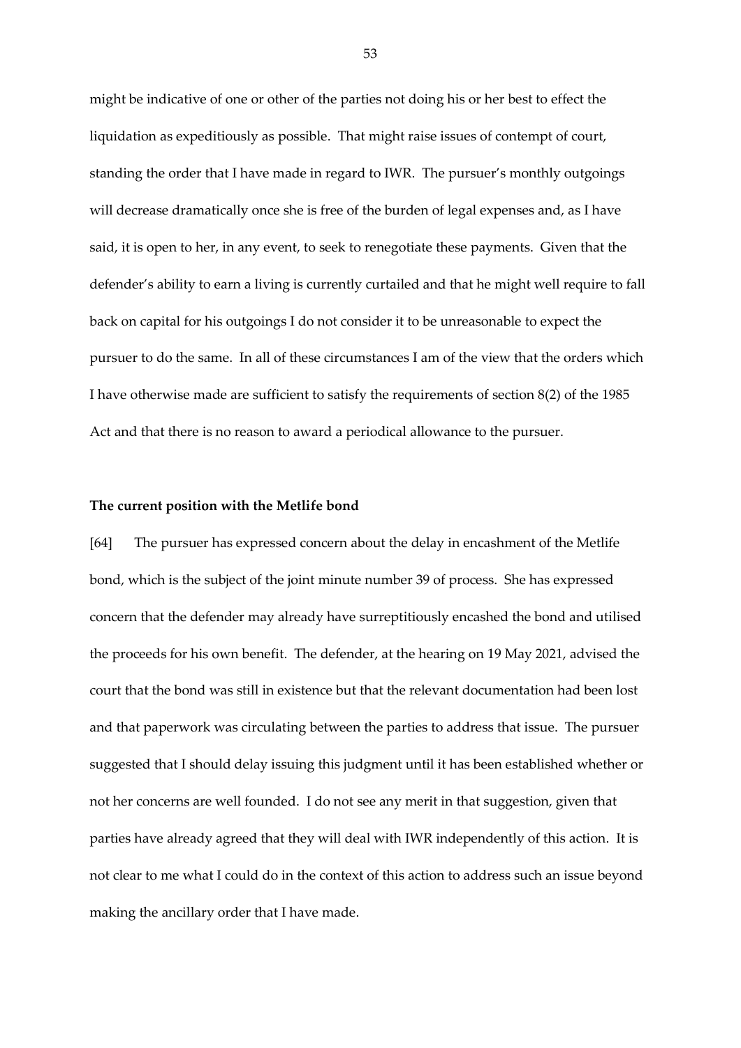might be indicative of one or other of the parties not doing his or her best to effect the liquidation as expeditiously as possible. That might raise issues of contempt of court, standing the order that I have made in regard to IWR. The pursuer's monthly outgoings will decrease dramatically once she is free of the burden of legal expenses and, as I have said, it is open to her, in any event, to seek to renegotiate these payments. Given that the defender's ability to earn a living is currently curtailed and that he might well require to fall back on capital for his outgoings I do not consider it to be unreasonable to expect the pursuer to do the same. In all of these circumstances I am of the view that the orders which I have otherwise made are sufficient to satisfy the requirements of section 8(2) of the 1985 Act and that there is no reason to award a periodical allowance to the pursuer.

**The current position with the Metlife bond**

[64] The pursuer has expressed concern about the delay in encashment of the Metlife bond, which is the subject of the joint minute number 39 of process. She has expressed concern that the defender may already have surreptitiously encashed the bond and utilised the proceeds for his own benefit. The defender, at the hearing on 19 May 2021, advised the court that the bond was still in existence but that the relevant documentation had been lost and that paperwork was circulating between the parties to address that issue. The pursuer suggested that I should delay issuing this judgment until it has been established whether or not her concerns are well founded. I do not see any merit in that suggestion, given that parties have already agreed that they will deal with IWR independently of this action. It is not clear to me what I could do in the context of this action to address such an issue beyond making the ancillary order that I have made.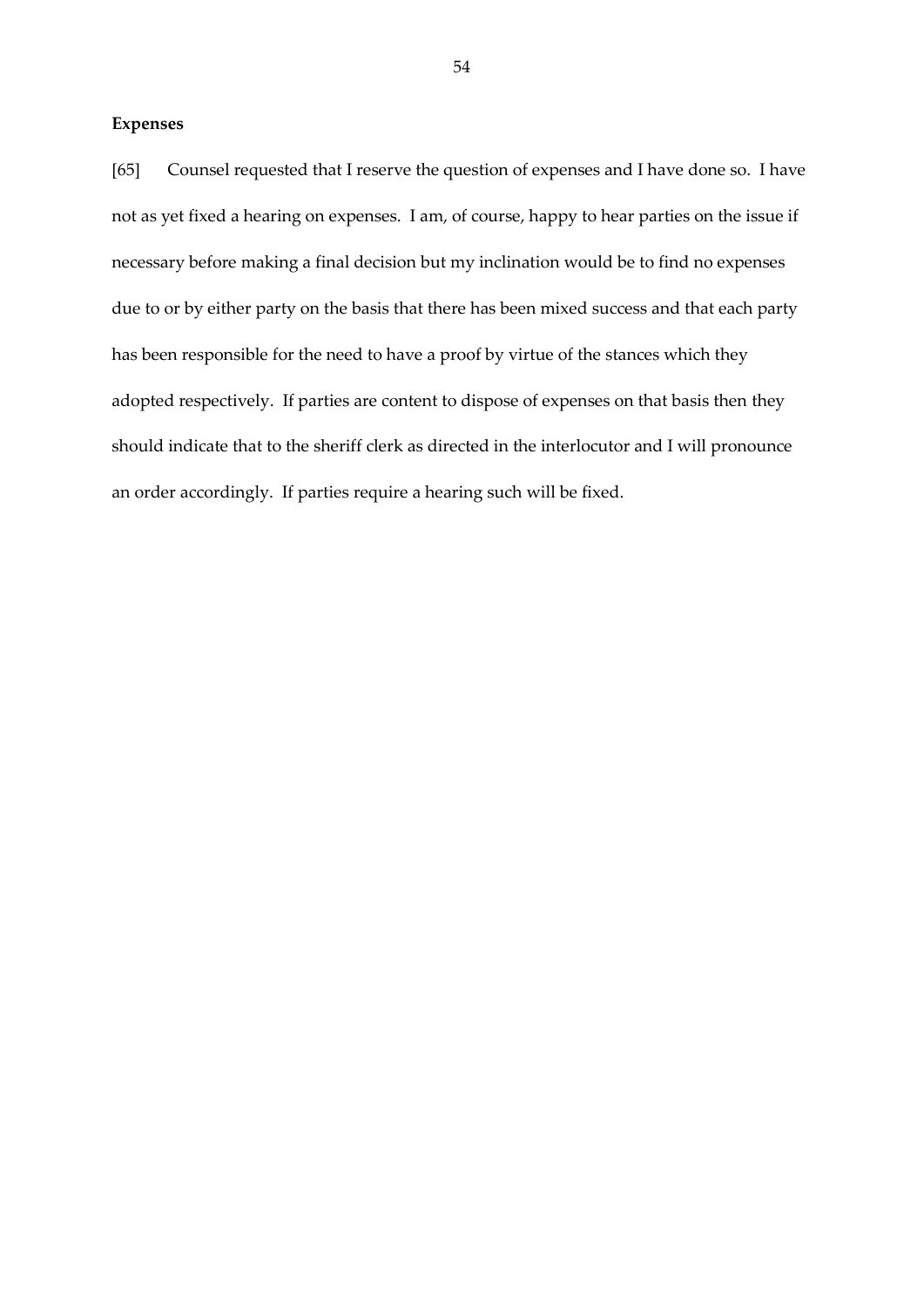**Expenses**

[65] Counsel requested that I reserve the question of expenses and I have done so. I have not as yet fixed a hearing on expenses. I am, of course, happy to hear parties on the issue if necessary before making a final decision but my inclination would be to find no expenses due to or by either party on the basis that there has been mixed success and that each party has been responsible for the need to have a proof by virtue of the stances which they adopted respectively. If parties are content to dispose of expenses on that basis then they should indicate that to the sheriff clerk as directed in the interlocutor and I will pronounce an order accordingly. If parties require a hearing such will be fixed.